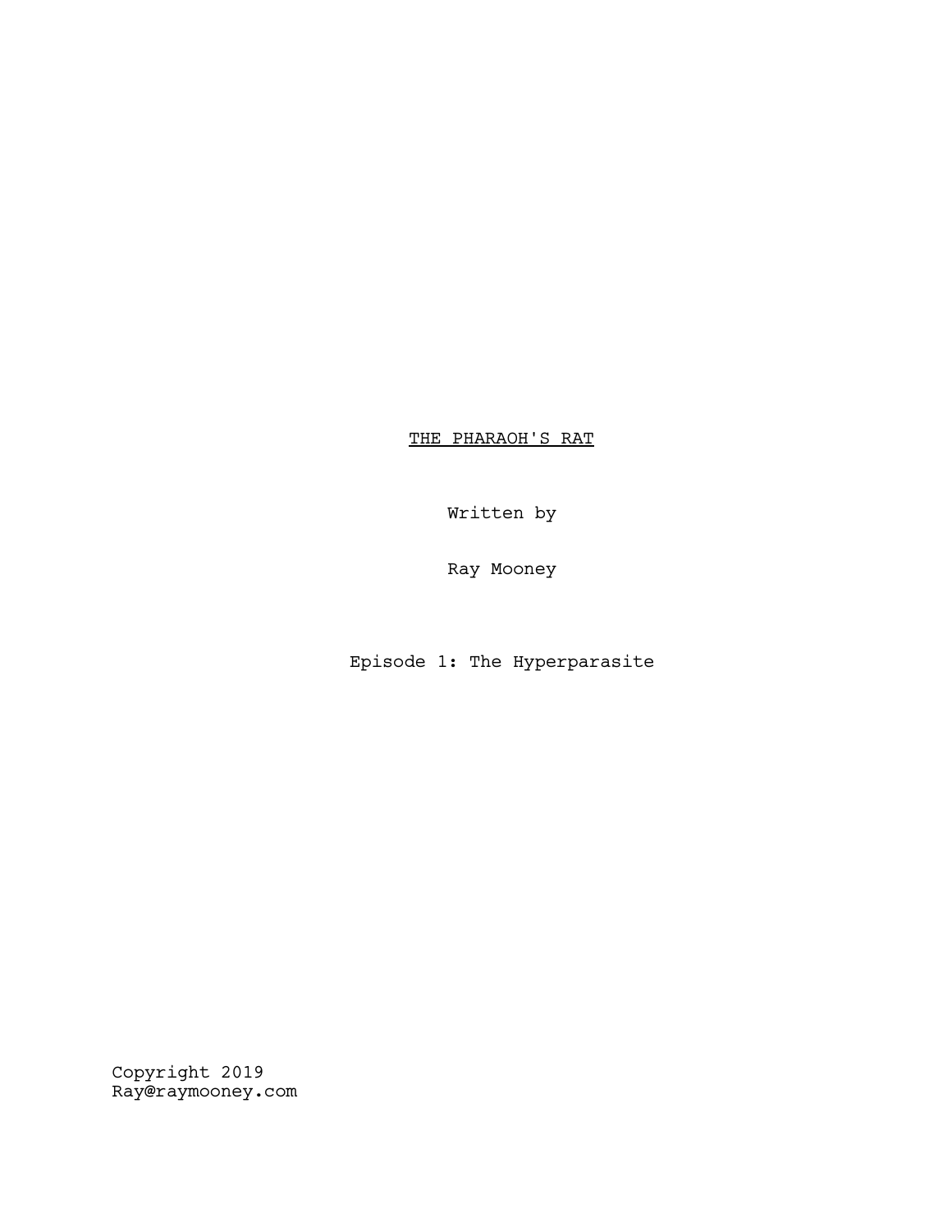# THE PHARAOH'S RAT

Written by

Ray Mooney

Episode 1: The Hyperparasite

Copyright 2019
Ray@raymooney.com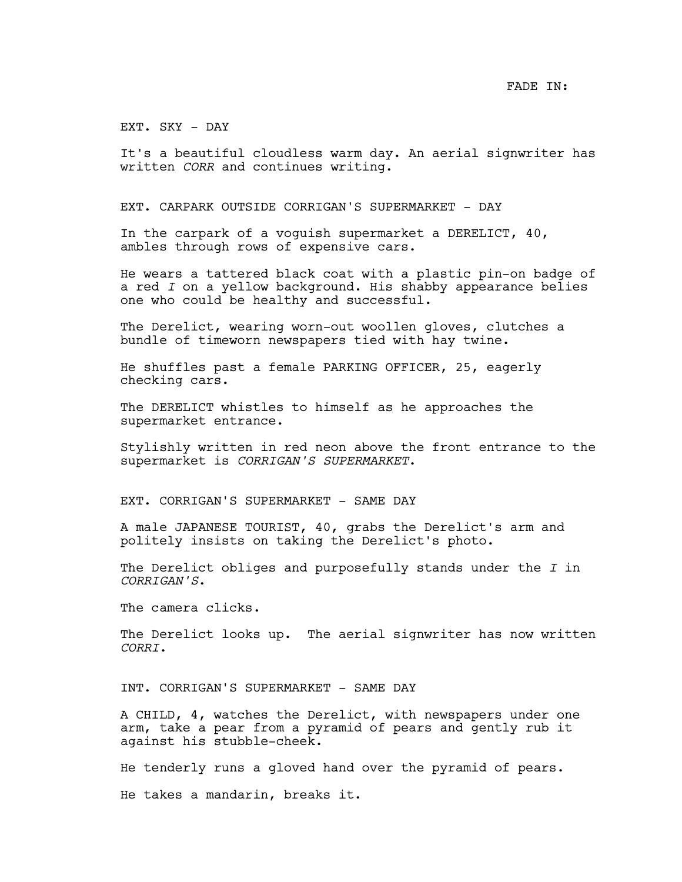FADE IN:

EXT. SKY - DAY

It's a beautiful cloudless warm day. An aerial signwriter has written *CORR* and continues writing.

EXT. CARPARK OUTSIDE CORRIGAN'S SUPERMARKET - DAY

In the carpark of a voguish supermarket a DERELICT, 40, ambles through rows of expensive cars.

He wears a tattered black coat with a plastic pin-on badge of a red *I* on a yellow background. His shabby appearance belies one who could be healthy and successful.

The Derelict, wearing worn-out woollen gloves, clutches a bundle of timeworn newspapers tied with hay twine.

He shuffles past a female PARKING OFFICER, 25, eagerly checking cars.

The DERELICT whistles to himself as he approaches the supermarket entrance.

Stylishly written in red neon above the front entrance to the supermarket is *CORRIGAN'S SUPERMARKET*.

EXT. CORRIGAN'S SUPERMARKET - SAME DAY

A male JAPANESE TOURIST, 40, grabs the Derelict's arm and politely insists on taking the Derelict's photo.

The Derelict obliges and purposefully stands under the *I* in *CORRIGAN'S*.

The camera clicks.

The Derelict looks up. The aerial signwriter has now written *CORRI*.

INT. CORRIGAN'S SUPERMARKET - SAME DAY

A CHILD, 4, watches the Derelict, with newspapers under one arm, take a pear from a pyramid of pears and gently rub it against his stubble-cheek.

He tenderly runs a gloved hand over the pyramid of pears.

He takes a mandarin, breaks it.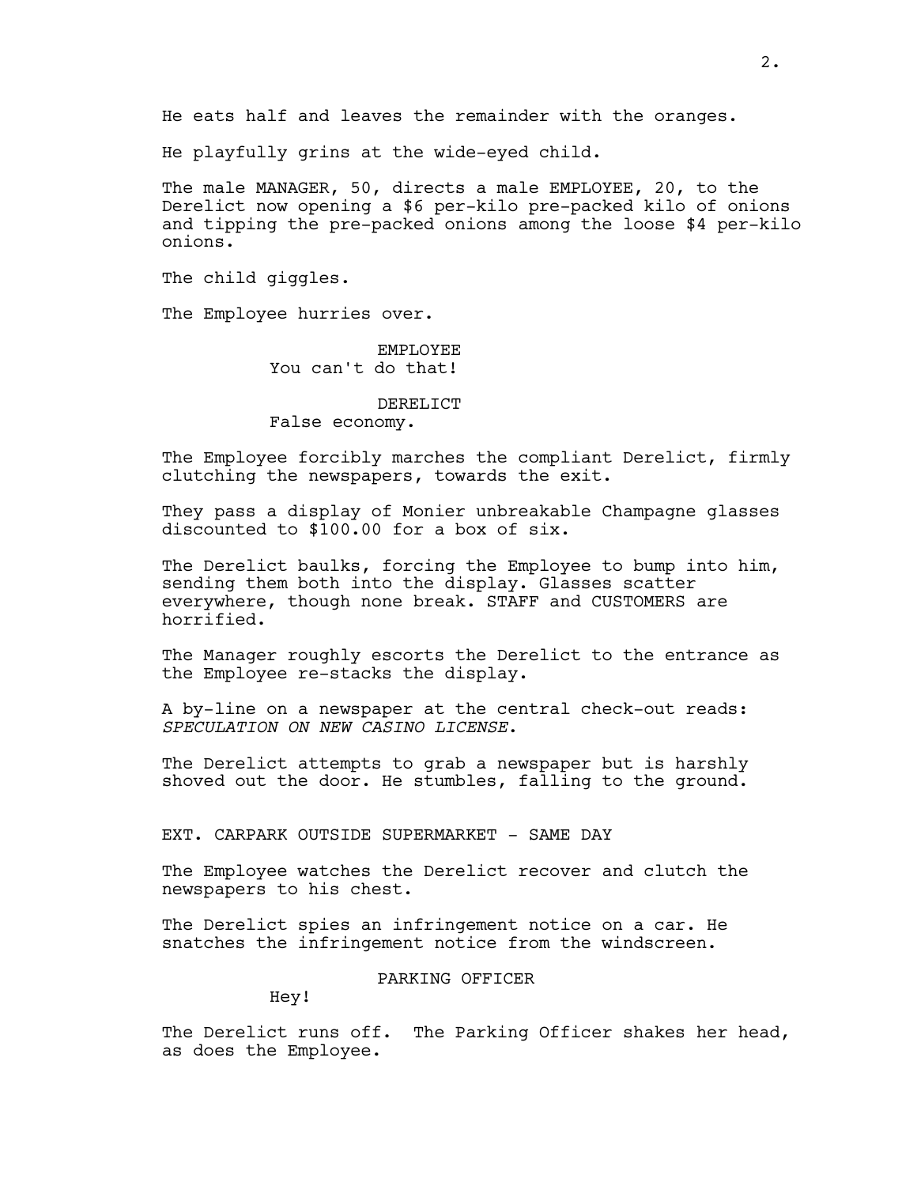He eats half and leaves the remainder with the oranges.

He playfully grins at the wide-eyed child.

The male MANAGER, 50, directs a male EMPLOYEE, 20, to the Derelict now opening a $6 per-kilo pre-packed kilo of onions and tipping the pre-packed onions among the loose $4 per-kilo onions.

The child giggles.

The Employee hurries over.

EMPLOYEE
You can't do that!

DERELICT
False economy.

The Employee forcibly marches the compliant Derelict, firmly clutching the newspapers, towards the exit.

They pass a display of Monier unbreakable Champagne glasses discounted to $100.00 for a box of six.

The Derelict baulks, forcing the Employee to bump into him, sending them both into the display. Glasses scatter everywhere, though none break. STAFF and CUSTOMERS are horrified.

The Manager roughly escorts the Derelict to the entrance as the Employee re-stacks the display.

A by-line on a newspaper at the central check-out reads: *SPECULATION ON NEW CASINO LICENSE*.

The Derelict attempts to grab a newspaper but is harshly shoved out the door. He stumbles, falling to the ground.

EXT. CARPARK OUTSIDE SUPERMARKET - SAME DAY

The Employee watches the Derelict recover and clutch the newspapers to his chest.

The Derelict spies an infringement notice on a car. He snatches the infringement notice from the windscreen.

PARKING OFFICER
Hey!

The Derelict runs off. The Parking Officer shakes her head, as does the Employee.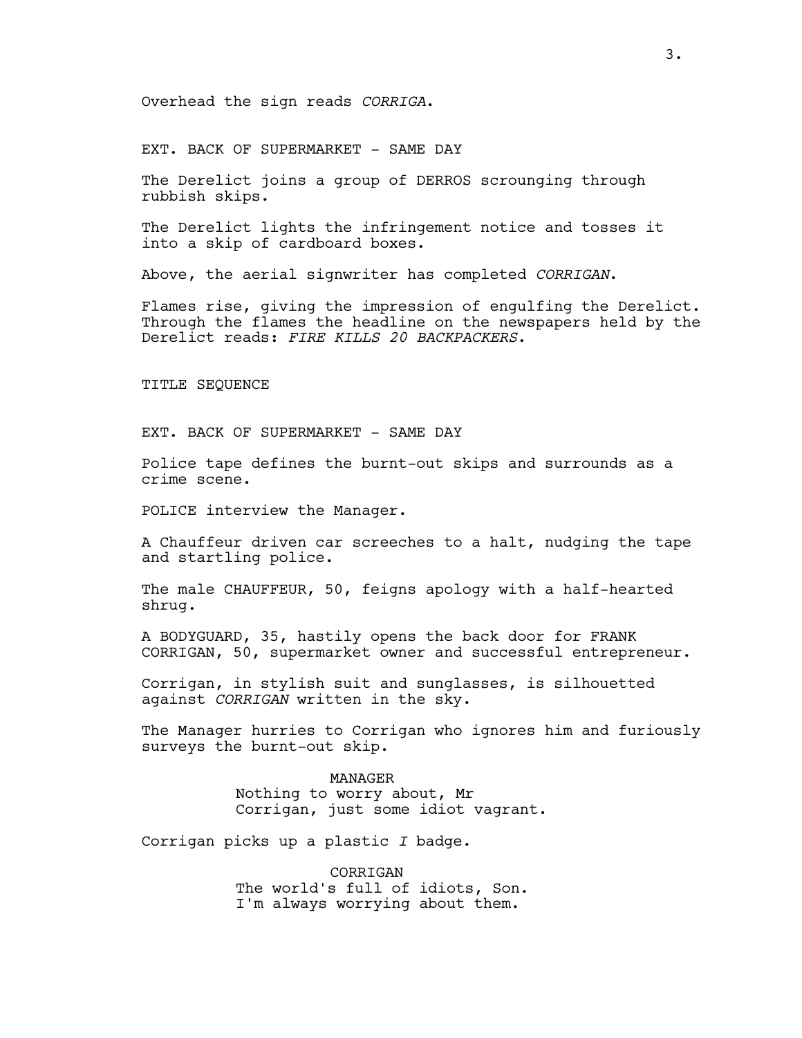Overhead the sign reads *CORRIGA*.

EXT. BACK OF SUPERMARKET - SAME DAY

The Derelict joins a group of DERROS scrounging through rubbish skips.

The Derelict lights the infringement notice and tosses it into a skip of cardboard boxes.

Above, the aerial signwriter has completed *CORRIGAN*.

Flames rise, giving the impression of engulfing the Derelict. Through the flames the headline on the newspapers held by the Derelict reads: *FIRE KILLS 20 BACKPACKERS*.

TITLE SEQUENCE

EXT. BACK OF SUPERMARKET - SAME DAY

Police tape defines the burnt-out skips and surrounds as a crime scene.

POLICE interview the Manager.

A Chauffeur driven car screeches to a halt, nudging the tape and startling police.

The male CHAUFFEUR, 50, feigns apology with a half-hearted shrug.

A BODYGUARD, 35, hastily opens the back door for FRANK CORRIGAN, 50, supermarket owner and successful entrepreneur.

Corrigan, in stylish suit and sunglasses, is silhouetted against *CORRIGAN* written in the sky.

The Manager hurries to Corrigan who ignores him and furiously surveys the burnt-out skip.

MANAGER
Nothing to worry about, Mr Corrigan, just some idiot vagrant.

Corrigan picks up a plastic *I* badge.

CORRIGAN
The world's full of idiots, Son. I'm always worrying about them.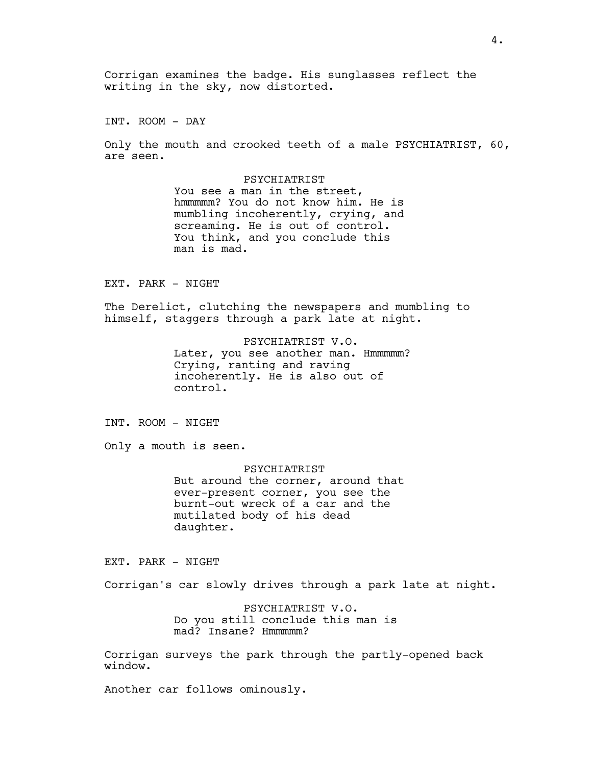Corrigan examines the badge. His sunglasses reflect the writing in the sky, now distorted.

INT. ROOM - DAY

Only the mouth and crooked teeth of a male PSYCHIATRIST, 60, are seen.

PSYCHIATRIST
You see a man in the street, hmmmmm? You do not know him. He is mumbling incoherently, crying, and screaming. He is out of control. You think, and you conclude this man is mad.

EXT. PARK - NIGHT

The Derelict, clutching the newspapers and mumbling to himself, staggers through a park late at night.

PSYCHIATRIST V.O.
Later, you see another man. Hmmmmm? Crying, ranting and raving incoherently. He is also out of control.

INT. ROOM - NIGHT

Only a mouth is seen.

PSYCHIATRIST
But around the corner, around that ever-present corner, you see the burnt-out wreck of a car and the mutilated body of his dead daughter.

EXT. PARK - NIGHT

Corrigan's car slowly drives through a park late at night.

PSYCHIATRIST V.O.
Do you still conclude this man is mad? Insane? Hmmmmm?

Corrigan surveys the park through the partly-opened back window.

Another car follows ominously.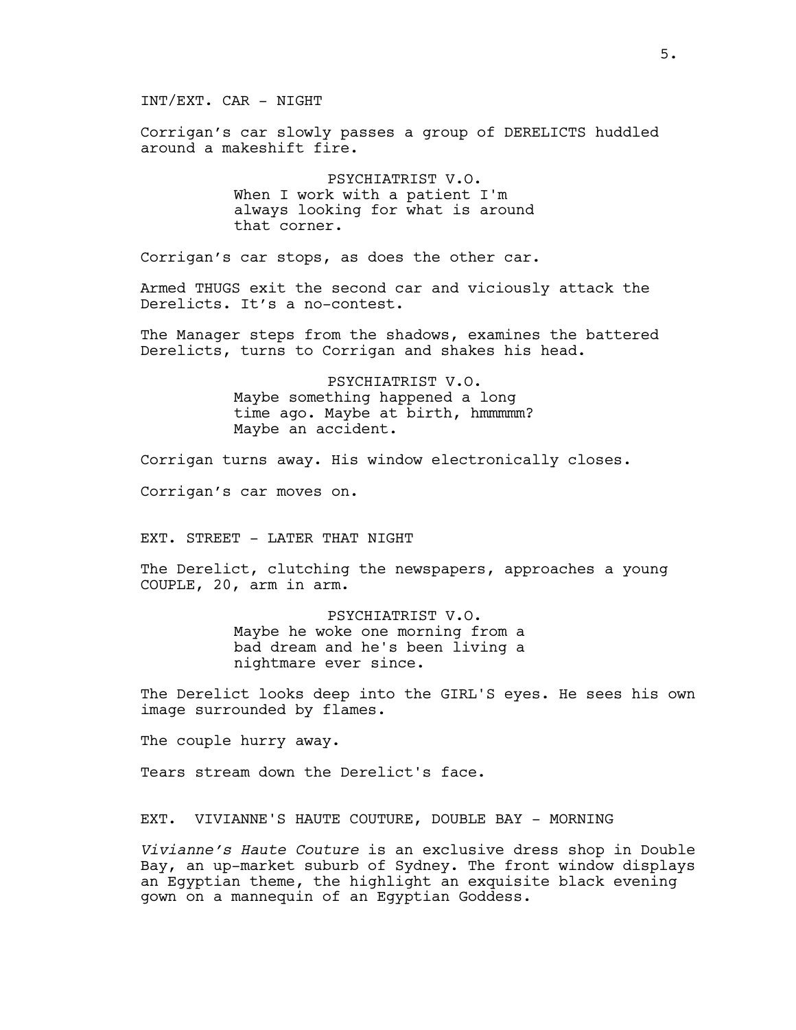INT/EXT. CAR - NIGHT

Corrigan's car slowly passes a group of DERELICTS huddled around a makeshift fire.

PSYCHIATRIST V.O.
When I work with a patient I'm always looking for what is around that corner.

Corrigan's car stops, as does the other car.

Armed THUGS exit the second car and viciously attack the Derelicts. It's a no-contest.

The Manager steps from the shadows, examines the battered Derelicts, turns to Corrigan and shakes his head.

PSYCHIATRIST V.O.
Maybe something happened a long time ago. Maybe at birth, hmmmmm? Maybe an accident.

Corrigan turns away. His window electronically closes.

Corrigan's car moves on.

EXT. STREET - LATER THAT NIGHT

The Derelict, clutching the newspapers, approaches a young COUPLE, 20, arm in arm.

PSYCHIATRIST V.O.
Maybe he woke one morning from a bad dream and he's been living a nightmare ever since.

The Derelict looks deep into the GIRL'S eyes. He sees his own image surrounded by flames.

The couple hurry away.

Tears stream down the Derelict's face.

EXT. VIVIANNE'S HAUTE COUTURE, DOUBLE BAY - MORNING

*Vivianne's Haute Couture* is an exclusive dress shop in Double Bay, an up-market suburb of Sydney. The front window displays an Egyptian theme, the highlight an exquisite black evening gown on a mannequin of an Egyptian Goddess.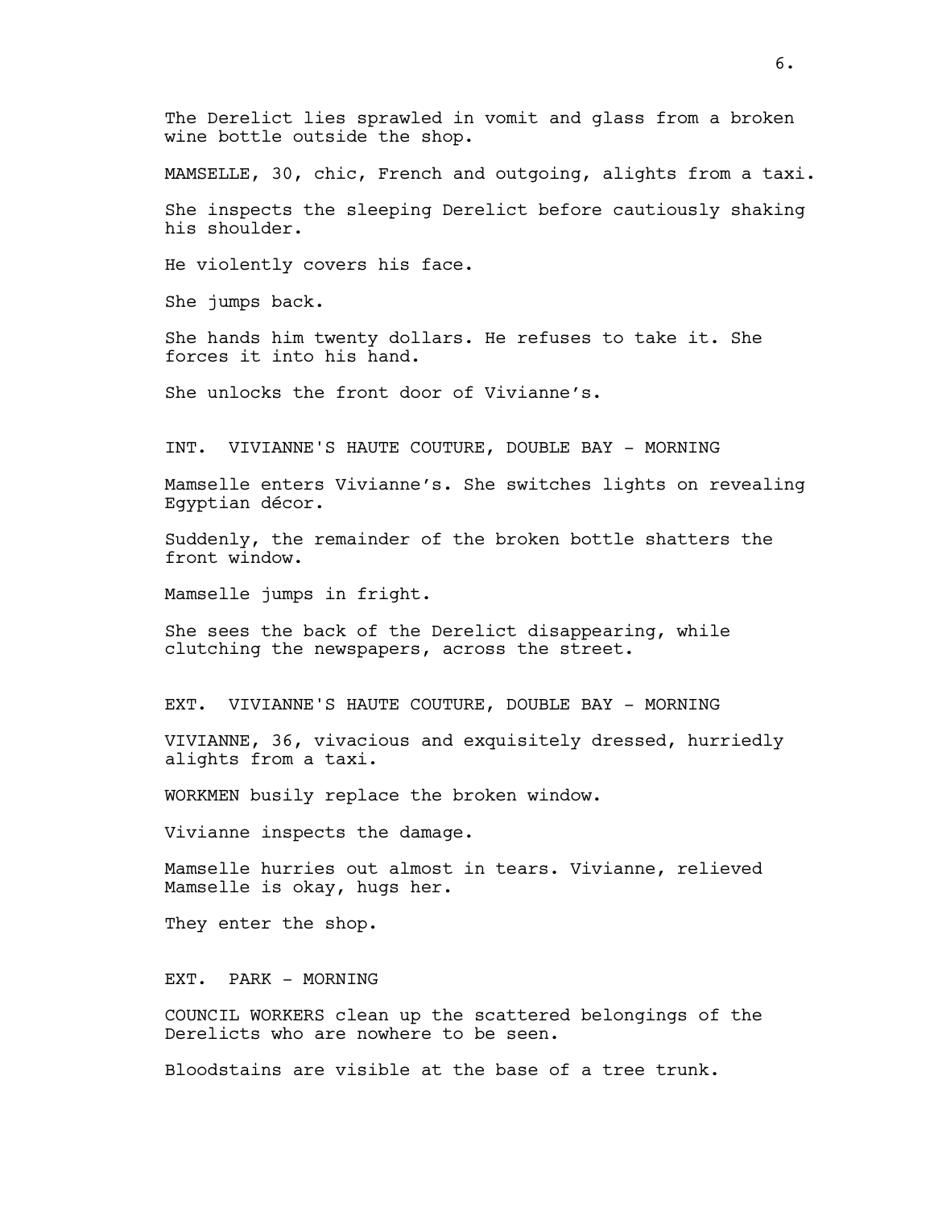The Derelict lies sprawled in vomit and glass from a broken wine bottle outside the shop.

MAMSELLE, 30, chic, French and outgoing, alights from a taxi.

She inspects the sleeping Derelict before cautiously shaking his shoulder.

He violently covers his face.

She jumps back.

She hands him twenty dollars. He refuses to take it. She forces it into his hand.

She unlocks the front door of Vivianne's.

INT. VIVIANNE'S HAUTE COUTURE, DOUBLE BAY - MORNING

Mamselle enters Vivianne's. She switches lights on revealing Egyptian décor.

Suddenly, the remainder of the broken bottle shatters the front window.

Mamselle jumps in fright.

She sees the back of the Derelict disappearing, while clutching the newspapers, across the street.

EXT. VIVIANNE'S HAUTE COUTURE, DOUBLE BAY - MORNING

VIVIANNE, 36, vivacious and exquisitely dressed, hurriedly alights from a taxi.

WORKMEN busily replace the broken window.

Vivianne inspects the damage.

Mamselle hurries out almost in tears. Vivianne, relieved Mamselle is okay, hugs her.

They enter the shop.

EXT. PARK - MORNING

COUNCIL WORKERS clean up the scattered belongings of the Derelicts who are nowhere to be seen.

Bloodstains are visible at the base of a tree trunk.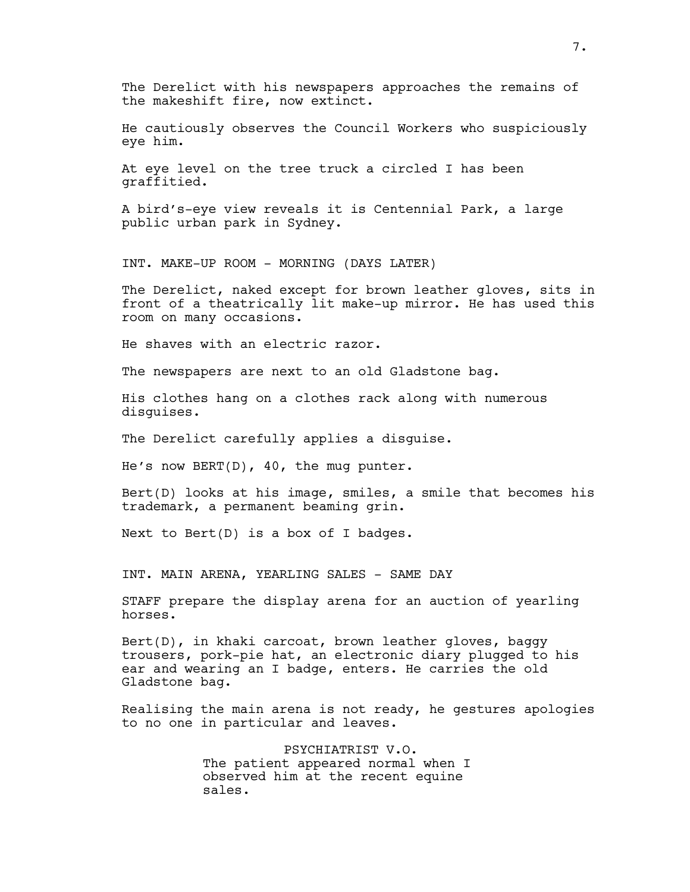The Derelict with his newspapers approaches the remains of the makeshift fire, now extinct.

He cautiously observes the Council Workers who suspiciously eye him.

At eye level on the tree truck a circled I has been graffitied.

A bird's-eye view reveals it is Centennial Park, a large public urban park in Sydney.

INT. MAKE-UP ROOM - MORNING (DAYS LATER)

The Derelict, naked except for brown leather gloves, sits in front of a theatrically lit make-up mirror. He has used this room on many occasions.

He shaves with an electric razor.

The newspapers are next to an old Gladstone bag.

His clothes hang on a clothes rack along with numerous disguises.

The Derelict carefully applies a disguise.

He's now BERT(D), 40, the mug punter.

Bert(D) looks at his image, smiles, a smile that becomes his trademark, a permanent beaming grin.

Next to Bert(D) is a box of I badges.

INT. MAIN ARENA, YEARLING SALES - SAME DAY

STAFF prepare the display arena for an auction of yearling horses.

Bert(D), in khaki carcoat, brown leather gloves, baggy trousers, pork-pie hat, an electronic diary plugged to his ear and wearing an I badge, enters. He carries the old Gladstone bag.

Realising the main arena is not ready, he gestures apologies to no one in particular and leaves.

PSYCHIATRIST V.O.
The patient appeared normal when I observed him at the recent equine sales.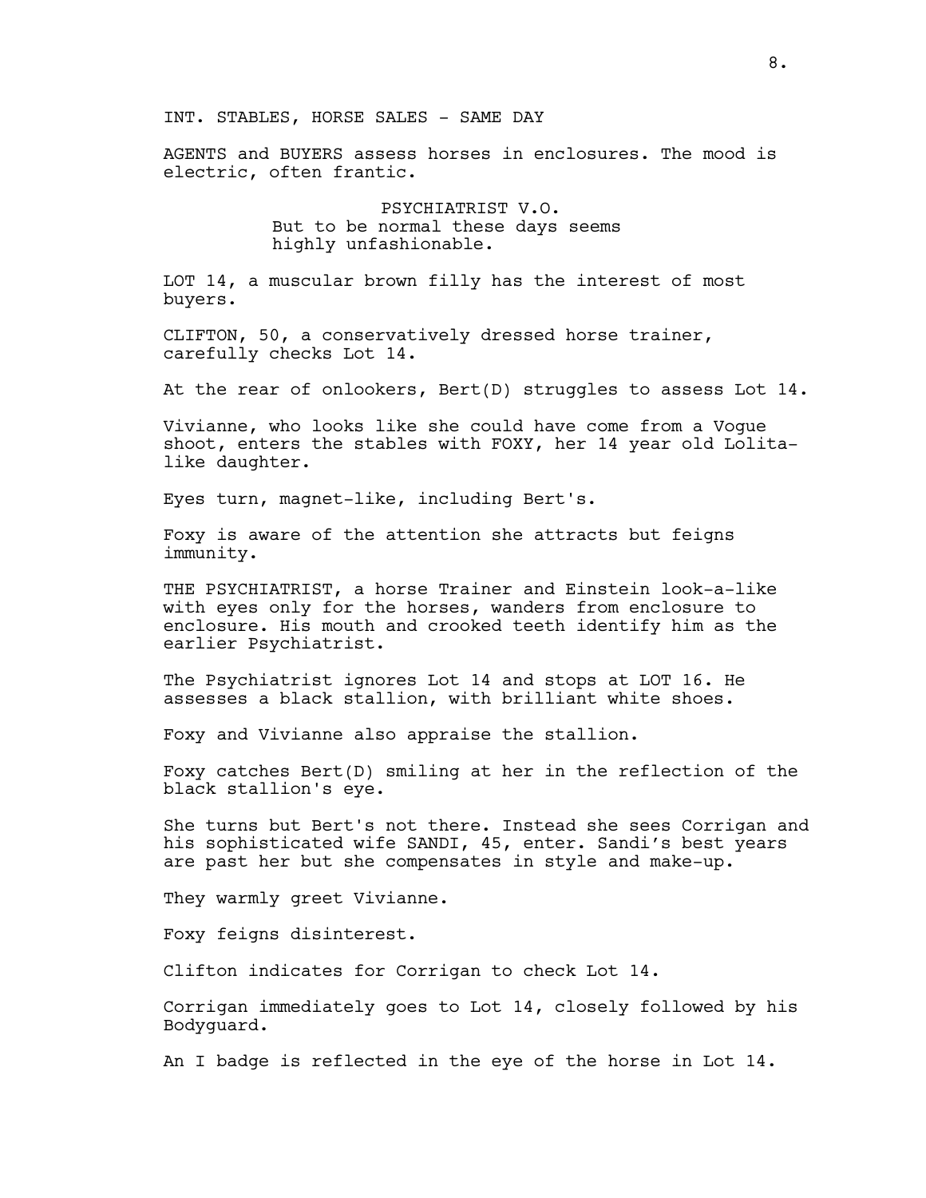INT. STABLES, HORSE SALES - SAME DAY

AGENTS and BUYERS assess horses in enclosures. The mood is electric, often frantic.

PSYCHIATRIST V.O.
But to be normal these days seems highly unfashionable.

LOT 14, a muscular brown filly has the interest of most buyers.

CLIFTON, 50, a conservatively dressed horse trainer, carefully checks Lot 14.

At the rear of onlookers, Bert(D) struggles to assess Lot 14.

Vivianne, who looks like she could have come from a Vogue shoot, enters the stables with FOXY, her 14 year old Lolita-like daughter.

Eyes turn, magnet-like, including Bert's.

Foxy is aware of the attention she attracts but feigns immunity.

THE PSYCHIATRIST, a horse Trainer and Einstein look-a-like with eyes only for the horses, wanders from enclosure to enclosure. His mouth and crooked teeth identify him as the earlier Psychiatrist.

The Psychiatrist ignores Lot 14 and stops at LOT 16. He assesses a black stallion, with brilliant white shoes.

Foxy and Vivianne also appraise the stallion.

Foxy catches Bert(D) smiling at her in the reflection of the black stallion's eye.

She turns but Bert's not there. Instead she sees Corrigan and his sophisticated wife SANDI, 45, enter. Sandi's best years are past her but she compensates in style and make-up.

They warmly greet Vivianne.

Foxy feigns disinterest.

Clifton indicates for Corrigan to check Lot 14.

Corrigan immediately goes to Lot 14, closely followed by his Bodyguard.

An I badge is reflected in the eye of the horse in Lot 14.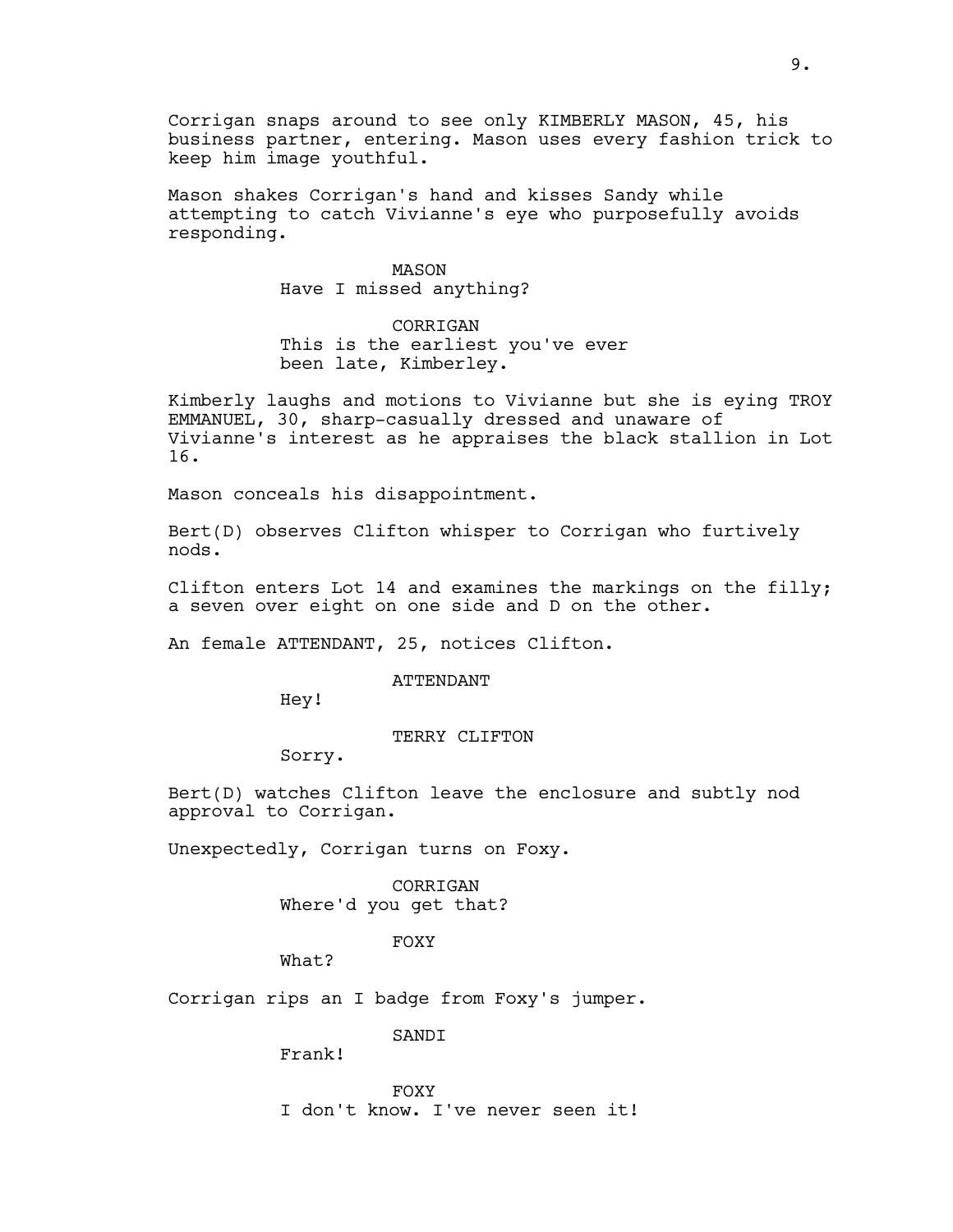Corrigan snaps around to see only KIMBERLY MASON, 45, his business partner, entering. Mason uses every fashion trick to keep him image youthful.

Mason shakes Corrigan's hand and kisses Sandy while attempting to catch Vivianne's eye who purposefully avoids responding.

MASON
Have I missed anything?

CORRIGAN
This is the earliest you've ever been late, Kimberley.

Kimberly laughs and motions to Vivianne but she is eying TROY EMMANUEL, 30, sharp-casually dressed and unaware of Vivianne's interest as he appraises the black stallion in Lot 16.

Mason conceals his disappointment.

Bert(D) observes Clifton whisper to Corrigan who furtively nods.

Clifton enters Lot 14 and examines the markings on the filly; a seven over eight on one side and D on the other.

An female ATTENDANT, 25, notices Clifton.

ATTENDANT
Hey!

TERRY CLIFTON
Sorry.

Bert(D) watches Clifton leave the enclosure and subtly nod approval to Corrigan.

Unexpectedly, Corrigan turns on Foxy.

CORRIGAN
Where'd you get that?

FOXY
What?

Corrigan rips an I badge from Foxy's jumper.

SANDI
Frank!

FOXY
I don't know. I've never seen it!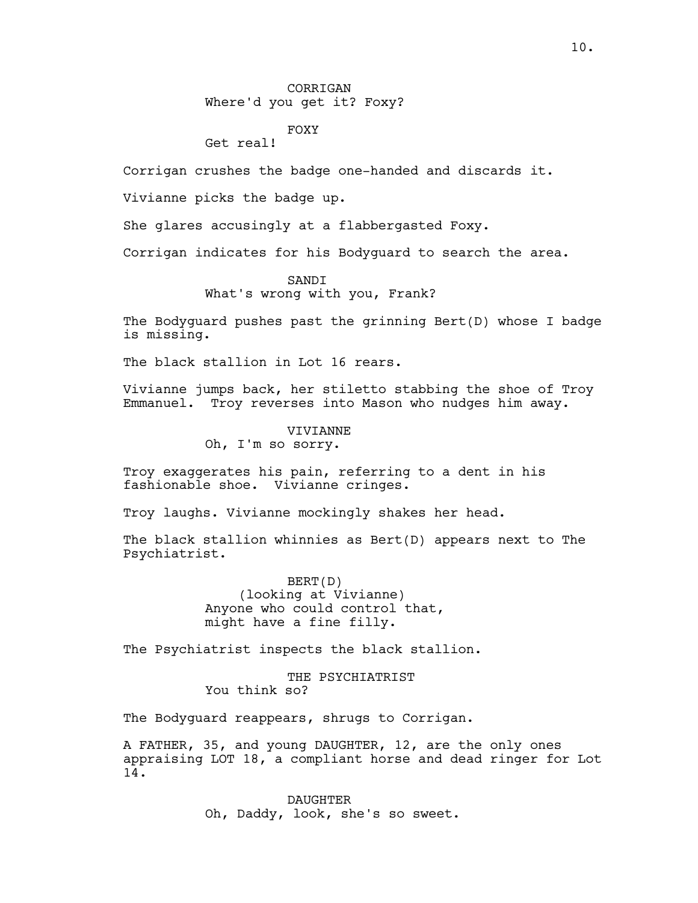CORRIGAN
Where'd you get it? Foxy?

FOXY
Get real!

Corrigan crushes the badge one-handed and discards it.

Vivianne picks the badge up.

She glares accusingly at a flabbergasted Foxy.

Corrigan indicates for his Bodyguard to search the area.

SANDI
What's wrong with you, Frank?

The Bodyguard pushes past the grinning Bert(D) whose I badge is missing.

The black stallion in Lot 16 rears.

Vivianne jumps back, her stiletto stabbing the shoe of Troy Emmanuel. Troy reverses into Mason who nudges him away.

VIVIANNE
Oh, I'm so sorry.

Troy exaggerates his pain, referring to a dent in his fashionable shoe. Vivianne cringes.

Troy laughs. Vivianne mockingly shakes her head.

The black stallion whinnies as Bert(D) appears next to The Psychiatrist.

BERT(D)
(looking at Vivianne)
Anyone who could control that, might have a fine filly.

The Psychiatrist inspects the black stallion.

THE PSYCHIATRIST
You think so?

The Bodyguard reappears, shrugs to Corrigan.

A FATHER, 35, and young DAUGHTER, 12, are the only ones appraising LOT 18, a compliant horse and dead ringer for Lot 14.

DAUGHTER
Oh, Daddy, look, she's so sweet.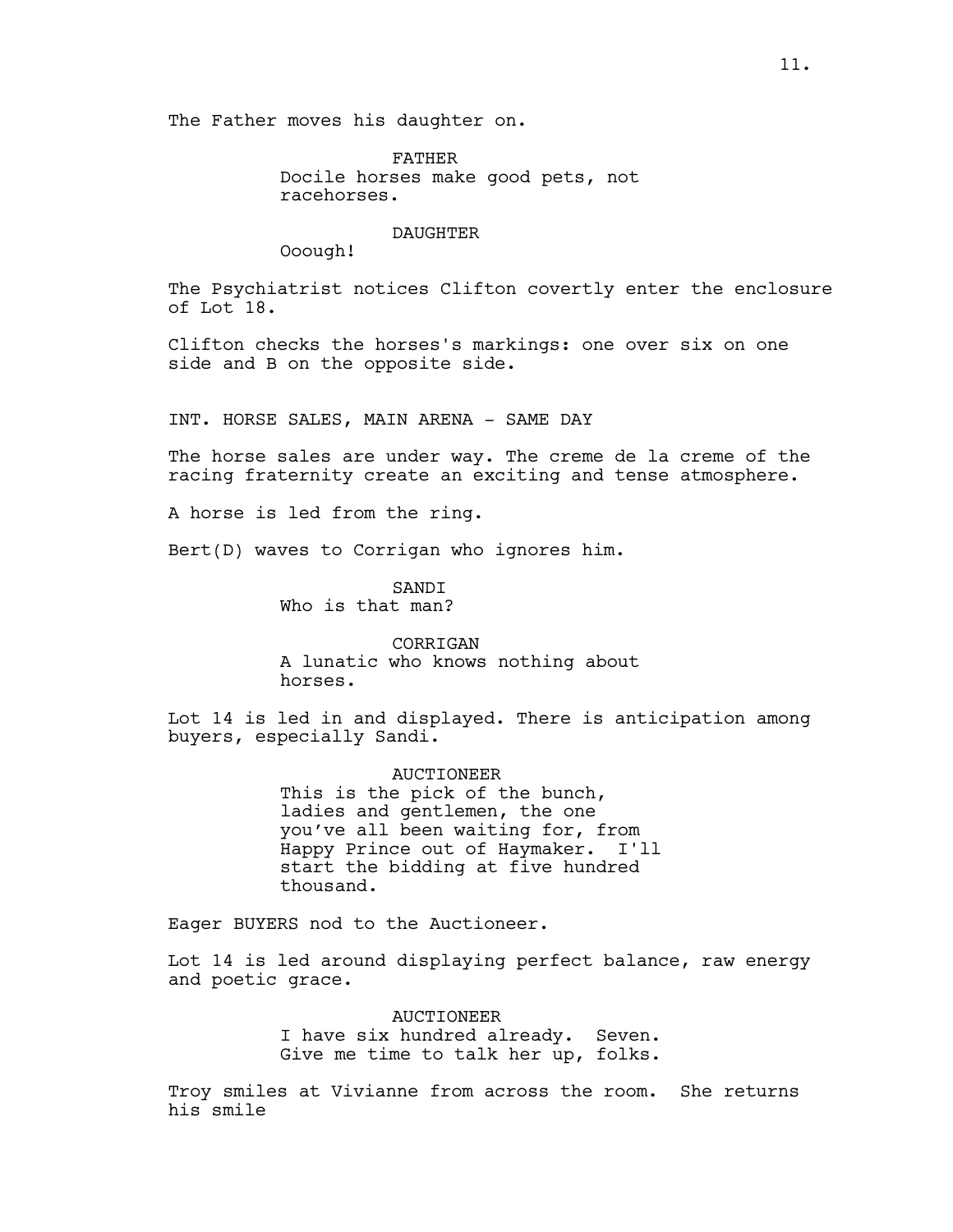The Father moves his daughter on.

FATHER
Docile horses make good pets, not racehorses.

DAUGHTER
Ooough!

The Psychiatrist notices Clifton covertly enter the enclosure of Lot 18.

Clifton checks the horses's markings: one over six on one side and B on the opposite side.

INT. HORSE SALES, MAIN ARENA - SAME DAY

The horse sales are under way. The creme de la creme of the racing fraternity create an exciting and tense atmosphere.

A horse is led from the ring.

Bert(D) waves to Corrigan who ignores him.

SANDI
Who is that man?

CORRIGAN
A lunatic who knows nothing about horses.

Lot 14 is led in and displayed. There is anticipation among buyers, especially Sandi.

AUCTIONEER
This is the pick of the bunch, ladies and gentlemen, the one you've all been waiting for, from Happy Prince out of Haymaker. I'll start the bidding at five hundred thousand.

Eager BUYERS nod to the Auctioneer.

Lot 14 is led around displaying perfect balance, raw energy and poetic grace.

AUCTIONEER
I have six hundred already. Seven. Give me time to talk her up, folks.

Troy smiles at Vivianne from across the room. She returns his smile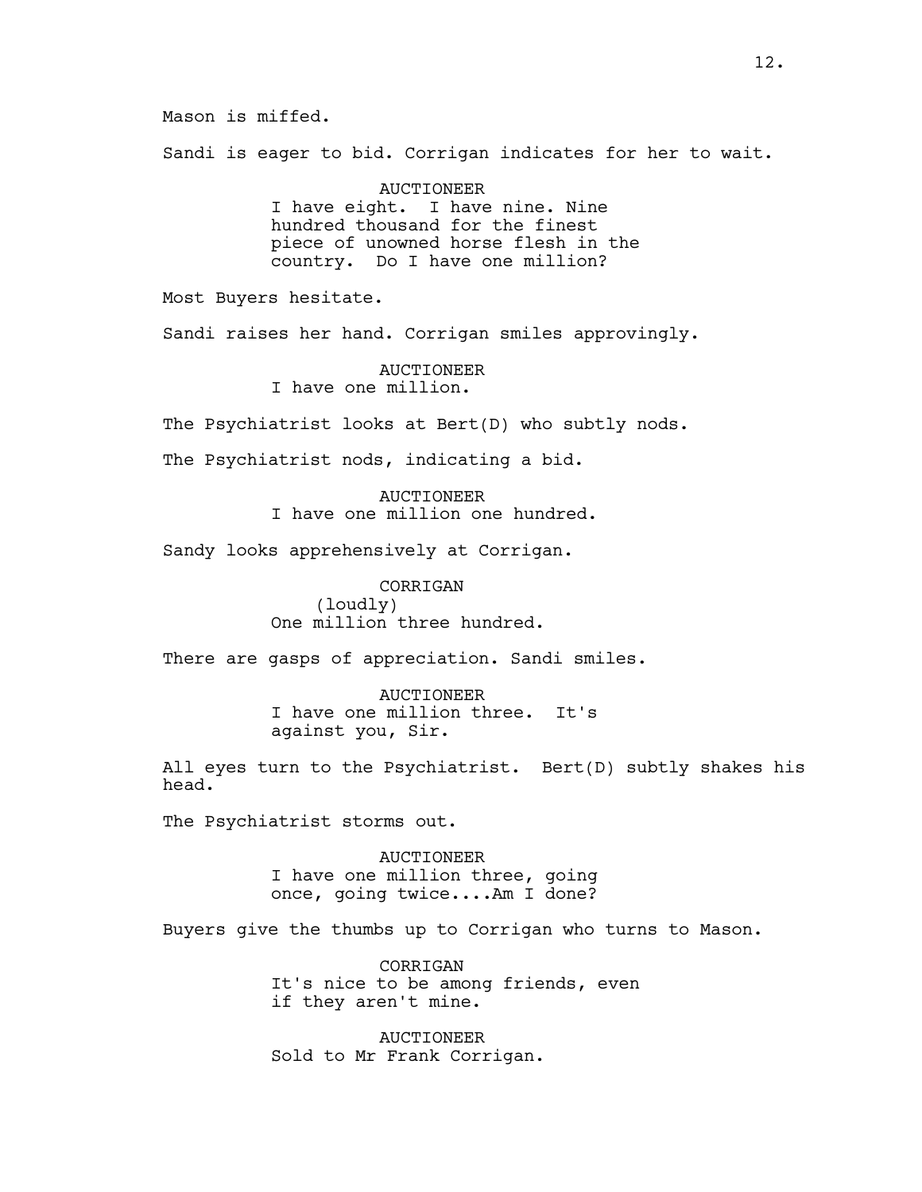Mason is miffed.

Sandi is eager to bid. Corrigan indicates for her to wait.

AUCTIONEER
I have eight. I have nine. Nine hundred thousand for the finest piece of unowned horse flesh in the country. Do I have one million?

Most Buyers hesitate.

Sandi raises her hand. Corrigan smiles approvingly.

AUCTIONEER
I have one million.

The Psychiatrist looks at Bert(D) who subtly nods.

The Psychiatrist nods, indicating a bid.

AUCTIONEER
I have one million one hundred.

Sandy looks apprehensively at Corrigan.

CORRIGAN
(loudly)
One million three hundred.

There are gasps of appreciation. Sandi smiles.

AUCTIONEER
I have one million three. It's against you, Sir.

All eyes turn to the Psychiatrist. Bert(D) subtly shakes his head.

The Psychiatrist storms out.

AUCTIONEER
I have one million three, going once, going twice....Am I done?

Buyers give the thumbs up to Corrigan who turns to Mason.

CORRIGAN
It's nice to be among friends, even if they aren't mine.

AUCTIONEER
Sold to Mr Frank Corrigan.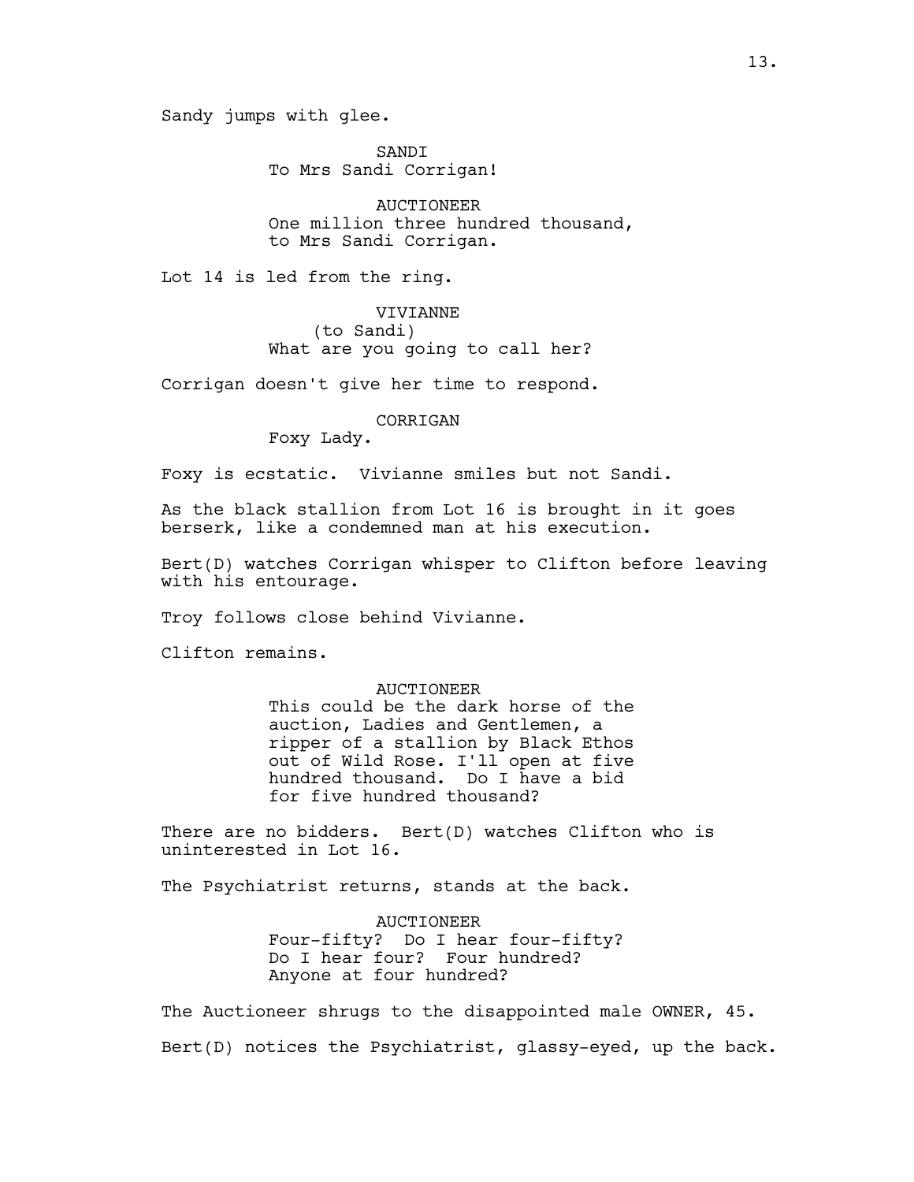Sandy jumps with glee.

SANDI
To Mrs Sandi Corrigan!

AUCTIONEER
One million three hundred thousand, to Mrs Sandi Corrigan.

Lot 14 is led from the ring.

VIVIANNE
(to Sandi)
What are you going to call her?

Corrigan doesn't give her time to respond.

CORRIGAN
Foxy Lady.

Foxy is ecstatic. Vivianne smiles but not Sandi.

As the black stallion from Lot 16 is brought in it goes berserk, like a condemned man at his execution.

Bert(D) watches Corrigan whisper to Clifton before leaving with his entourage.

Troy follows close behind Vivianne.

Clifton remains.

AUCTIONEER
This could be the dark horse of the auction, Ladies and Gentlemen, a ripper of a stallion by Black Ethos out of Wild Rose. I'll open at five hundred thousand. Do I have a bid for five hundred thousand?

There are no bidders. Bert(D) watches Clifton who is uninterested in Lot 16.

The Psychiatrist returns, stands at the back.

AUCTIONEER
Four-fifty? Do I hear four-fifty? Do I hear four? Four hundred? Anyone at four hundred?

The Auctioneer shrugs to the disappointed male OWNER, 45.

Bert(D) notices the Psychiatrist, glassy-eyed, up the back.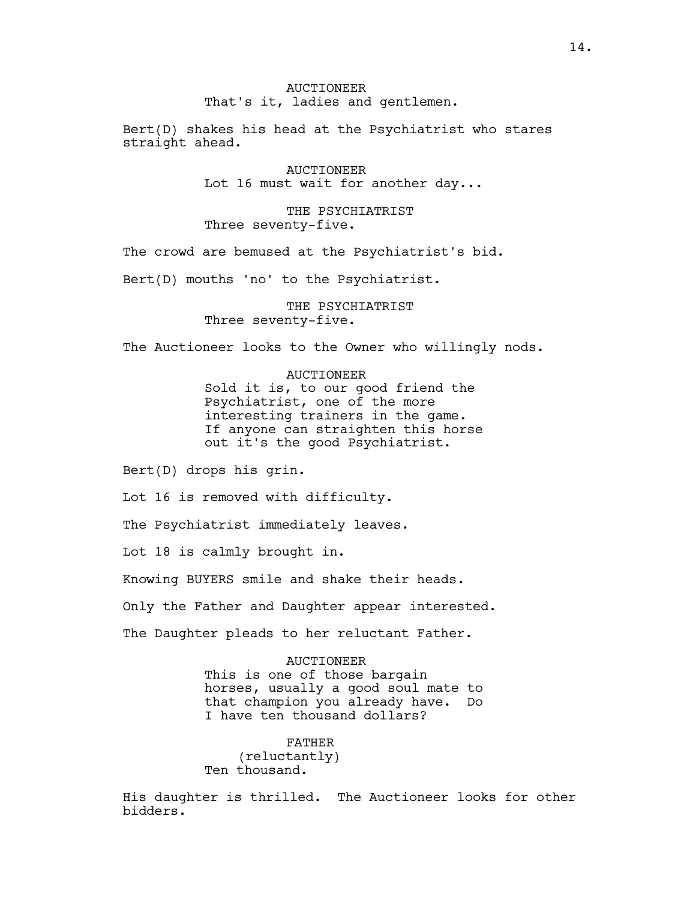AUCTIONEER
That's it, ladies and gentlemen.

Bert(D) shakes his head at the Psychiatrist who stares straight ahead.

AUCTIONEER
Lot 16 must wait for another day...

THE PSYCHIATRIST
Three seventy-five.

The crowd are bemused at the Psychiatrist's bid.

Bert(D) mouths 'no' to the Psychiatrist.

THE PSYCHIATRIST
Three seventy-five.

The Auctioneer looks to the Owner who willingly nods.

AUCTIONEER
Sold it is, to our good friend the Psychiatrist, one of the more interesting trainers in the game. If anyone can straighten this horse out it's the good Psychiatrist.

Bert(D) drops his grin.

Lot 16 is removed with difficulty.

The Psychiatrist immediately leaves.

Lot 18 is calmly brought in.

Knowing BUYERS smile and shake their heads.

Only the Father and Daughter appear interested.

The Daughter pleads to her reluctant Father.

AUCTIONEER
This is one of those bargain horses, usually a good soul mate to that champion you already have. Do I have ten thousand dollars?

FATHER
(reluctantly)
Ten thousand.

His daughter is thrilled. The Auctioneer looks for other bidders.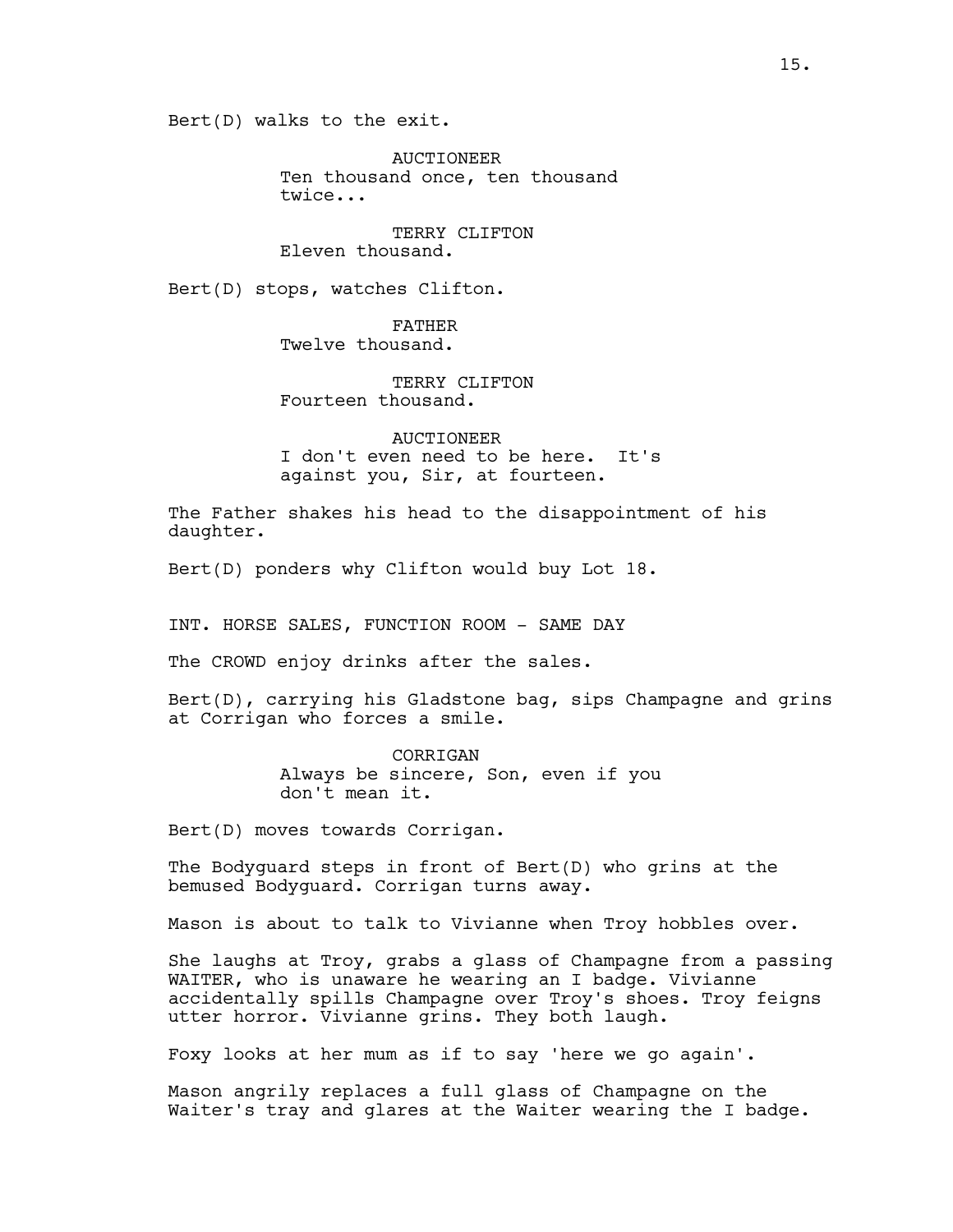Bert(D) walks to the exit.

AUCTIONEER
Ten thousand once, ten thousand twice...

TERRY CLIFTON
Eleven thousand.

Bert(D) stops, watches Clifton.

FATHER
Twelve thousand.

TERRY CLIFTON
Fourteen thousand.

AUCTIONEER
I don't even need to be here. It's against you, Sir, at fourteen.

The Father shakes his head to the disappointment of his daughter.

Bert(D) ponders why Clifton would buy Lot 18.

INT. HORSE SALES, FUNCTION ROOM - SAME DAY

The CROWD enjoy drinks after the sales.

Bert(D), carrying his Gladstone bag, sips Champagne and grins at Corrigan who forces a smile.

CORRIGAN
Always be sincere, Son, even if you don't mean it.

Bert(D) moves towards Corrigan.

The Bodyguard steps in front of Bert(D) who grins at the bemused Bodyguard. Corrigan turns away.

Mason is about to talk to Vivianne when Troy hobbles over.

She laughs at Troy, grabs a glass of Champagne from a passing WAITER, who is unaware he wearing an I badge. Vivianne accidentally spills Champagne over Troy's shoes. Troy feigns utter horror. Vivianne grins. They both laugh.

Foxy looks at her mum as if to say 'here we go again'.

Mason angrily replaces a full glass of Champagne on the Waiter's tray and glares at the Waiter wearing the I badge.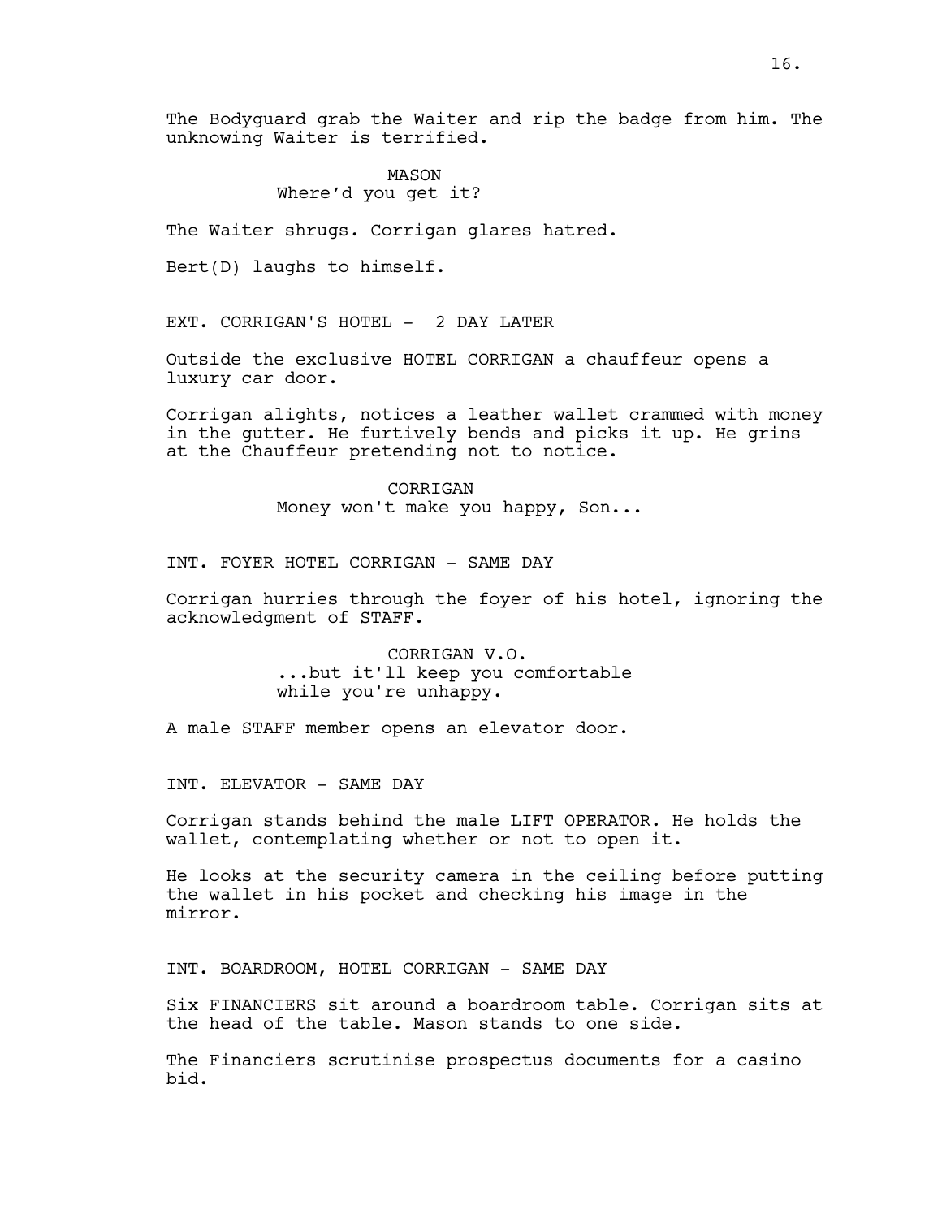The Bodyguard grab the Waiter and rip the badge from him. The unknowing Waiter is terrified.

MASON
Where'd you get it?

The Waiter shrugs. Corrigan glares hatred.

Bert(D) laughs to himself.

EXT. CORRIGAN'S HOTEL - 2 DAY LATER

Outside the exclusive HOTEL CORRIGAN a chauffeur opens a luxury car door.

Corrigan alights, notices a leather wallet crammed with money in the gutter. He furtively bends and picks it up. He grins at the Chauffeur pretending not to notice.

CORRIGAN
Money won't make you happy, Son...

INT. FOYER HOTEL CORRIGAN - SAME DAY

Corrigan hurries through the foyer of his hotel, ignoring the acknowledgment of STAFF.

CORRIGAN V.O.
...but it'll keep you comfortable while you're unhappy.

A male STAFF member opens an elevator door.

INT. ELEVATOR - SAME DAY

Corrigan stands behind the male LIFT OPERATOR. He holds the wallet, contemplating whether or not to open it.

He looks at the security camera in the ceiling before putting the wallet in his pocket and checking his image in the mirror.

INT. BOARDROOM, HOTEL CORRIGAN - SAME DAY

Six FINANCIERS sit around a boardroom table. Corrigan sits at the head of the table. Mason stands to one side.

The Financiers scrutinise prospectus documents for a casino bid.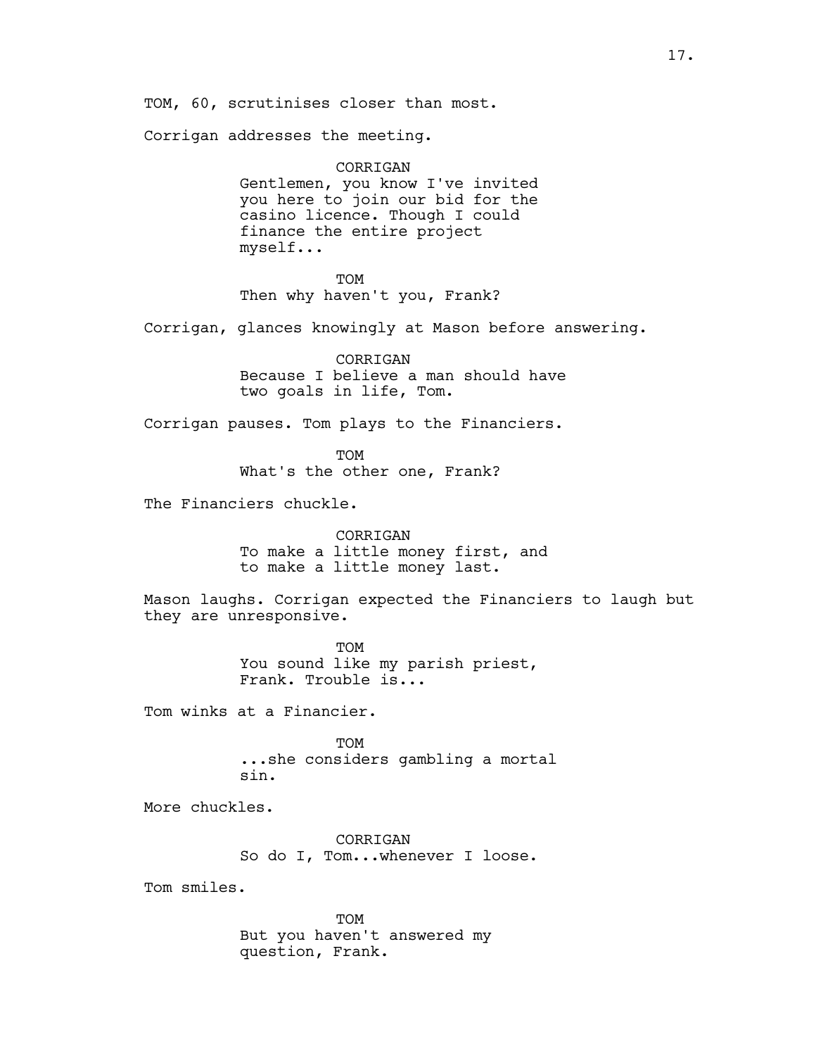TOM, 60, scrutinises closer than most.

Corrigan addresses the meeting.

CORRIGAN
Gentlemen, you know I've invited you here to join our bid for the casino licence. Though I could finance the entire project myself...

TOM
Then why haven't you, Frank?

Corrigan, glances knowingly at Mason before answering.

CORRIGAN
Because I believe a man should have two goals in life, Tom.

Corrigan pauses. Tom plays to the Financiers.

TOM
What's the other one, Frank?

The Financiers chuckle.

CORRIGAN
To make a little money first, and to make a little money last.

Mason laughs. Corrigan expected the Financiers to laugh but they are unresponsive.

TOM
You sound like my parish priest, Frank. Trouble is...

Tom winks at a Financier.

TOM
...she considers gambling a mortal sin.

More chuckles.

CORRIGAN
So do I, Tom...whenever I loose.

Tom smiles.

TOM
But you haven't answered my question, Frank.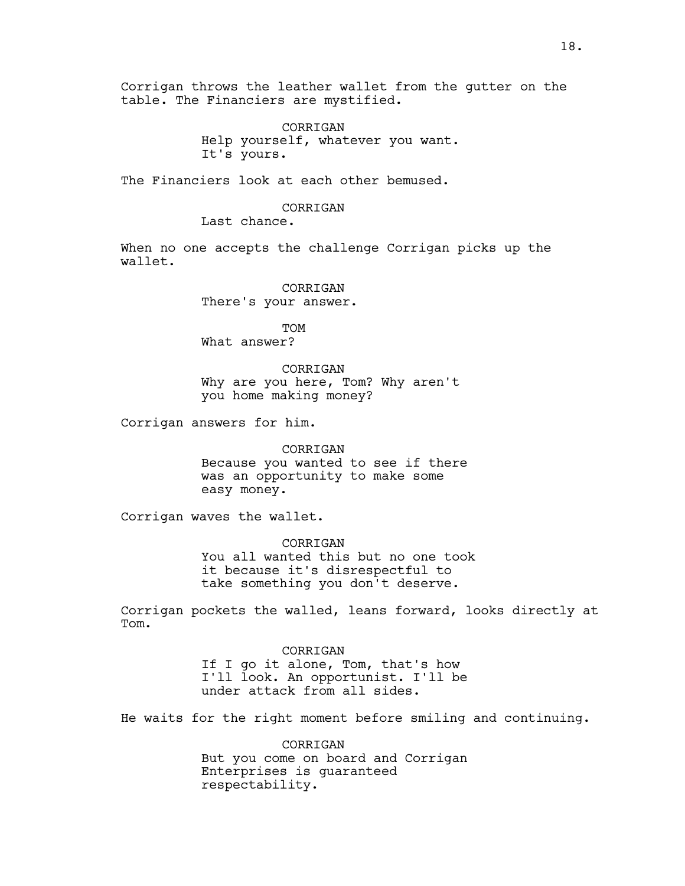Corrigan throws the leather wallet from the gutter on the table. The Financiers are mystified.

CORRIGAN
Help yourself, whatever you want. It's yours.

The Financiers look at each other bemused.

CORRIGAN
Last chance.

When no one accepts the challenge Corrigan picks up the wallet.

CORRIGAN
There's your answer.

TOM
What answer?

CORRIGAN
Why are you here, Tom? Why aren't you home making money?

Corrigan answers for him.

CORRIGAN
Because you wanted to see if there was an opportunity to make some easy money.

Corrigan waves the wallet.

CORRIGAN
You all wanted this but no one took it because it's disrespectful to take something you don't deserve.

Corrigan pockets the walled, leans forward, looks directly at Tom.

CORRIGAN
If I go it alone, Tom, that's how I'll look. An opportunist. I'll be under attack from all sides.

He waits for the right moment before smiling and continuing.

CORRIGAN
But you come on board and Corrigan Enterprises is guaranteed respectability.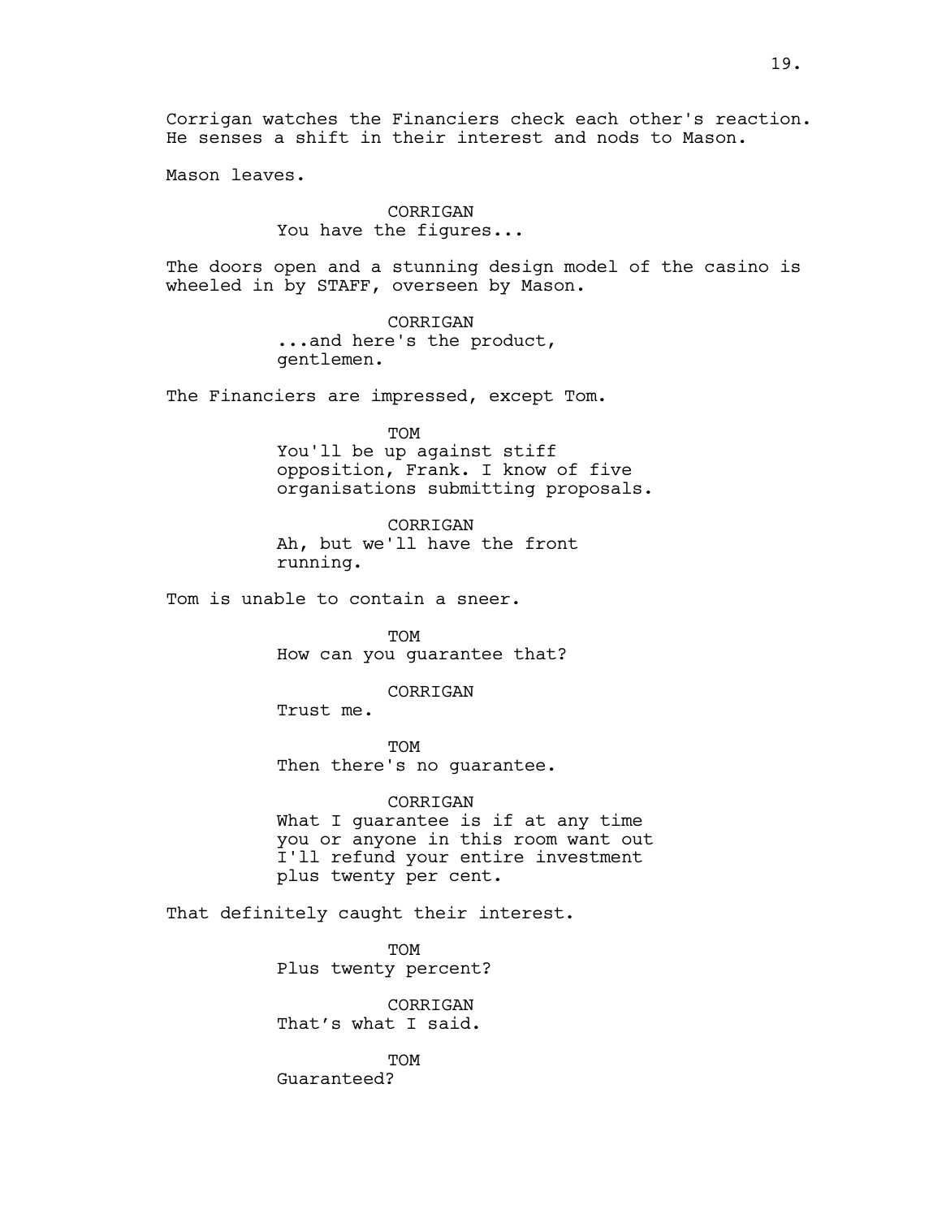Corrigan watches the Financiers check each other's reaction. He senses a shift in their interest and nods to Mason.

Mason leaves.

CORRIGAN
You have the figures...

The doors open and a stunning design model of the casino is wheeled in by STAFF, overseen by Mason.

CORRIGAN
...and here's the product, gentlemen.

The Financiers are impressed, except Tom.

TOM
You'll be up against stiff opposition, Frank. I know of five organisations submitting proposals.

CORRIGAN
Ah, but we'll have the front running.

Tom is unable to contain a sneer.

TOM
How can you guarantee that?

CORRIGAN
Trust me.

TOM
Then there's no guarantee.

CORRIGAN
What I guarantee is if at any time you or anyone in this room want out I'll refund your entire investment plus twenty per cent.

That definitely caught their interest.

TOM
Plus twenty percent?

CORRIGAN
That’s what I said.

TOM
Guaranteed?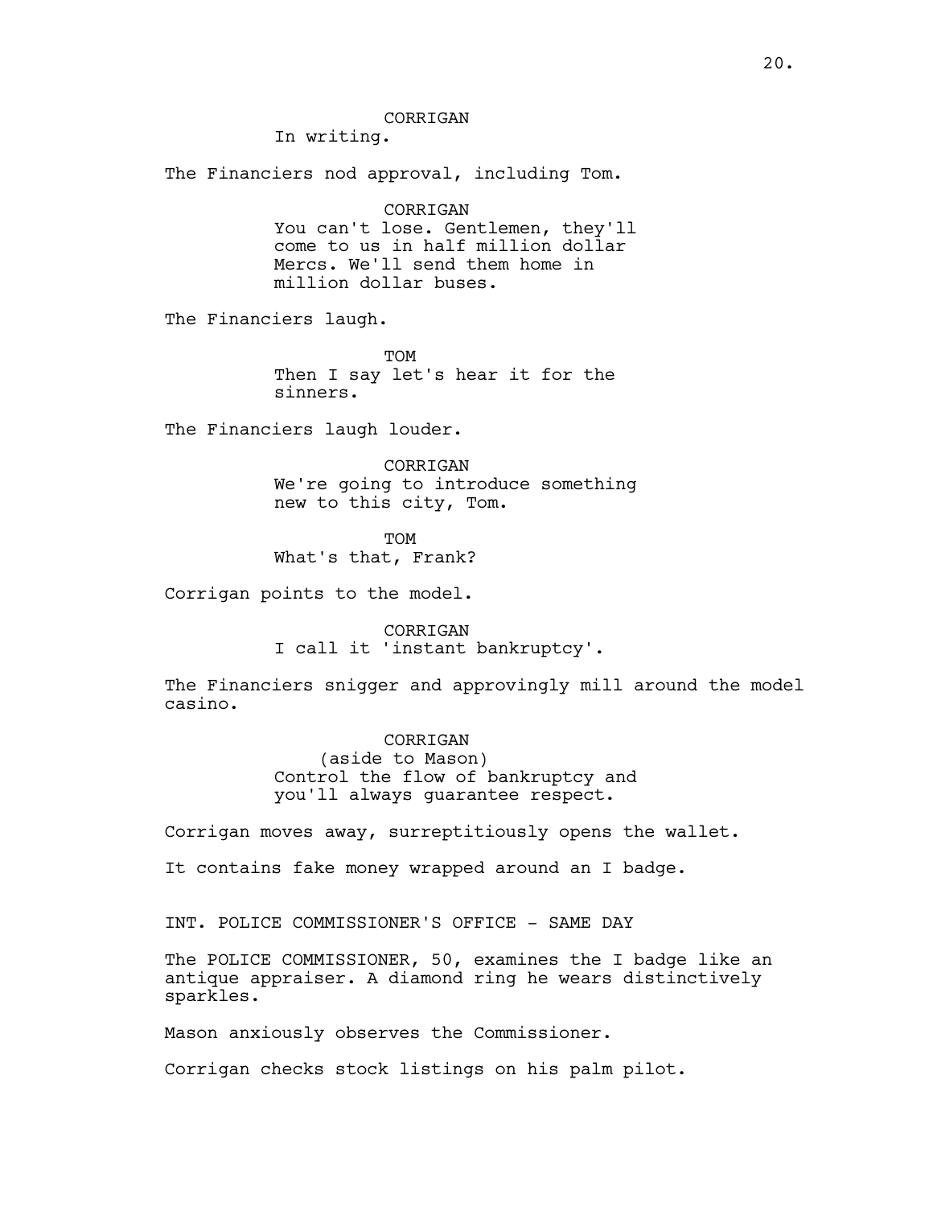CORRIGAN
In writing.

The Financiers nod approval, including Tom.

CORRIGAN
You can't lose. Gentlemen, they'll come to us in half million dollar Mercs. We'll send them home in million dollar buses.

The Financiers laugh.

TOM
Then I say let's hear it for the sinners.

The Financiers laugh louder.

CORRIGAN
We're going to introduce something new to this city, Tom.

TOM
What's that, Frank?

Corrigan points to the model.

CORRIGAN
I call it 'instant bankruptcy'.

The Financiers snigger and approvingly mill around the model casino.

CORRIGAN
(aside to Mason)
Control the flow of bankruptcy and you'll always guarantee respect.

Corrigan moves away, surreptitiously opens the wallet.

It contains fake money wrapped around an I badge.

INT. POLICE COMMISSIONER'S OFFICE - SAME DAY

The POLICE COMMISSIONER, 50, examines the I badge like an antique appraiser. A diamond ring he wears distinctively sparkles.

Mason anxiously observes the Commissioner.

Corrigan checks stock listings on his palm pilot.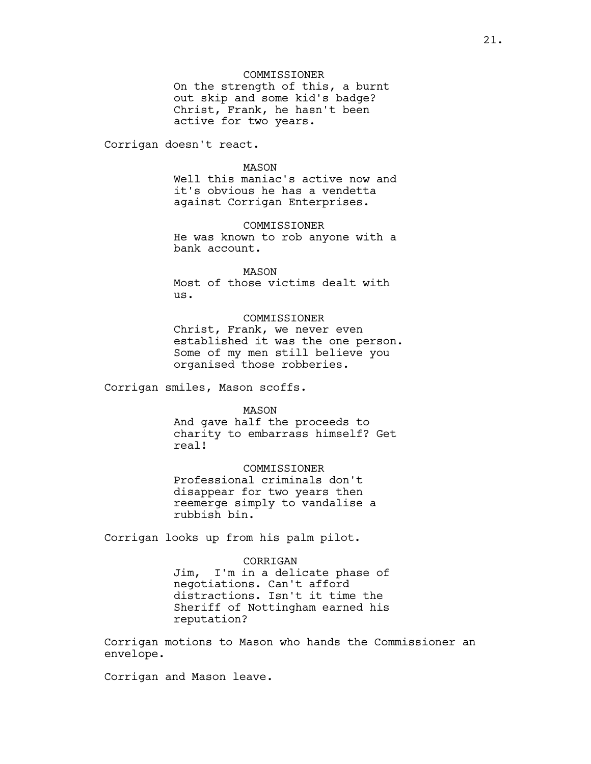COMMISSIONER
On the strength of this, a burnt out skip and some kid's badge? Christ, Frank, he hasn't been active for two years.

Corrigan doesn't react.

MASON
Well this maniac's active now and it's obvious he has a vendetta against Corrigan Enterprises.

COMMISSIONER
He was known to rob anyone with a bank account.

MASON
Most of those victims dealt with us.

COMMISSIONER
Christ, Frank, we never even established it was the one person. Some of my men still believe you organised those robberies.

Corrigan smiles, Mason scoffs.

MASON
And gave half the proceeds to charity to embarrass himself? Get real!

COMMISSIONER
Professional criminals don't disappear for two years then reemerge simply to vandalise a rubbish bin.

Corrigan looks up from his palm pilot.

CORRIGAN
Jim,  I'm in a delicate phase of negotiations. Can't afford distractions. Isn't it time the Sheriff of Nottingham earned his reputation?

Corrigan motions to Mason who hands the Commissioner an envelope.

Corrigan and Mason leave.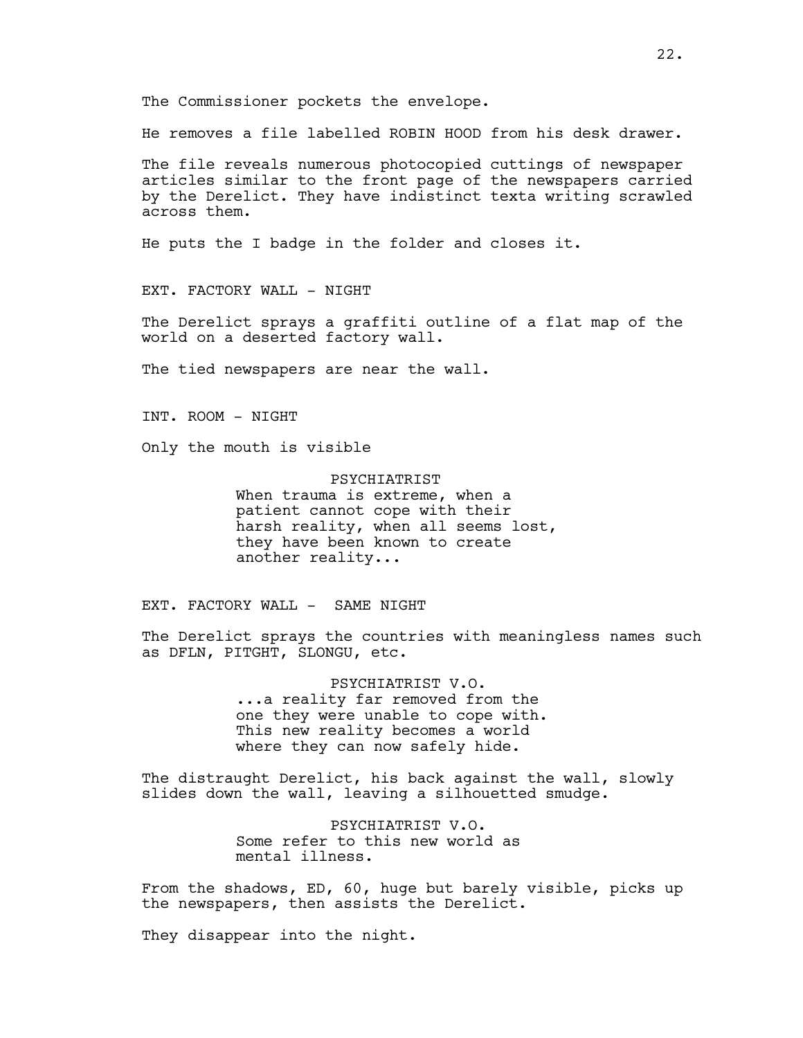The Commissioner pockets the envelope.

He removes a file labelled ROBIN HOOD from his desk drawer.

The file reveals numerous photocopied cuttings of newspaper articles similar to the front page of the newspapers carried by the Derelict. They have indistinct texta writing scrawled across them.

He puts the I badge in the folder and closes it.

EXT. FACTORY WALL - NIGHT

The Derelict sprays a graffiti outline of a flat map of the world on a deserted factory wall.

The tied newspapers are near the wall.

INT. ROOM - NIGHT

Only the mouth is visible

PSYCHIATRIST
When trauma is extreme, when a patient cannot cope with their harsh reality, when all seems lost, they have been known to create another reality...

EXT. FACTORY WALL - SAME NIGHT

The Derelict sprays the countries with meaningless names such as DFLN, PITGHT, SLONGU, etc.

PSYCHIATRIST V.O.
...a reality far removed from the one they were unable to cope with. This new reality becomes a world where they can now safely hide.

The distraught Derelict, his back against the wall, slowly slides down the wall, leaving a silhouetted smudge.

PSYCHIATRIST V.O.
Some refer to this new world as mental illness.

From the shadows, ED, 60, huge but barely visible, picks up the newspapers, then assists the Derelict.

They disappear into the night.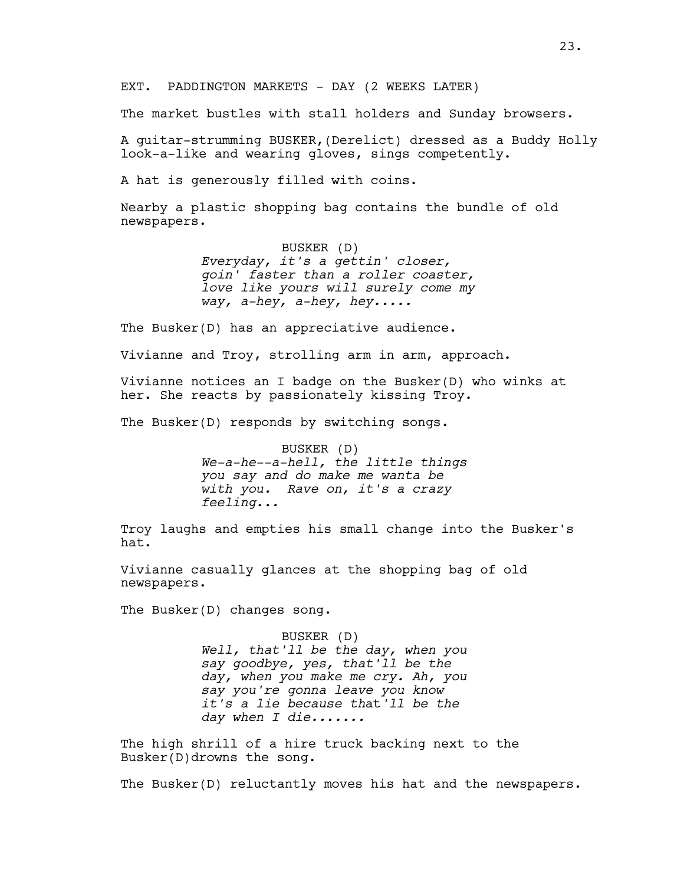EXT. PADDINGTON MARKETS - DAY (2 WEEKS LATER)

The market bustles with stall holders and Sunday browsers.

A guitar-strumming BUSKER,(Derelict) dressed as a Buddy Holly look-a-like and wearing gloves, sings competently.

A hat is generously filled with coins.

Nearby a plastic shopping bag contains the bundle of old newspapers.

BUSKER (D)
*Everyday, it's a gettin' closer, goin' faster than a roller coaster, love like yours will surely come my way, a-hey, a-hey, hey.....*

The Busker(D) has an appreciative audience.

Vivianne and Troy, strolling arm in arm, approach.

Vivianne notices an I badge on the Busker(D) who winks at her. She reacts by passionately kissing Troy.

The Busker(D) responds by switching songs.

BUSKER (D)
*We-a-he--a-hell, the little things you say and do make me wanta be with you. Rave on, it's a crazy feeling...*

Troy laughs and empties his small change into the Busker's hat.

Vivianne casually glances at the shopping bag of old newspapers.

The Busker(D) changes song.

BUSKER (D)
*Well, that'll be the day, when you say goodbye, yes, that'll be the day, when you make me cry. Ah, you say you're gonna leave you know it's a lie because that'll be the day when I die.......*

The high shrill of a hire truck backing next to the Busker(D)drowns the song.

The Busker(D) reluctantly moves his hat and the newspapers.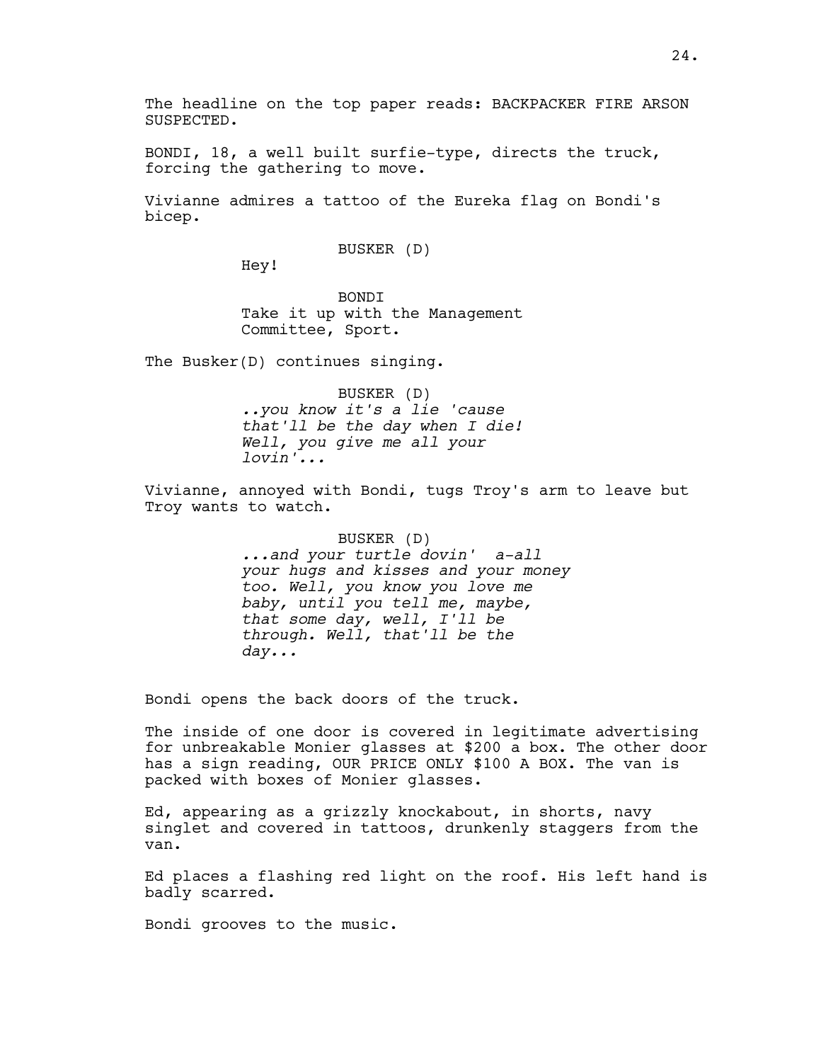The headline on the top paper reads: BACKPACKER FIRE ARSON SUSPECTED.

BONDI, 18, a well built surfie-type, directs the truck, forcing the gathering to move.

Vivianne admires a tattoo of the Eureka flag on Bondi's bicep.

BUSKER (D)
Hey!

BONDI
Take it up with the Management Committee, Sport.

The Busker(D) continues singing.

BUSKER (D)
*..you know it's a lie 'cause that'll be the day when I die! Well, you give me all your lovin'...*

Vivianne, annoyed with Bondi, tugs Troy's arm to leave but Troy wants to watch.

BUSKER (D)
*...and your turtle dovin' a-all your hugs and kisses and your money too. Well, you know you love me baby, until you tell me, maybe, that some day, well, I'll be through. Well, that'll be the day...*

Bondi opens the back doors of the truck.

The inside of one door is covered in legitimate advertising for unbreakable Monier glasses at $200 a box. The other door has a sign reading, OUR PRICE ONLY $100 A BOX. The van is packed with boxes of Monier glasses.

Ed, appearing as a grizzly knockabout, in shorts, navy singlet and covered in tattoos, drunkenly staggers from the van.

Ed places a flashing red light on the roof. His left hand is badly scarred.

Bondi grooves to the music.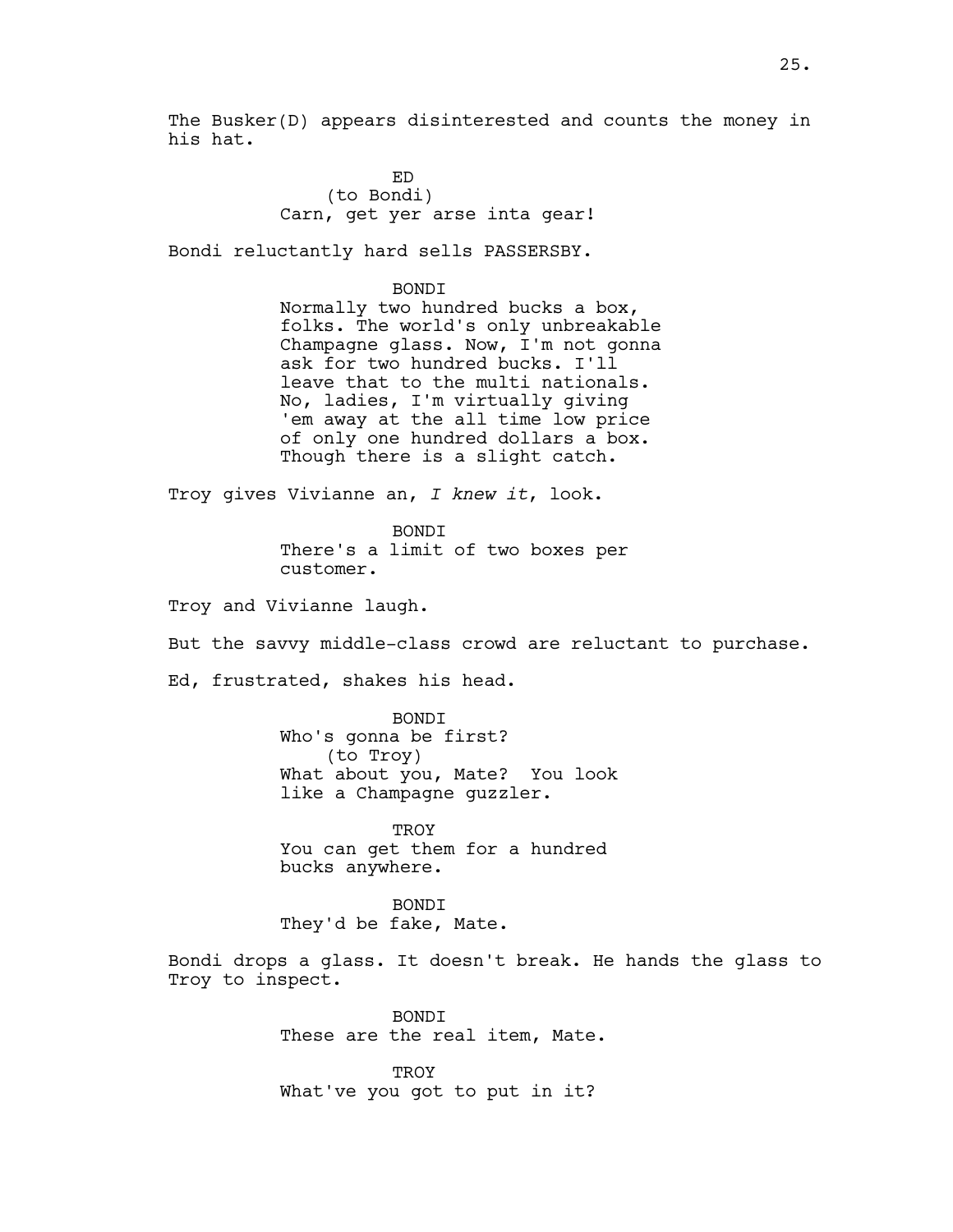The Busker(D) appears disinterested and counts the money in his hat.

ED
(to Bondi)
Carn, get yer arse inta gear!

Bondi reluctantly hard sells PASSERSBY.

BONDI
Normally two hundred bucks a box, folks. The world's only unbreakable Champagne glass. Now, I'm not gonna ask for two hundred bucks. I'll leave that to the multi nationals. No, ladies, I'm virtually giving 'em away at the all time low price of only one hundred dollars a box. Though there is a slight catch.

Troy gives Vivianne an, *I knew it*, look.

BONDI
There's a limit of two boxes per customer.

Troy and Vivianne laugh.

But the savvy middle-class crowd are reluctant to purchase.

Ed, frustrated, shakes his head.

BONDI
Who's gonna be first?
(to Troy)
What about you, Mate? You look like a Champagne guzzler.

TROY
You can get them for a hundred bucks anywhere.

BONDI
They'd be fake, Mate.

Bondi drops a glass. It doesn't break. He hands the glass to Troy to inspect.

BONDI
These are the real item, Mate.

TROY
What've you got to put in it?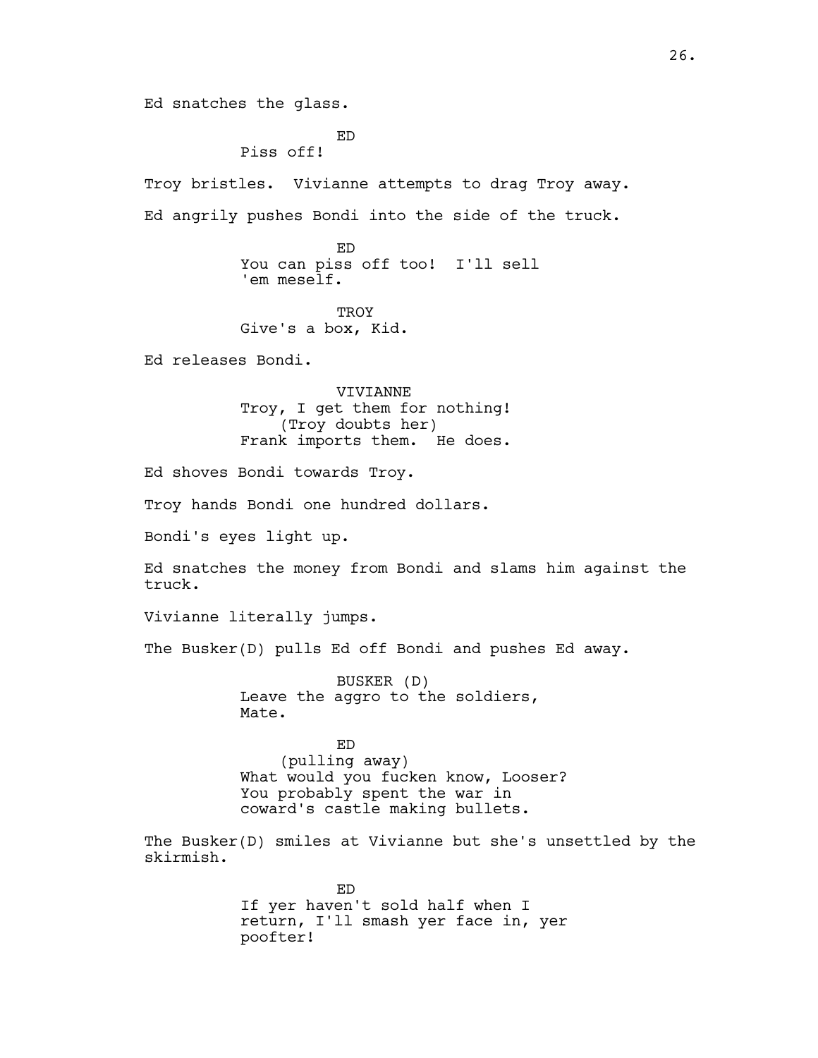Ed snatches the glass.

ED
Piss off!

Troy bristles. Vivianne attempts to drag Troy away.

Ed angrily pushes Bondi into the side of the truck.

ED
You can piss off too! I'll sell 'em meself.

TROY
Give's a box, Kid.

Ed releases Bondi.

VIVIANNE
Troy, I get them for nothing!
(Troy doubts her)
Frank imports them. He does.

Ed shoves Bondi towards Troy.

Troy hands Bondi one hundred dollars.

Bondi's eyes light up.

Ed snatches the money from Bondi and slams him against the truck.

Vivianne literally jumps.

The Busker(D) pulls Ed off Bondi and pushes Ed away.

BUSKER (D)
Leave the aggro to the soldiers, Mate.

ED
(pulling away)
What would you fucken know, Looser? You probably spent the war in coward's castle making bullets.

The Busker(D) smiles at Vivianne but she's unsettled by the skirmish.

ED
If yer haven't sold half when I return, I'll smash yer face in, yer poofter!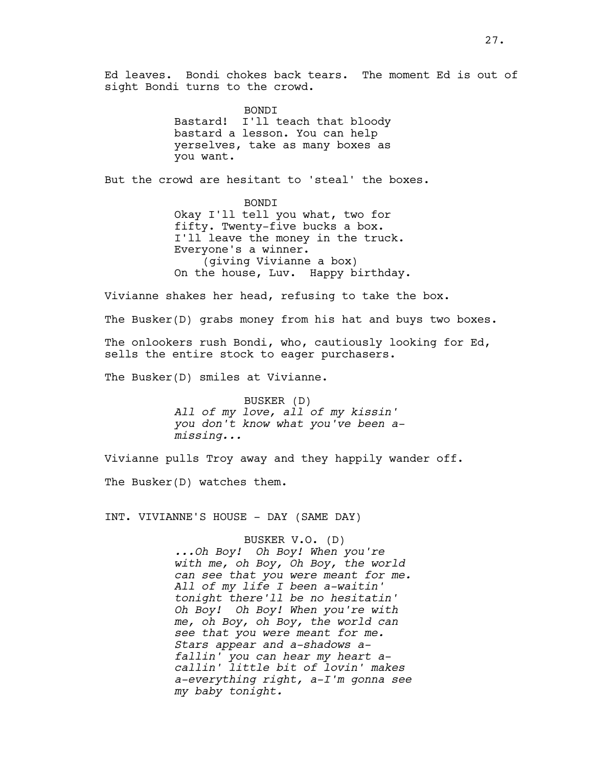Ed leaves. Bondi chokes back tears. The moment Ed is out of sight Bondi turns to the crowd.

BONDI
Bastard! I'll teach that bloody bastard a lesson. You can help yerselves, take as many boxes as you want.

But the crowd are hesitant to 'steal' the boxes.

BONDI
Okay I'll tell you what, two for fifty. Twenty-five bucks a box. I'll leave the money in the truck. Everyone's a winner.
(giving Vivianne a box)
On the house, Luv. Happy birthday.

Vivianne shakes her head, refusing to take the box.

The Busker(D) grabs money from his hat and buys two boxes.

The onlookers rush Bondi, who, cautiously looking for Ed, sells the entire stock to eager purchasers.

The Busker(D) smiles at Vivianne.

BUSKER (D)
*All of my love, all of my kissin' you don't know what you've been a-missing...*

Vivianne pulls Troy away and they happily wander off.

The Busker(D) watches them.

INT. VIVIANNE'S HOUSE - DAY (SAME DAY)

BUSKER V.O. (D)
*...Oh Boy! Oh Boy! When you're with me, oh Boy, Oh Boy, the world can see that you were meant for me. All of my life I been a-waitin' tonight there'll be no hesitatin' Oh Boy! Oh Boy! When you're with me, oh Boy, oh Boy, the world can see that you were meant for me. Stars appear and a-shadows a-fallin' you can hear my heart a-callin' little bit of lovin' makes a-everything right, a-I'm gonna see my baby tonight.*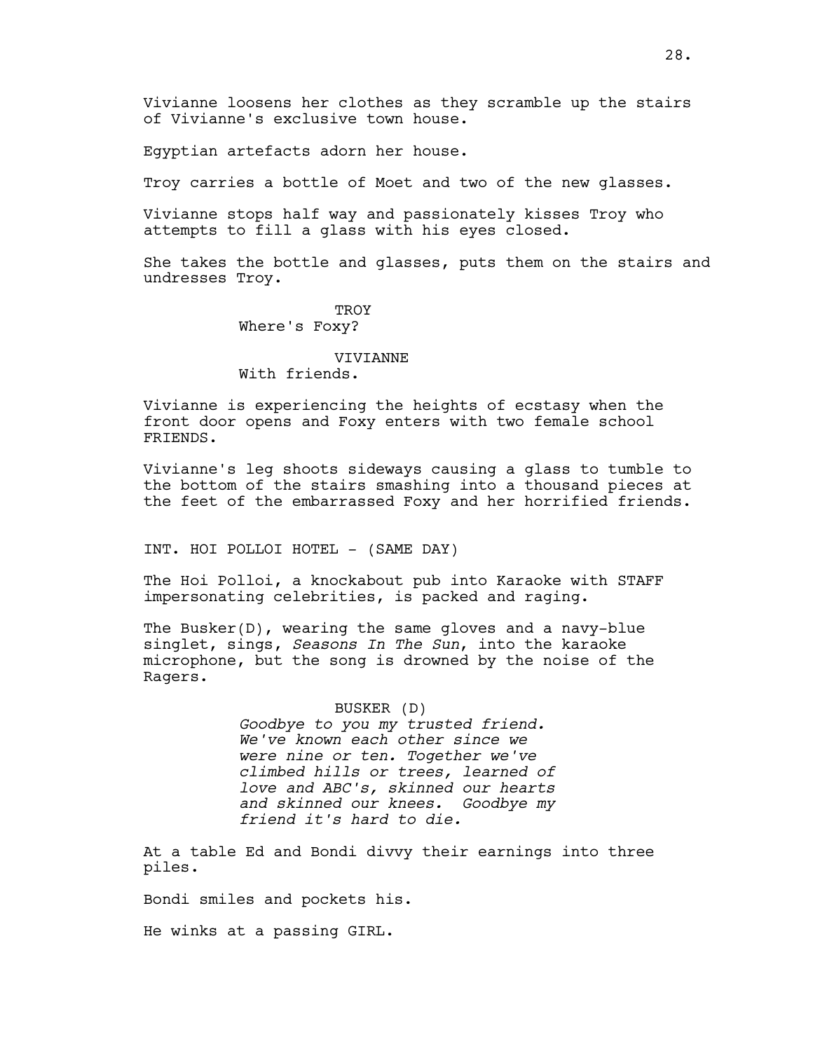Vivianne loosens her clothes as they scramble up the stairs of Vivianne's exclusive town house.

Egyptian artefacts adorn her house.

Troy carries a bottle of Moet and two of the new glasses.

Vivianne stops half way and passionately kisses Troy who attempts to fill a glass with his eyes closed.

She takes the bottle and glasses, puts them on the stairs and undresses Troy.

TROY
Where's Foxy?

VIVIANNE
With friends.

Vivianne is experiencing the heights of ecstasy when the front door opens and Foxy enters with two female school FRIENDS.

Vivianne's leg shoots sideways causing a glass to tumble to the bottom of the stairs smashing into a thousand pieces at the feet of the embarrassed Foxy and her horrified friends.

INT. HOI POLLOI HOTEL - (SAME DAY)

The Hoi Polloi, a knockabout pub into Karaoke with STAFF impersonating celebrities, is packed and raging.

The Busker(D), wearing the same gloves and a navy-blue singlet, sings, *Seasons In The Sun*, into the karaoke microphone, but the song is drowned by the noise of the Ragers.

BUSKER (D)
*Goodbye to you my trusted friend. We've known each other since we were nine or ten. Together we've climbed hills or trees, learned of love and ABC's, skinned our hearts and skinned our knees. Goodbye my friend it's hard to die.*

At a table Ed and Bondi divvy their earnings into three piles.

Bondi smiles and pockets his.

He winks at a passing GIRL.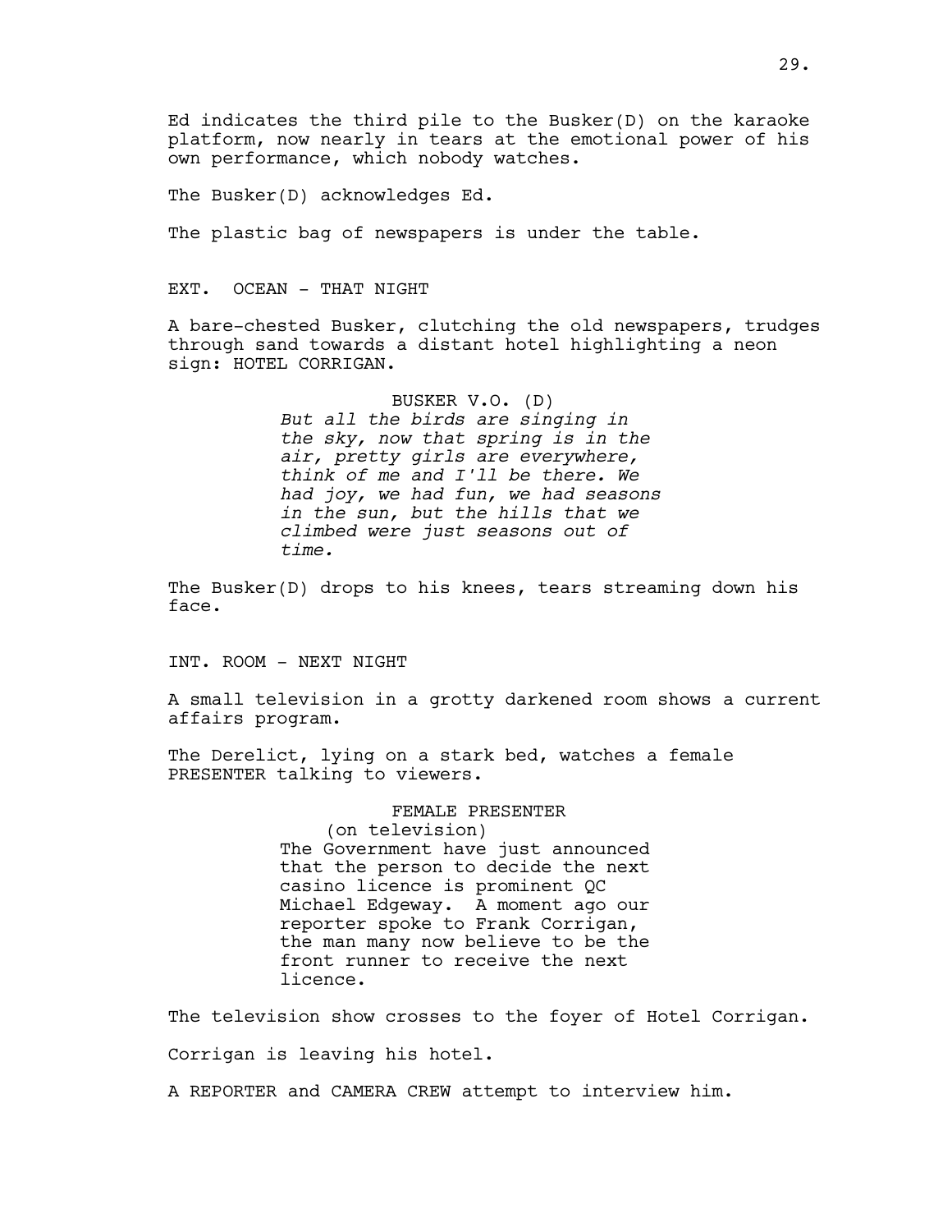Ed indicates the third pile to the Busker(D) on the karaoke platform, now nearly in tears at the emotional power of his own performance, which nobody watches.

The Busker(D) acknowledges Ed.

The plastic bag of newspapers is under the table.

EXT. OCEAN - THAT NIGHT

A bare-chested Busker, clutching the old newspapers, trudges through sand towards a distant hotel highlighting a neon sign: HOTEL CORRIGAN.

BUSKER V.O. (D)
*But all the birds are singing in the sky, now that spring is in the air, pretty girls are everywhere, think of me and I'll be there. We had joy, we had fun, we had seasons in the sun, but the hills that we climbed were just seasons out of time.*

The Busker(D) drops to his knees, tears streaming down his face.

INT. ROOM - NEXT NIGHT

A small television in a grotty darkened room shows a current affairs program.

The Derelict, lying on a stark bed, watches a female PRESENTER talking to viewers.

FEMALE PRESENTER
(on television)
The Government have just announced that the person to decide the next casino licence is prominent QC Michael Edgeway. A moment ago our reporter spoke to Frank Corrigan, the man many now believe to be the front runner to receive the next licence.

The television show crosses to the foyer of Hotel Corrigan.

Corrigan is leaving his hotel.

A REPORTER and CAMERA CREW attempt to interview him.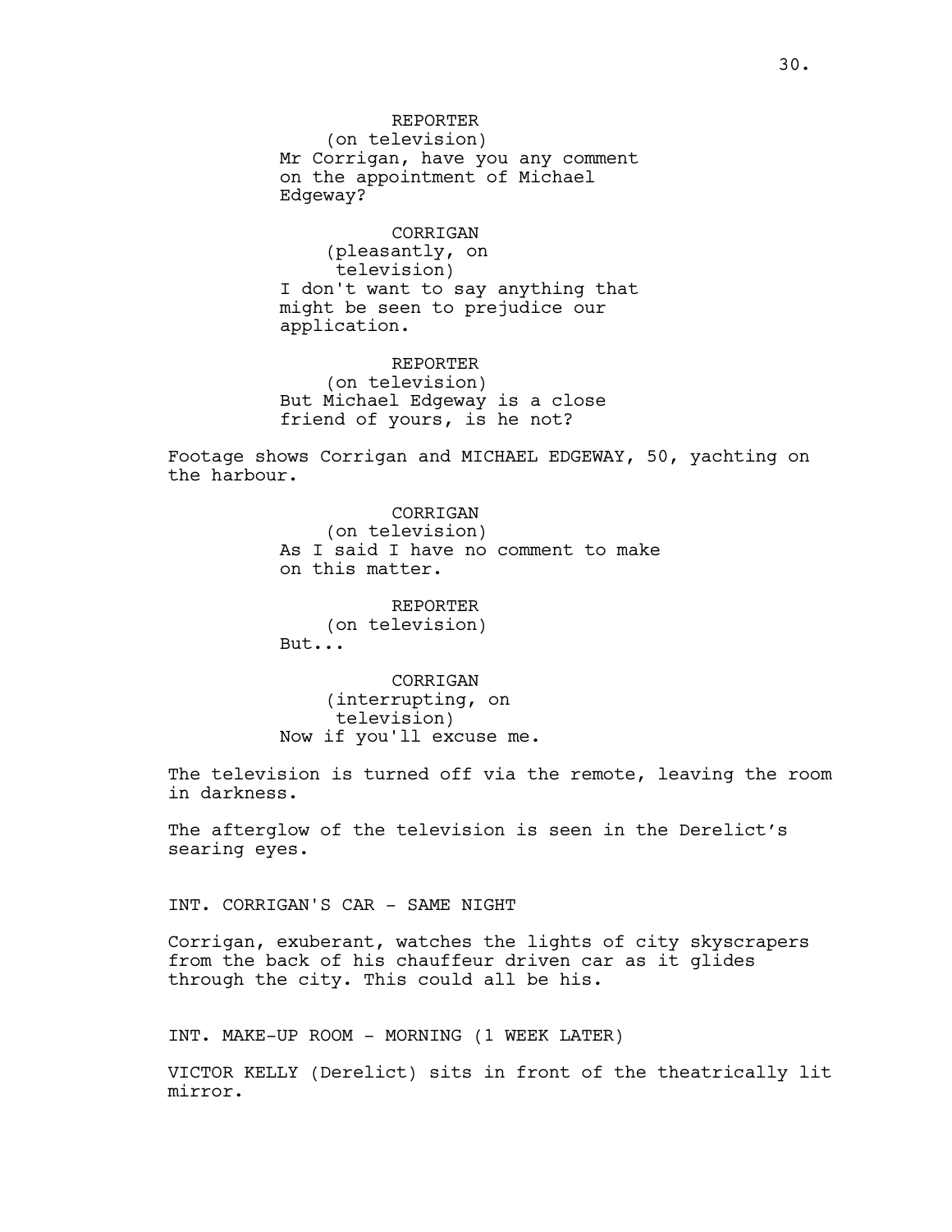REPORTER
(on television)
Mr Corrigan, have you any comment on the appointment of Michael Edgeway?

CORRIGAN
(pleasantly, on television)
I don't want to say anything that might be seen to prejudice our application.

REPORTER
(on television)
But Michael Edgeway is a close friend of yours, is he not?

Footage shows Corrigan and MICHAEL EDGEWAY, 50, yachting on the harbour.

CORRIGAN
(on television)
As I said I have no comment to make on this matter.

REPORTER
(on television)
But...

CORRIGAN
(interrupting, on television)
Now if you'll excuse me.

The television is turned off via the remote, leaving the room in darkness.

The afterglow of the television is seen in the Derelict's searing eyes.

INT. CORRIGAN'S CAR - SAME NIGHT

Corrigan, exuberant, watches the lights of city skyscrapers from the back of his chauffeur driven car as it glides through the city. This could all be his.

INT. MAKE-UP ROOM - MORNING (1 WEEK LATER)

VICTOR KELLY (Derelict) sits in front of the theatrically lit mirror.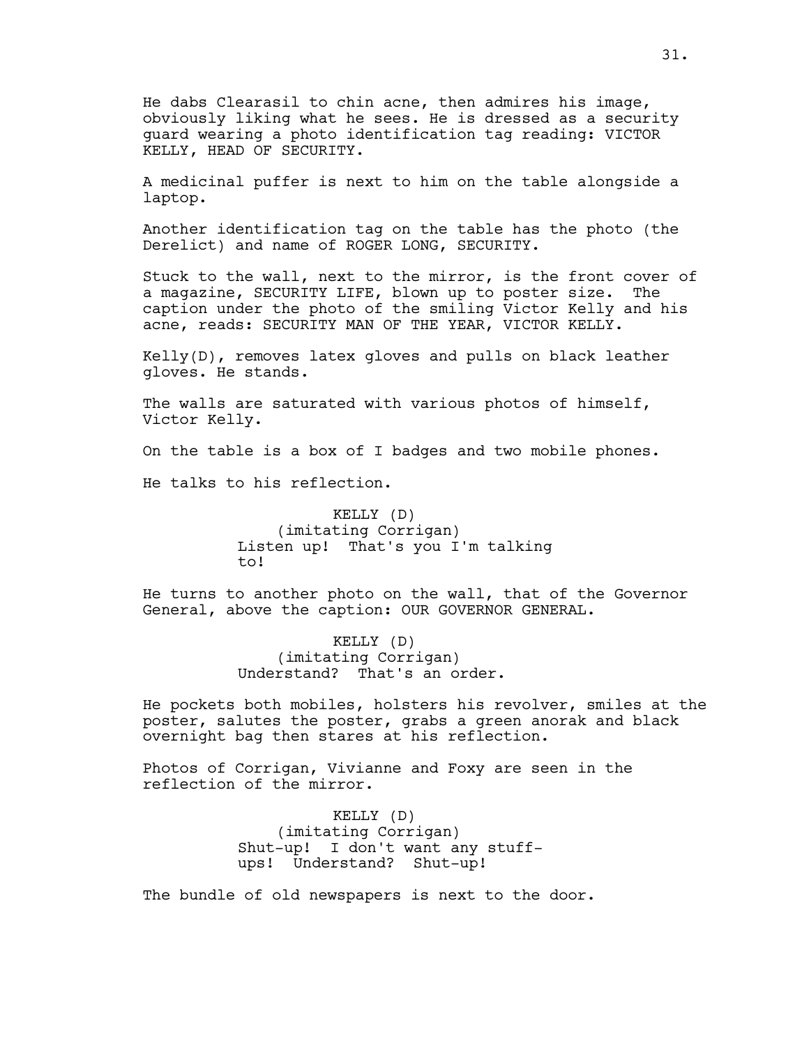He dabs Clearasil to chin acne, then admires his image, obviously liking what he sees. He is dressed as a security guard wearing a photo identification tag reading: VICTOR KELLY, HEAD OF SECURITY.

A medicinal puffer is next to him on the table alongside a laptop.

Another identification tag on the table has the photo (the Derelict) and name of ROGER LONG, SECURITY.

Stuck to the wall, next to the mirror, is the front cover of a magazine, SECURITY LIFE, blown up to poster size. The caption under the photo of the smiling Victor Kelly and his acne, reads: SECURITY MAN OF THE YEAR, VICTOR KELLY.

Kelly(D), removes latex gloves and pulls on black leather gloves. He stands.

The walls are saturated with various photos of himself, Victor Kelly.

On the table is a box of I badges and two mobile phones.

He talks to his reflection.

KELLY (D)
(imitating Corrigan)
Listen up! That's you I'm talking to!

He turns to another photo on the wall, that of the Governor General, above the caption: OUR GOVERNOR GENERAL.

KELLY (D)
(imitating Corrigan)
Understand? That's an order.

He pockets both mobiles, holsters his revolver, smiles at the poster, salutes the poster, grabs a green anorak and black overnight bag then stares at his reflection.

Photos of Corrigan, Vivianne and Foxy are seen in the reflection of the mirror.

KELLY (D)
(imitating Corrigan)
Shut-up! I don't want any stuff-ups! Understand? Shut-up!

The bundle of old newspapers is next to the door.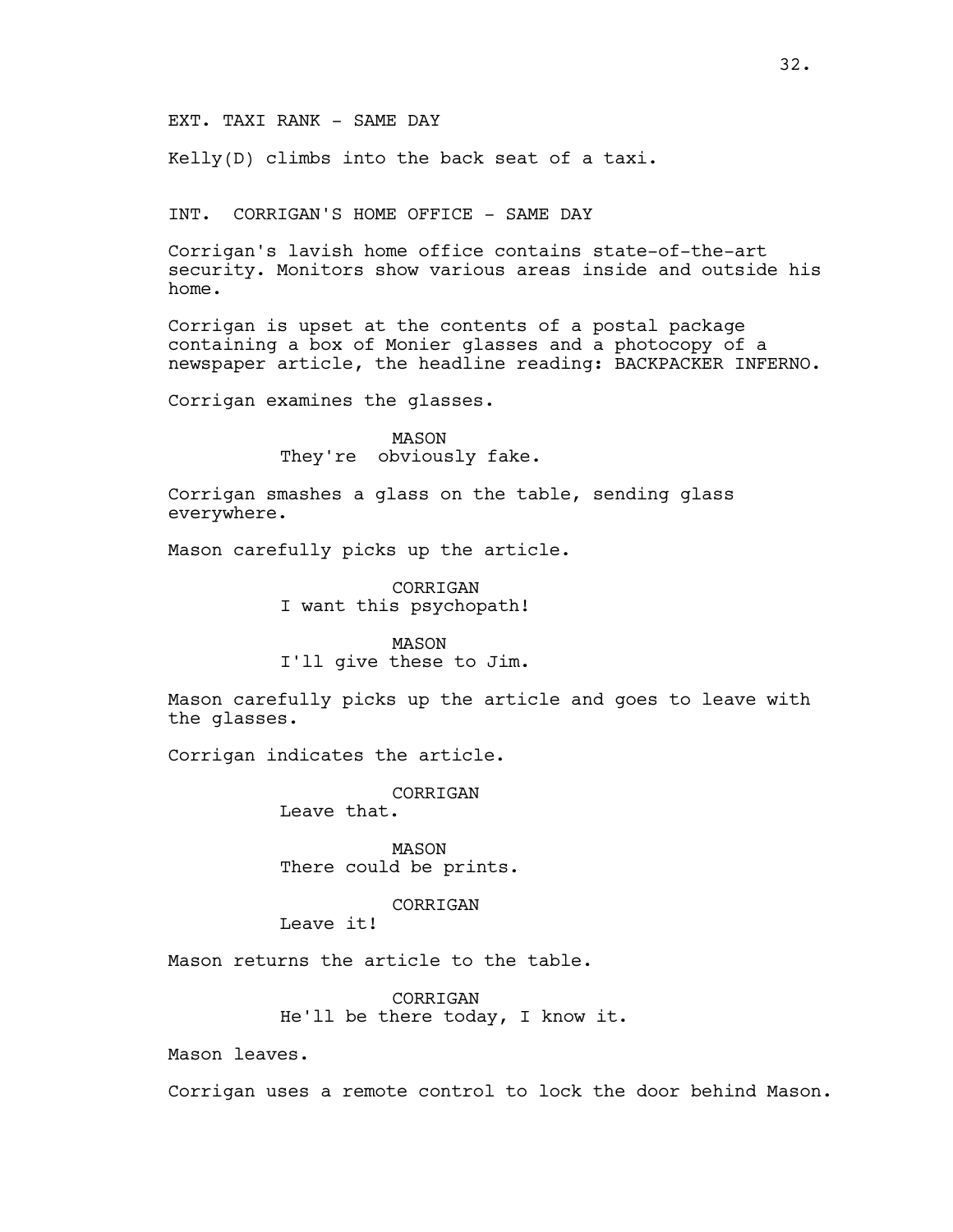EXT. TAXI RANK - SAME DAY

Kelly(D) climbs into the back seat of a taxi.

INT. CORRIGAN'S HOME OFFICE - SAME DAY

Corrigan's lavish home office contains state-of-the-art security. Monitors show various areas inside and outside his home.

Corrigan is upset at the contents of a postal package containing a box of Monier glasses and a photocopy of a newspaper article, the headline reading: BACKPACKER INFERNO.

Corrigan examines the glasses.

MASON
They're obviously fake.

Corrigan smashes a glass on the table, sending glass everywhere.

Mason carefully picks up the article.

CORRIGAN
I want this psychopath!

MASON
I'll give these to Jim.

Mason carefully picks up the article and goes to leave with the glasses.

Corrigan indicates the article.

CORRIGAN
Leave that.

MASON
There could be prints.

CORRIGAN
Leave it!

Mason returns the article to the table.

CORRIGAN
He'll be there today, I know it.

Mason leaves.

Corrigan uses a remote control to lock the door behind Mason.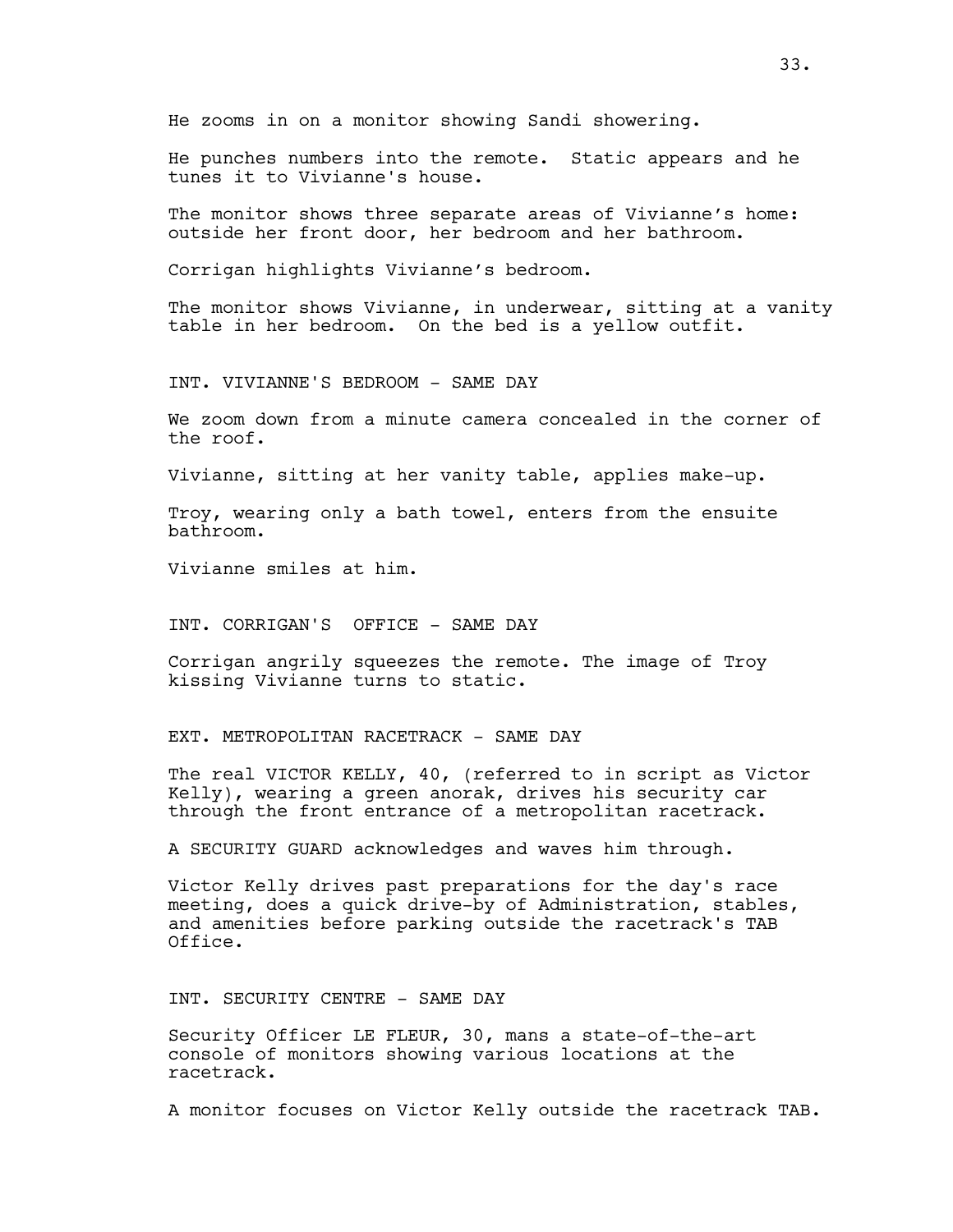He zooms in on a monitor showing Sandi showering.

He punches numbers into the remote. Static appears and he tunes it to Vivianne's house.

The monitor shows three separate areas of Vivianne's home: outside her front door, her bedroom and her bathroom.

Corrigan highlights Vivianne's bedroom.

The monitor shows Vivianne, in underwear, sitting at a vanity table in her bedroom. On the bed is a yellow outfit.

INT. VIVIANNE'S BEDROOM - SAME DAY

We zoom down from a minute camera concealed in the corner of the roof.

Vivianne, sitting at her vanity table, applies make-up.

Troy, wearing only a bath towel, enters from the ensuite bathroom.

Vivianne smiles at him.

INT. CORRIGAN'S OFFICE - SAME DAY

Corrigan angrily squeezes the remote. The image of Troy kissing Vivianne turns to static.

EXT. METROPOLITAN RACETRACK - SAME DAY

The real VICTOR KELLY, 40, (referred to in script as Victor Kelly), wearing a green anorak, drives his security car through the front entrance of a metropolitan racetrack.

A SECURITY GUARD acknowledges and waves him through.

Victor Kelly drives past preparations for the day's race meeting, does a quick drive-by of Administration, stables, and amenities before parking outside the racetrack's TAB Office.

INT. SECURITY CENTRE - SAME DAY

Security Officer LE FLEUR, 30, mans a state-of-the-art console of monitors showing various locations at the racetrack.

A monitor focuses on Victor Kelly outside the racetrack TAB.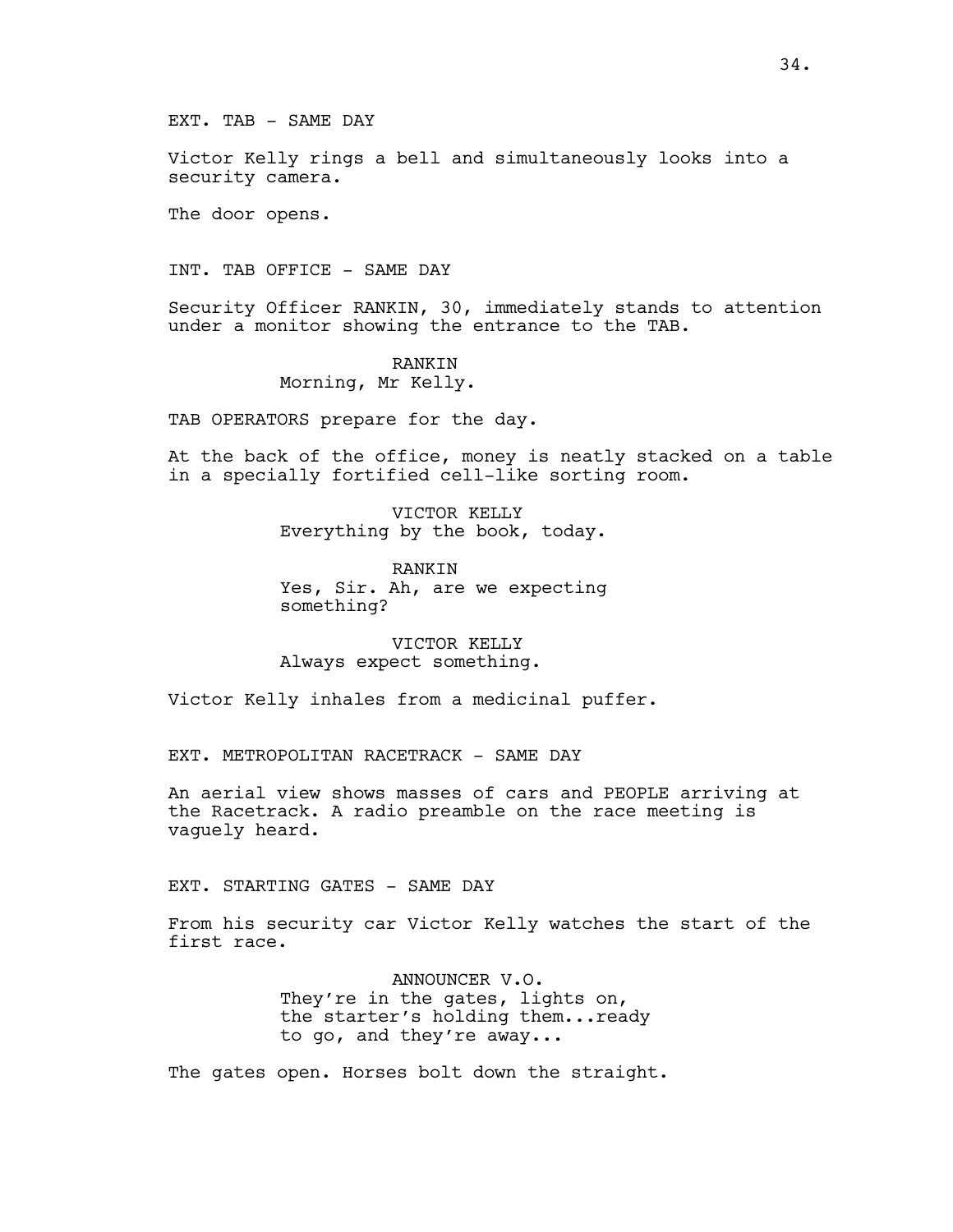EXT. TAB - SAME DAY

Victor Kelly rings a bell and simultaneously looks into a security camera.

The door opens.

INT. TAB OFFICE - SAME DAY

Security Officer RANKIN, 30, immediately stands to attention under a monitor showing the entrance to the TAB.

RANKIN
Morning, Mr Kelly.

TAB OPERATORS prepare for the day.

At the back of the office, money is neatly stacked on a table in a specially fortified cell-like sorting room.

VICTOR KELLY
Everything by the book, today.

RANKIN
Yes, Sir. Ah, are we expecting something?

VICTOR KELLY
Always expect something.

Victor Kelly inhales from a medicinal puffer.

EXT. METROPOLITAN RACETRACK - SAME DAY

An aerial view shows masses of cars and PEOPLE arriving at the Racetrack. A radio preamble on the race meeting is vaguely heard.

EXT. STARTING GATES - SAME DAY

From his security car Victor Kelly watches the start of the first race.

ANNOUNCER V.O.
They're in the gates, lights on, the starter's holding them...ready to go, and they're away...

The gates open. Horses bolt down the straight.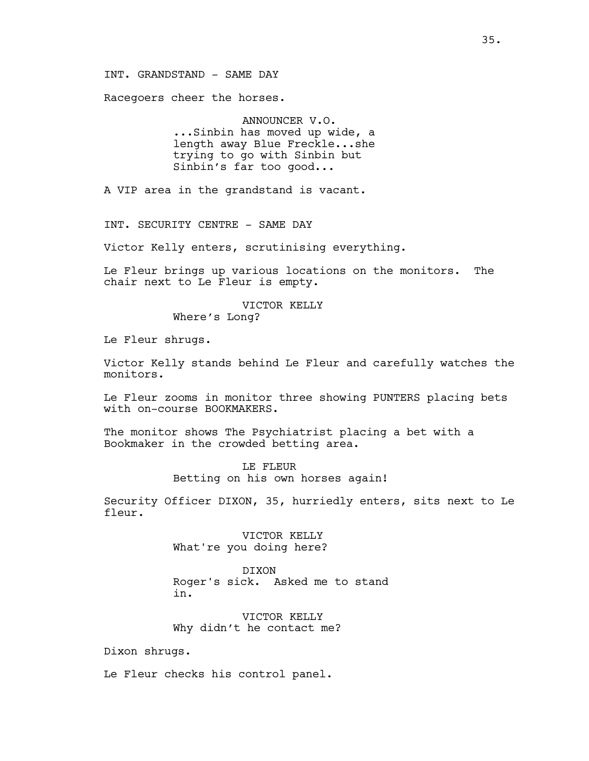INT. GRANDSTAND - SAME DAY

Racegoers cheer the horses.

ANNOUNCER V.O.
...Sinbin has moved up wide, a length away Blue Freckle...she trying to go with Sinbin but Sinbin's far too good...

A VIP area in the grandstand is vacant.

INT. SECURITY CENTRE - SAME DAY

Victor Kelly enters, scrutinising everything.

Le Fleur brings up various locations on the monitors. The chair next to Le Fleur is empty.

VICTOR KELLY
Where's Long?

Le Fleur shrugs.

Victor Kelly stands behind Le Fleur and carefully watches the monitors.

Le Fleur zooms in monitor three showing PUNTERS placing bets with on-course BOOKMAKERS.

The monitor shows The Psychiatrist placing a bet with a Bookmaker in the crowded betting area.

LE FLEUR
Betting on his own horses again!

Security Officer DIXON, 35, hurriedly enters, sits next to Le fleur.

VICTOR KELLY
What're you doing here?

DIXON
Roger's sick. Asked me to stand in.

VICTOR KELLY
Why didn't he contact me?

Dixon shrugs.

Le Fleur checks his control panel.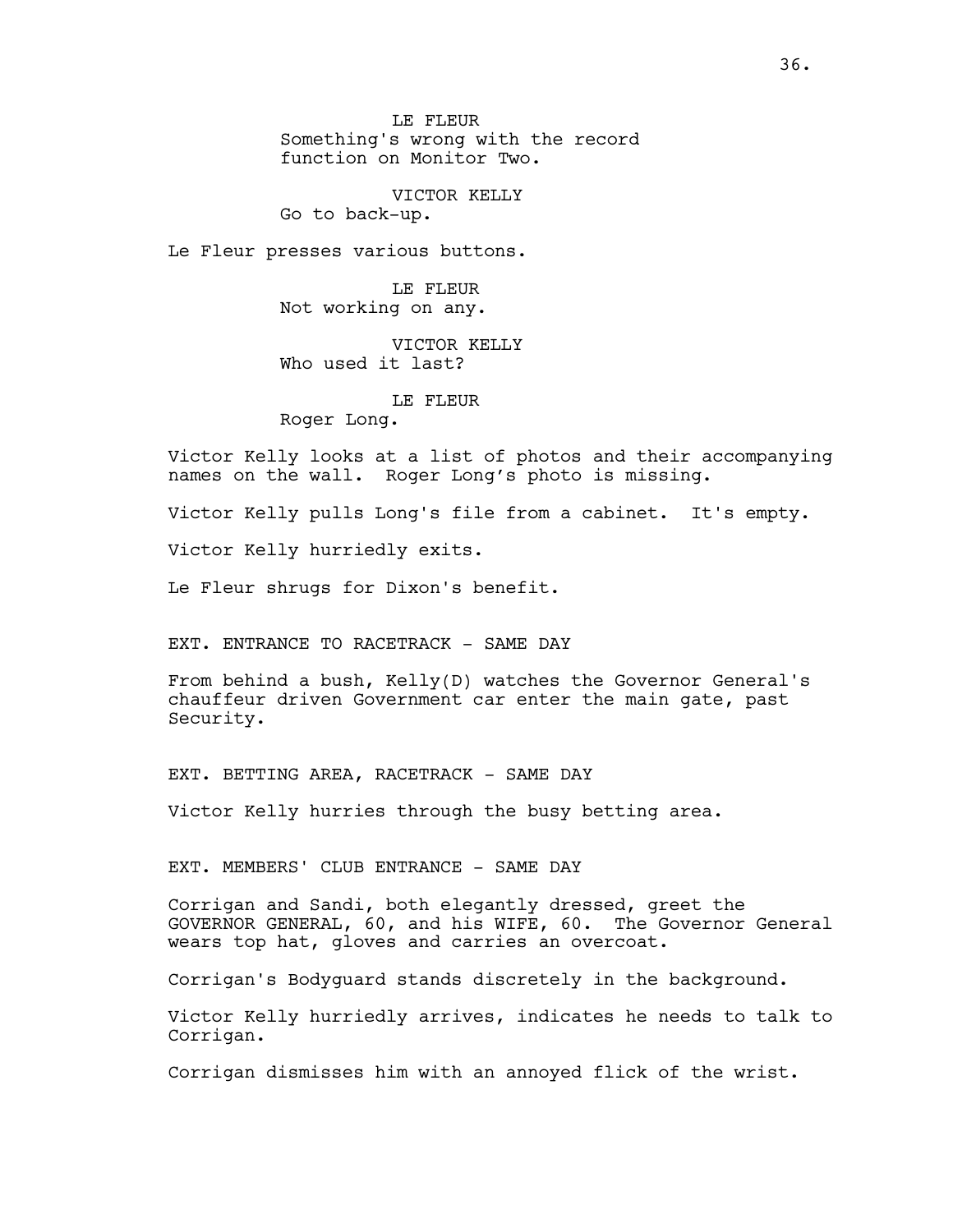LE FLEUR
Something's wrong with the record function on Monitor Two.

VICTOR KELLY
Go to back-up.

Le Fleur presses various buttons.

LE FLEUR
Not working on any.

VICTOR KELLY
Who used it last?

LE FLEUR
Roger Long.

Victor Kelly looks at a list of photos and their accompanying names on the wall. Roger Long's photo is missing.

Victor Kelly pulls Long's file from a cabinet. It's empty.

Victor Kelly hurriedly exits.

Le Fleur shrugs for Dixon's benefit.

EXT. ENTRANCE TO RACETRACK - SAME DAY

From behind a bush, Kelly(D) watches the Governor General's chauffeur driven Government car enter the main gate, past Security.

EXT. BETTING AREA, RACETRACK - SAME DAY

Victor Kelly hurries through the busy betting area.

EXT. MEMBERS' CLUB ENTRANCE - SAME DAY

Corrigan and Sandi, both elegantly dressed, greet the GOVERNOR GENERAL, 60, and his WIFE, 60. The Governor General wears top hat, gloves and carries an overcoat.

Corrigan's Bodyguard stands discretely in the background.

Victor Kelly hurriedly arrives, indicates he needs to talk to Corrigan.

Corrigan dismisses him with an annoyed flick of the wrist.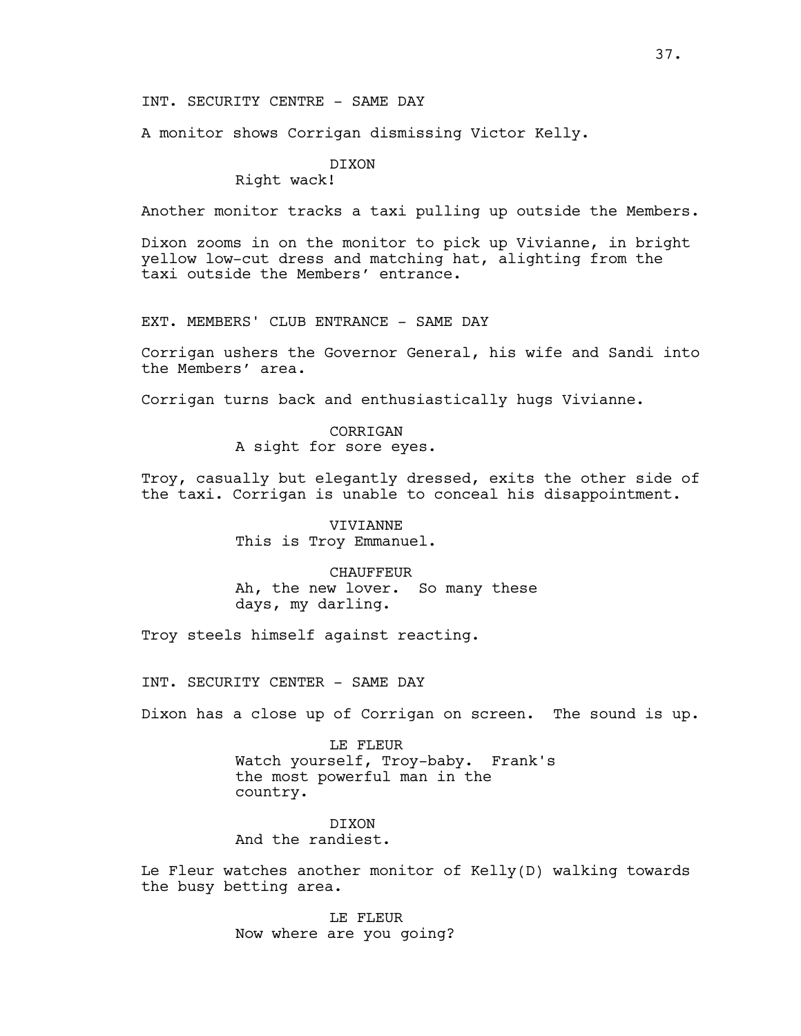INT. SECURITY CENTRE - SAME DAY

A monitor shows Corrigan dismissing Victor Kelly.

DIXON
Right wack!

Another monitor tracks a taxi pulling up outside the Members.

Dixon zooms in on the monitor to pick up Vivianne, in bright yellow low-cut dress and matching hat, alighting from the taxi outside the Members' entrance.

EXT. MEMBERS' CLUB ENTRANCE - SAME DAY

Corrigan ushers the Governor General, his wife and Sandi into the Members' area.

Corrigan turns back and enthusiastically hugs Vivianne.

CORRIGAN
A sight for sore eyes.

Troy, casually but elegantly dressed, exits the other side of the taxi. Corrigan is unable to conceal his disappointment.

VIVIANNE
This is Troy Emmanuel.

CHAUFFEUR
Ah, the new lover. So many these days, my darling.

Troy steels himself against reacting.

INT. SECURITY CENTER - SAME DAY

Dixon has a close up of Corrigan on screen. The sound is up.

LE FLEUR
Watch yourself, Troy-baby. Frank's the most powerful man in the country.

DIXON
And the randiest.

Le Fleur watches another monitor of Kelly(D) walking towards the busy betting area.

LE FLEUR
Now where are you going?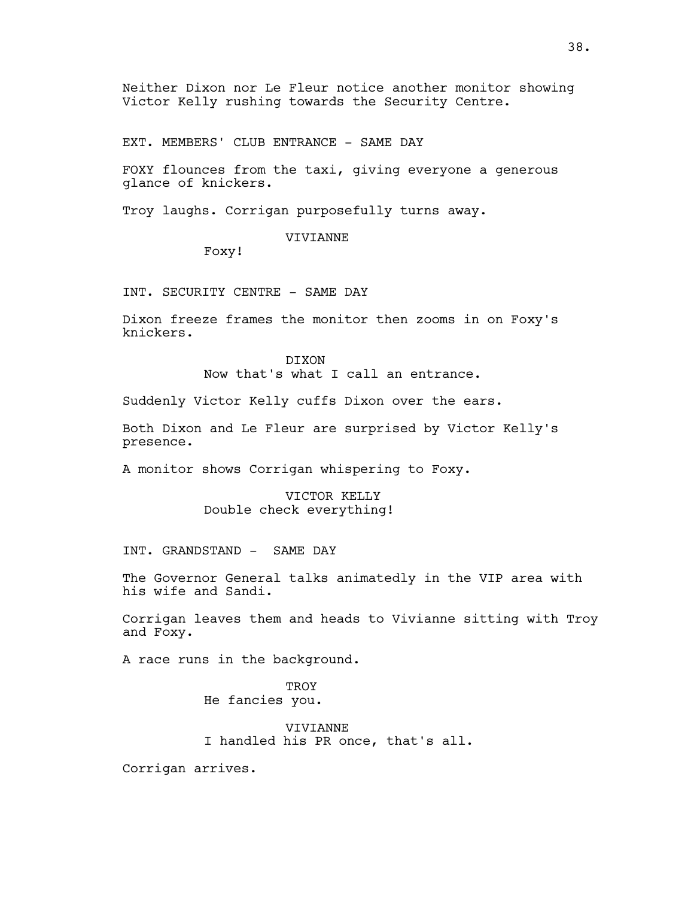Neither Dixon nor Le Fleur notice another monitor showing Victor Kelly rushing towards the Security Centre.

EXT. MEMBERS' CLUB ENTRANCE - SAME DAY

FOXY flounces from the taxi, giving everyone a generous glance of knickers.

Troy laughs. Corrigan purposefully turns away.

VIVIANNE

Foxy!

INT. SECURITY CENTRE - SAME DAY

Dixon freeze frames the monitor then zooms in on Foxy's knickers.

DIXON

Now that's what I call an entrance.

Suddenly Victor Kelly cuffs Dixon over the ears.

Both Dixon and Le Fleur are surprised by Victor Kelly's presence.

A monitor shows Corrigan whispering to Foxy.

VICTOR KELLY

Double check everything!

INT. GRANDSTAND - SAME DAY

The Governor General talks animatedly in the VIP area with his wife and Sandi.

Corrigan leaves them and heads to Vivianne sitting with Troy and Foxy.

A race runs in the background.

TROY

He fancies you.

VIVIANNE

I handled his PR once, that's all.

Corrigan arrives.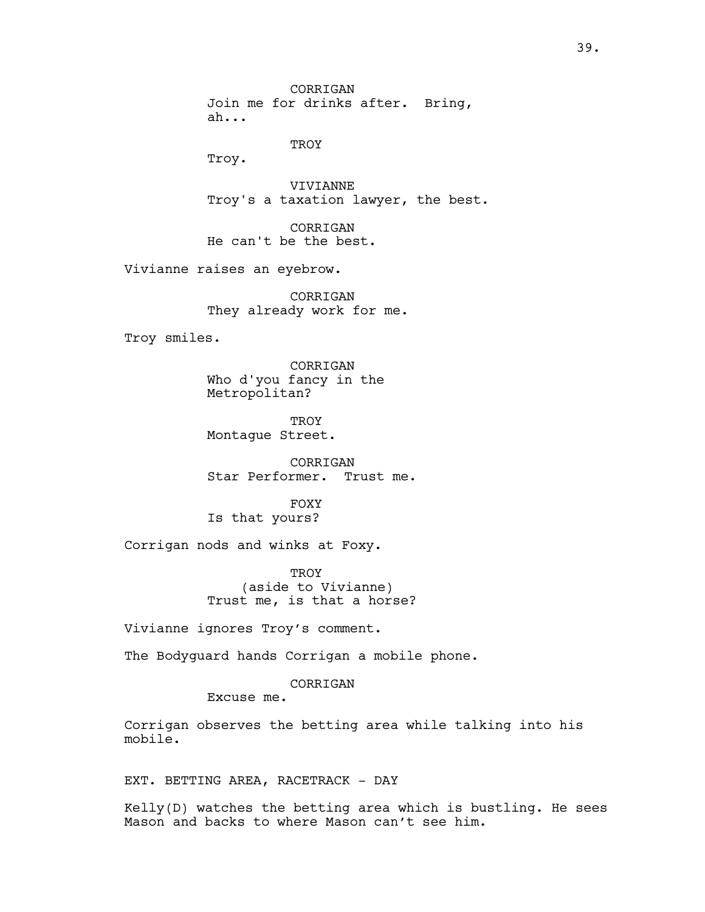CORRIGAN
Join me for drinks after. Bring, ah...

TROY
Troy.

VIVIANNE
Troy's a taxation lawyer, the best.

CORRIGAN
He can't be the best.

Vivianne raises an eyebrow.

CORRIGAN
They already work for me.

Troy smiles.

CORRIGAN
Who d'you fancy in the Metropolitan?

TROY
Montague Street.

CORRIGAN
Star Performer. Trust me.

FOXY
Is that yours?

Corrigan nods and winks at Foxy.

TROY
(aside to Vivianne)
Trust me, is that a horse?

Vivianne ignores Troy’s comment.

The Bodyguard hands Corrigan a mobile phone.

CORRIGAN
Excuse me.

Corrigan observes the betting area while talking into his mobile.

EXT. BETTING AREA, RACETRACK - DAY

Kelly(D) watches the betting area which is bustling. He sees Mason and backs to where Mason can’t see him.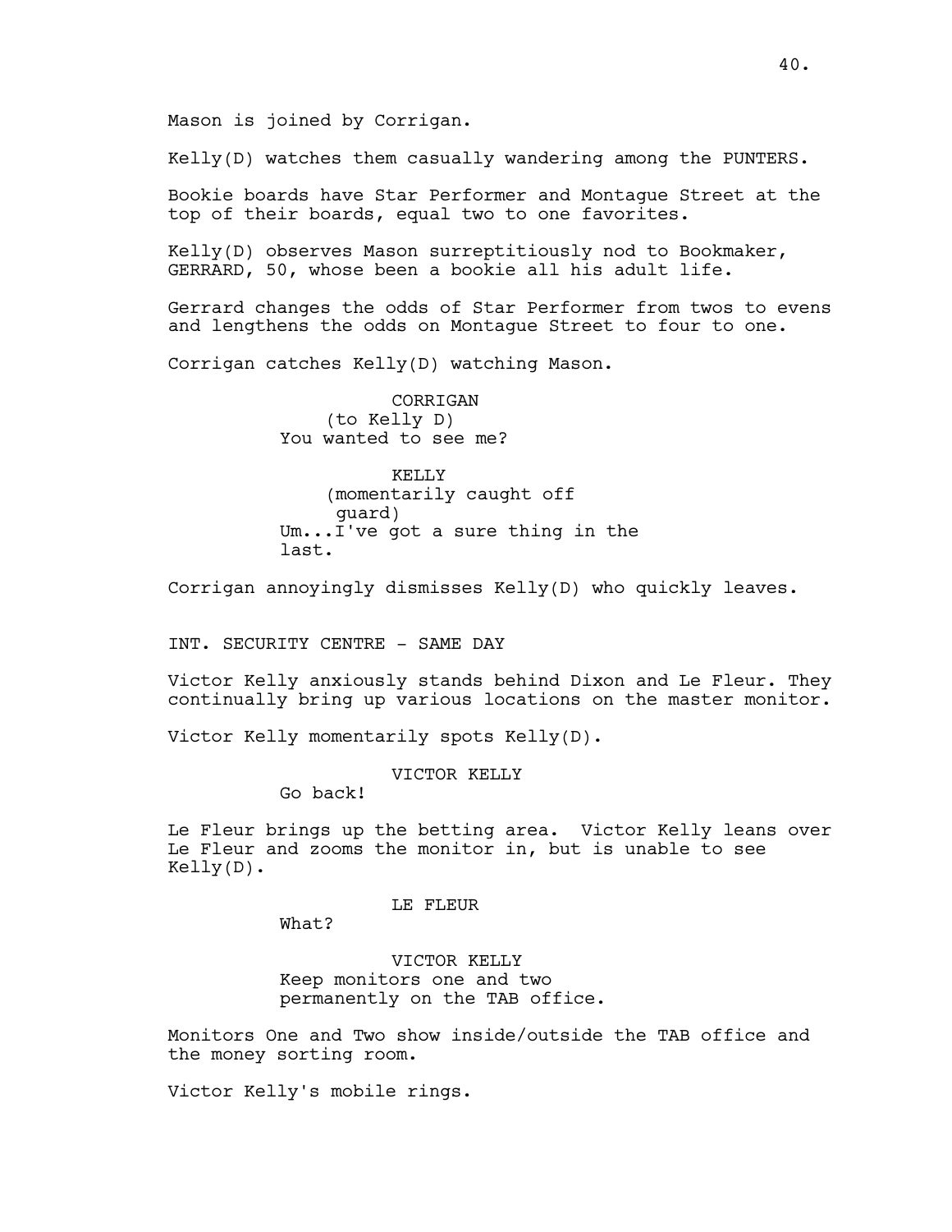Mason is joined by Corrigan.

Kelly(D) watches them casually wandering among the PUNTERS.

Bookie boards have Star Performer and Montague Street at the top of their boards, equal two to one favorites.

Kelly(D) observes Mason surreptitiously nod to Bookmaker, GERRARD, 50, whose been a bookie all his adult life.

Gerrard changes the odds of Star Performer from twos to evens and lengthens the odds on Montague Street to four to one.

Corrigan catches Kelly(D) watching Mason.

CORRIGAN
(to Kelly D)
You wanted to see me?

KELLY
(momentarily caught off guard)
Um...I've got a sure thing in the last.

Corrigan annoyingly dismisses Kelly(D) who quickly leaves.

INT. SECURITY CENTRE - SAME DAY

Victor Kelly anxiously stands behind Dixon and Le Fleur. They continually bring up various locations on the master monitor.

Victor Kelly momentarily spots Kelly(D).

VICTOR KELLY
Go back!

Le Fleur brings up the betting area. Victor Kelly leans over Le Fleur and zooms the monitor in, but is unable to see Kelly(D).

LE FLEUR
What?

VICTOR KELLY
Keep monitors one and two permanently on the TAB office.

Monitors One and Two show inside/outside the TAB office and the money sorting room.

Victor Kelly's mobile rings.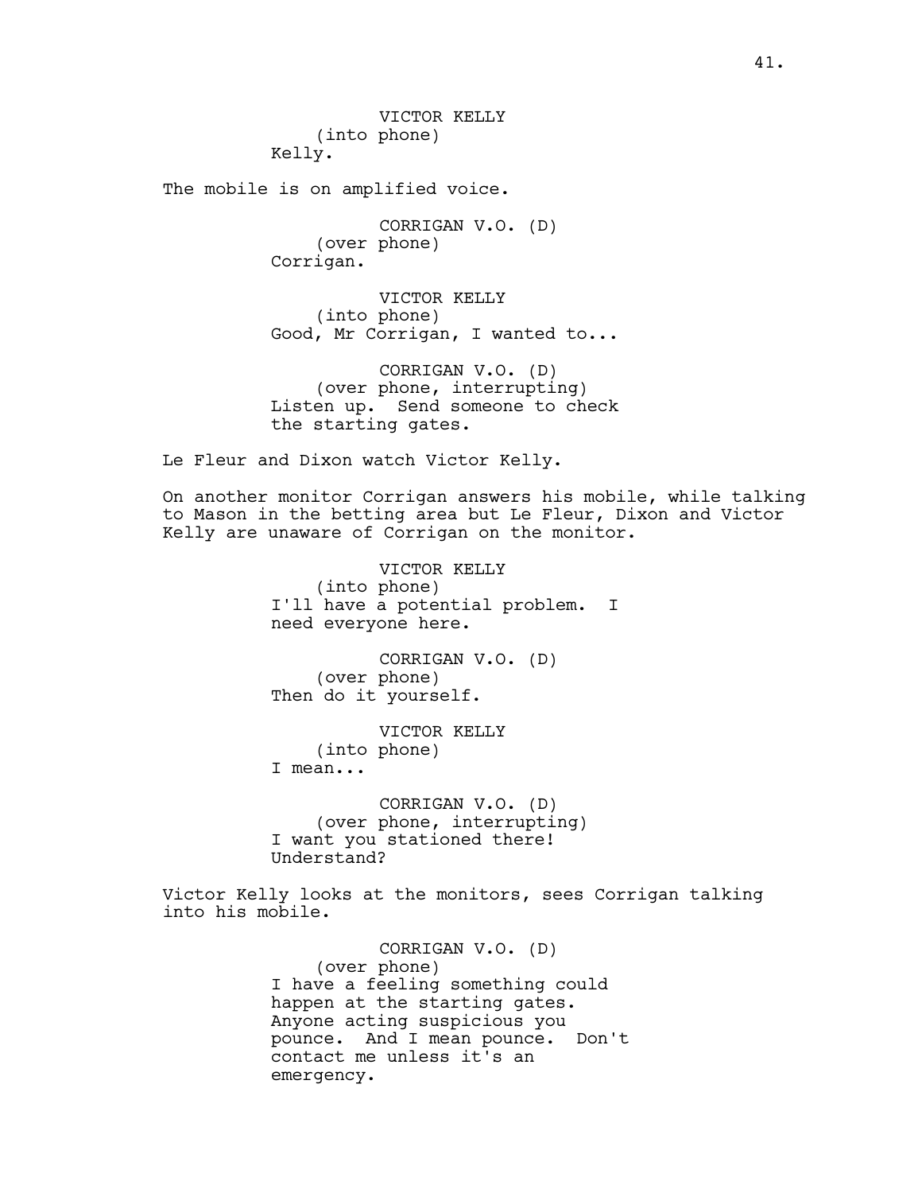VICTOR KELLY
(into phone)
Kelly.

The mobile is on amplified voice.

CORRIGAN V.O. (D)
(over phone)
Corrigan.

VICTOR KELLY
(into phone)
Good, Mr Corrigan, I wanted to...

CORRIGAN V.O. (D)
(over phone, interrupting)
Listen up. Send someone to check the starting gates.

Le Fleur and Dixon watch Victor Kelly.

On another monitor Corrigan answers his mobile, while talking to Mason in the betting area but Le Fleur, Dixon and Victor Kelly are unaware of Corrigan on the monitor.

VICTOR KELLY
(into phone)
I'll have a potential problem. I need everyone here.

CORRIGAN V.O. (D)
(over phone)
Then do it yourself.

VICTOR KELLY
(into phone)
I mean...

CORRIGAN V.O. (D)
(over phone, interrupting)
I want you stationed there! Understand?

Victor Kelly looks at the monitors, sees Corrigan talking into his mobile.

CORRIGAN V.O. (D)
(over phone)
I have a feeling something could happen at the starting gates. Anyone acting suspicious you pounce. And I mean pounce. Don't contact me unless it's an emergency.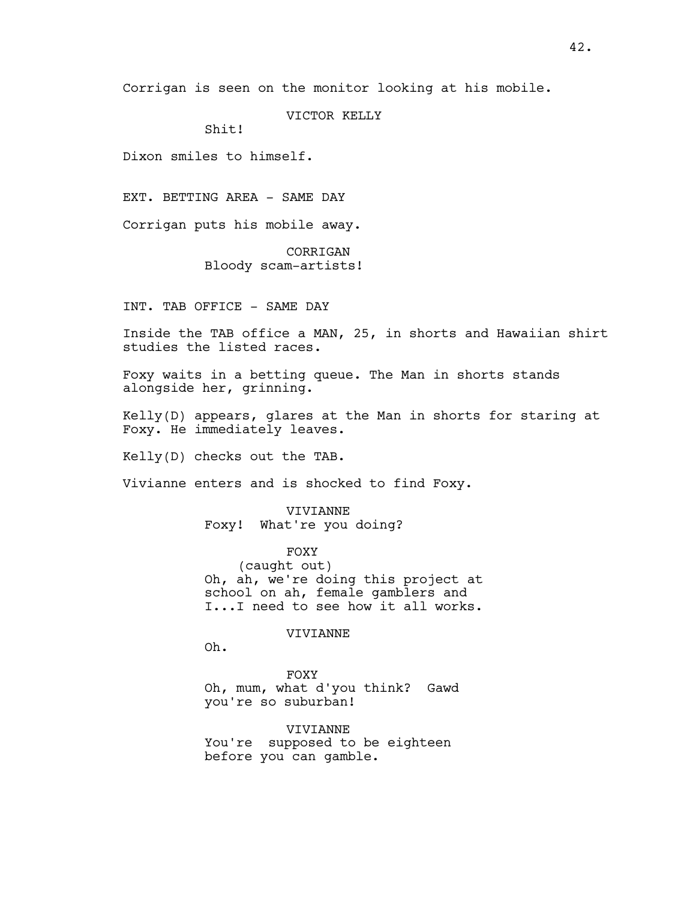Corrigan is seen on the monitor looking at his mobile.

VICTOR KELLY

Shit!

Dixon smiles to himself.

EXT. BETTING AREA - SAME DAY

Corrigan puts his mobile away.

CORRIGAN

Bloody scam-artists!

INT. TAB OFFICE - SAME DAY

Inside the TAB office a MAN, 25, in shorts and Hawaiian shirt studies the listed races.

Foxy waits in a betting queue. The Man in shorts stands alongside her, grinning.

Kelly(D) appears, glares at the Man in shorts for staring at Foxy. He immediately leaves.

Kelly(D) checks out the TAB.

Vivianne enters and is shocked to find Foxy.

VIVIANNE

Foxy! What're you doing?

FOXY

(caught out)

Oh, ah, we're doing this project at school on ah, female gamblers and I...I need to see how it all works.

VIVIANNE

Oh.

FOXY

Oh, mum, what d'you think? Gawd you're so suburban!

VIVIANNE

You're supposed to be eighteen before you can gamble.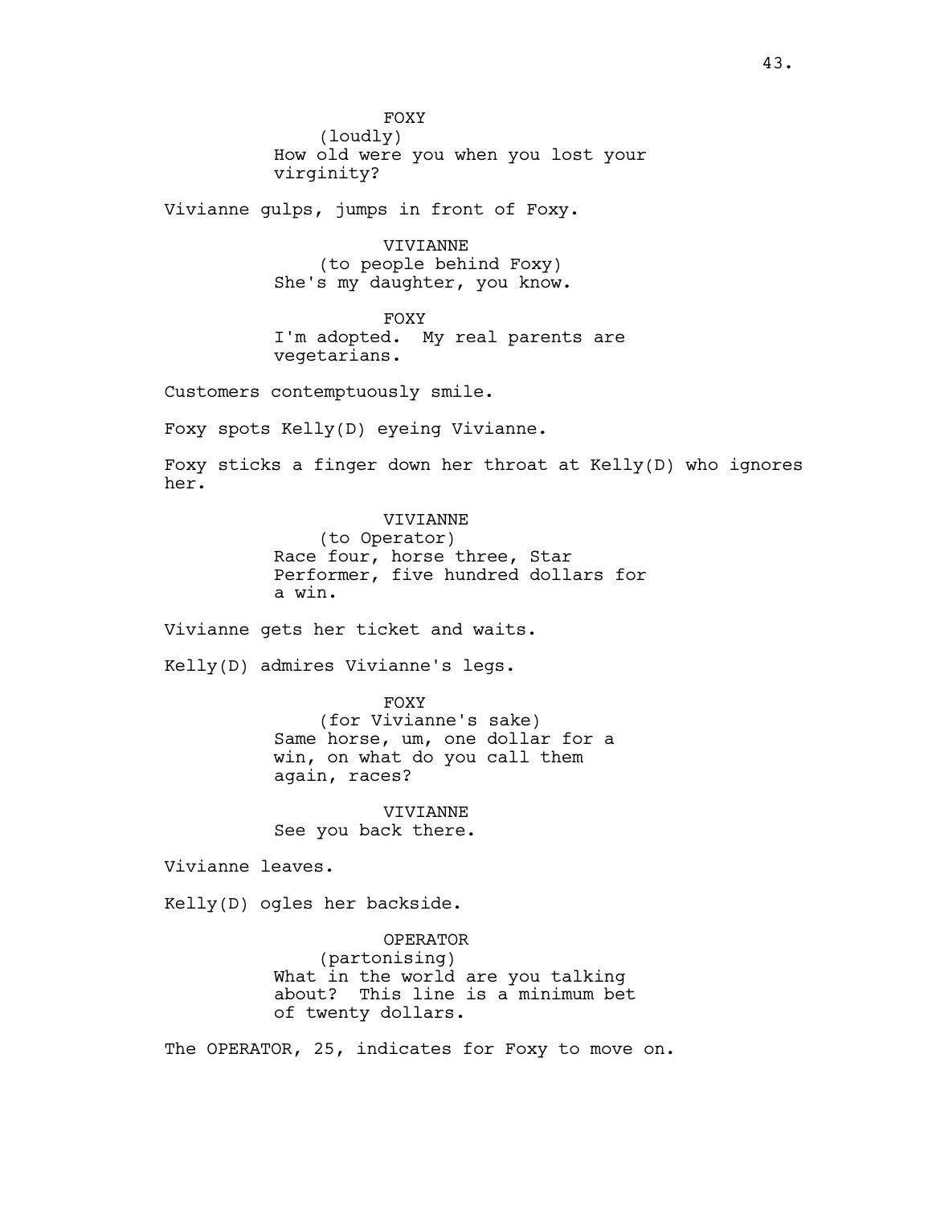FOXY
(loudly)
How old were you when you lost your virginity?

Vivianne gulps, jumps in front of Foxy.

VIVIANNE
(to people behind Foxy)
She's my daughter, you know.

FOXY
I'm adopted. My real parents are vegetarians.

Customers contemptuously smile.

Foxy spots Kelly(D) eyeing Vivianne.

Foxy sticks a finger down her throat at Kelly(D) who ignores her.

VIVIANNE
(to Operator)
Race four, horse three, Star Performer, five hundred dollars for a win.

Vivianne gets her ticket and waits.

Kelly(D) admires Vivianne's legs.

FOXY
(for Vivianne's sake)
Same horse, um, one dollar for a win, on what do you call them again, races?

VIVIANNE
See you back there.

Vivianne leaves.

Kelly(D) ogles her backside.

OPERATOR
(partonising)
What in the world are you talking about? This line is a minimum bet of twenty dollars.

The OPERATOR, 25, indicates for Foxy to move on.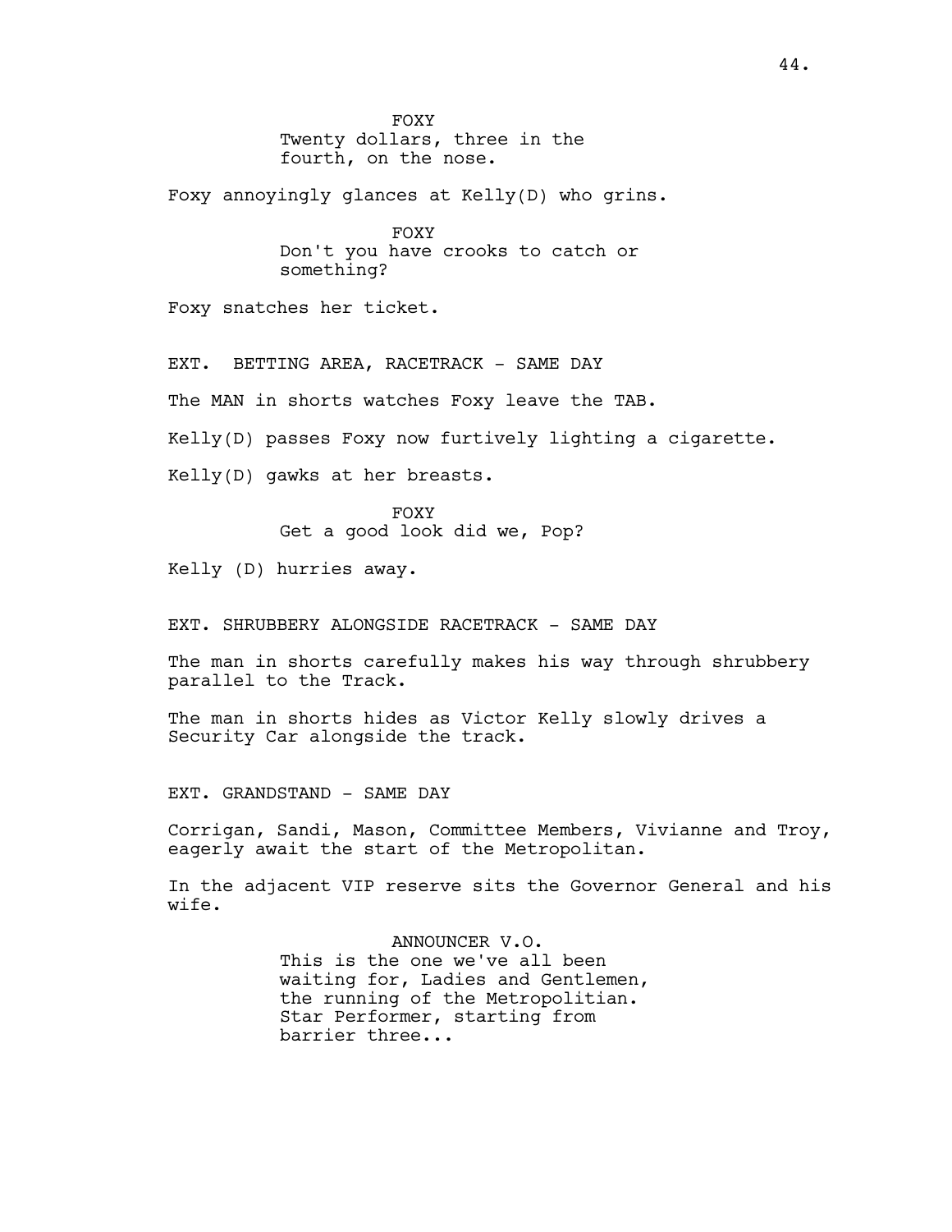FOXY
Twenty dollars, three in the fourth, on the nose.

Foxy annoyingly glances at Kelly(D) who grins.

FOXY
Don't you have crooks to catch or something?

Foxy snatches her ticket.

EXT. BETTING AREA, RACETRACK - SAME DAY

The MAN in shorts watches Foxy leave the TAB.

Kelly(D) passes Foxy now furtively lighting a cigarette.

Kelly(D) gawks at her breasts.

FOXY
Get a good look did we, Pop?

Kelly (D) hurries away.

EXT. SHRUBBERY ALONGSIDE RACETRACK - SAME DAY

The man in shorts carefully makes his way through shrubbery parallel to the Track.

The man in shorts hides as Victor Kelly slowly drives a Security Car alongside the track.

EXT. GRANDSTAND - SAME DAY

Corrigan, Sandi, Mason, Committee Members, Vivianne and Troy, eagerly await the start of the Metropolitan.

In the adjacent VIP reserve sits the Governor General and his wife.

ANNOUNCER V.O.
This is the one we've all been waiting for, Ladies and Gentlemen, the running of the Metropolitan. Star Performer, starting from barrier three...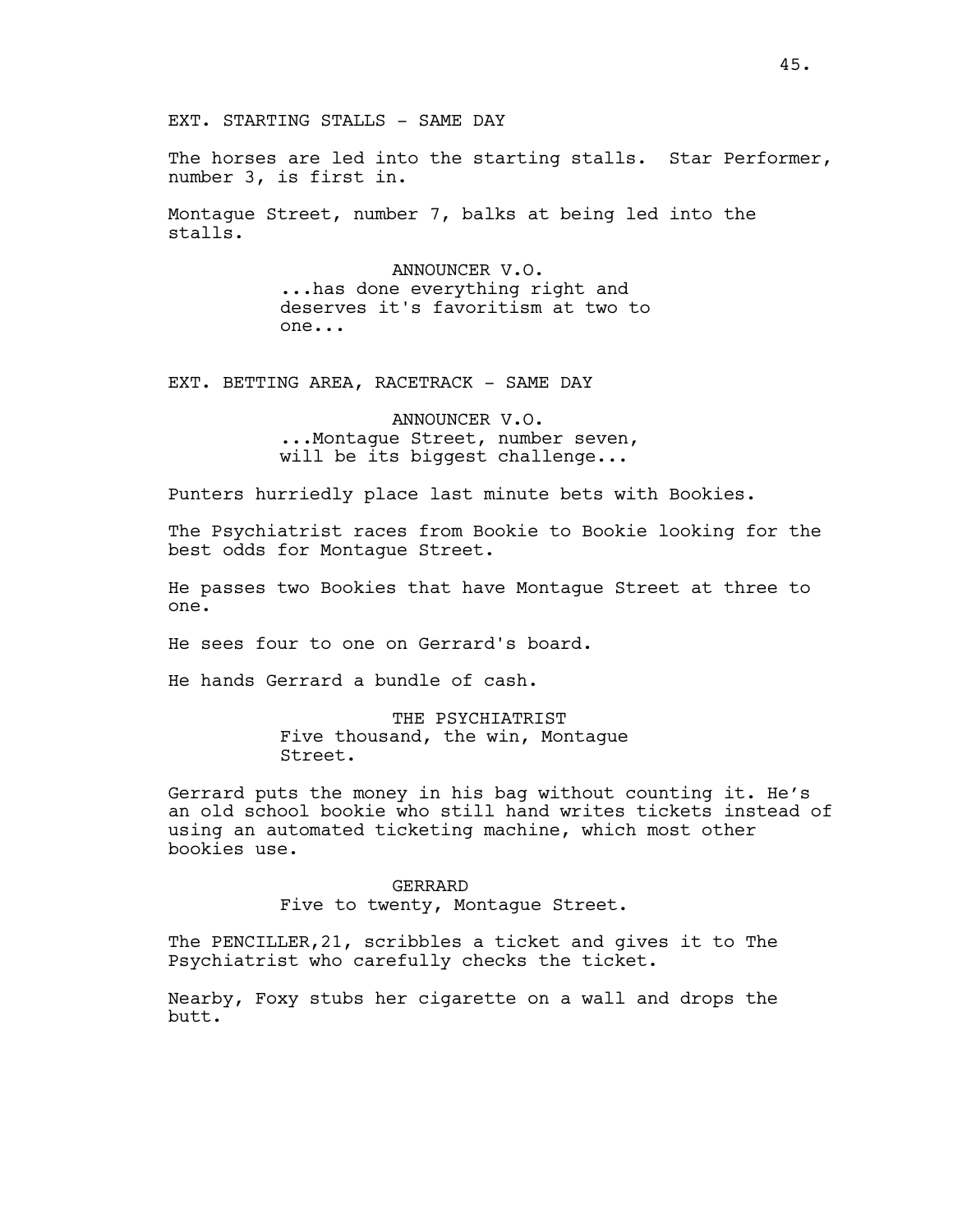EXT. STARTING STALLS - SAME DAY

The horses are led into the starting stalls. Star Performer, number 3, is first in.

Montague Street, number 7, balks at being led into the stalls.

ANNOUNCER V.O.
...has done everything right and deserves it's favoritism at two to one...

EXT. BETTING AREA, RACETRACK - SAME DAY

ANNOUNCER V.O.
...Montague Street, number seven, will be its biggest challenge...

Punters hurriedly place last minute bets with Bookies.

The Psychiatrist races from Bookie to Bookie looking for the best odds for Montague Street.

He passes two Bookies that have Montague Street at three to one.

He sees four to one on Gerrard's board.

He hands Gerrard a bundle of cash.

THE PSYCHIATRIST
Five thousand, the win, Montague Street.

Gerrard puts the money in his bag without counting it. He's an old school bookie who still hand writes tickets instead of using an automated ticketing machine, which most other bookies use.

GERRARD
Five to twenty, Montague Street.

The PENCILLER,21, scribbles a ticket and gives it to The Psychiatrist who carefully checks the ticket.

Nearby, Foxy stubs her cigarette on a wall and drops the butt.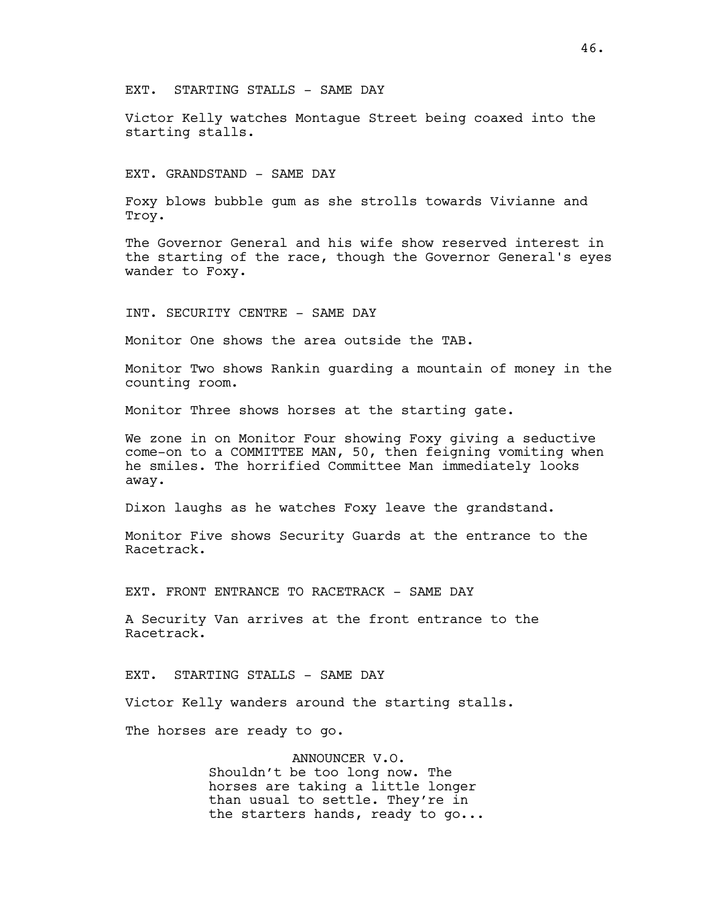EXT. STARTING STALLS - SAME DAY

Victor Kelly watches Montague Street being coaxed into the starting stalls.

EXT. GRANDSTAND - SAME DAY

Foxy blows bubble gum as she strolls towards Vivianne and Troy.

The Governor General and his wife show reserved interest in the starting of the race, though the Governor General's eyes wander to Foxy.

INT. SECURITY CENTRE - SAME DAY

Monitor One shows the area outside the TAB.

Monitor Two shows Rankin guarding a mountain of money in the counting room.

Monitor Three shows horses at the starting gate.

We zone in on Monitor Four showing Foxy giving a seductive come-on to a COMMITTEE MAN, 50, then feigning vomiting when he smiles. The horrified Committee Man immediately looks away.

Dixon laughs as he watches Foxy leave the grandstand.

Monitor Five shows Security Guards at the entrance to the Racetrack.

EXT. FRONT ENTRANCE TO RACETRACK - SAME DAY

A Security Van arrives at the front entrance to the Racetrack.

EXT. STARTING STALLS - SAME DAY

Victor Kelly wanders around the starting stalls.

The horses are ready to go.

ANNOUNCER V.O.
Shouldn't be too long now. The horses are taking a little longer than usual to settle. They're in the starters hands, ready to go...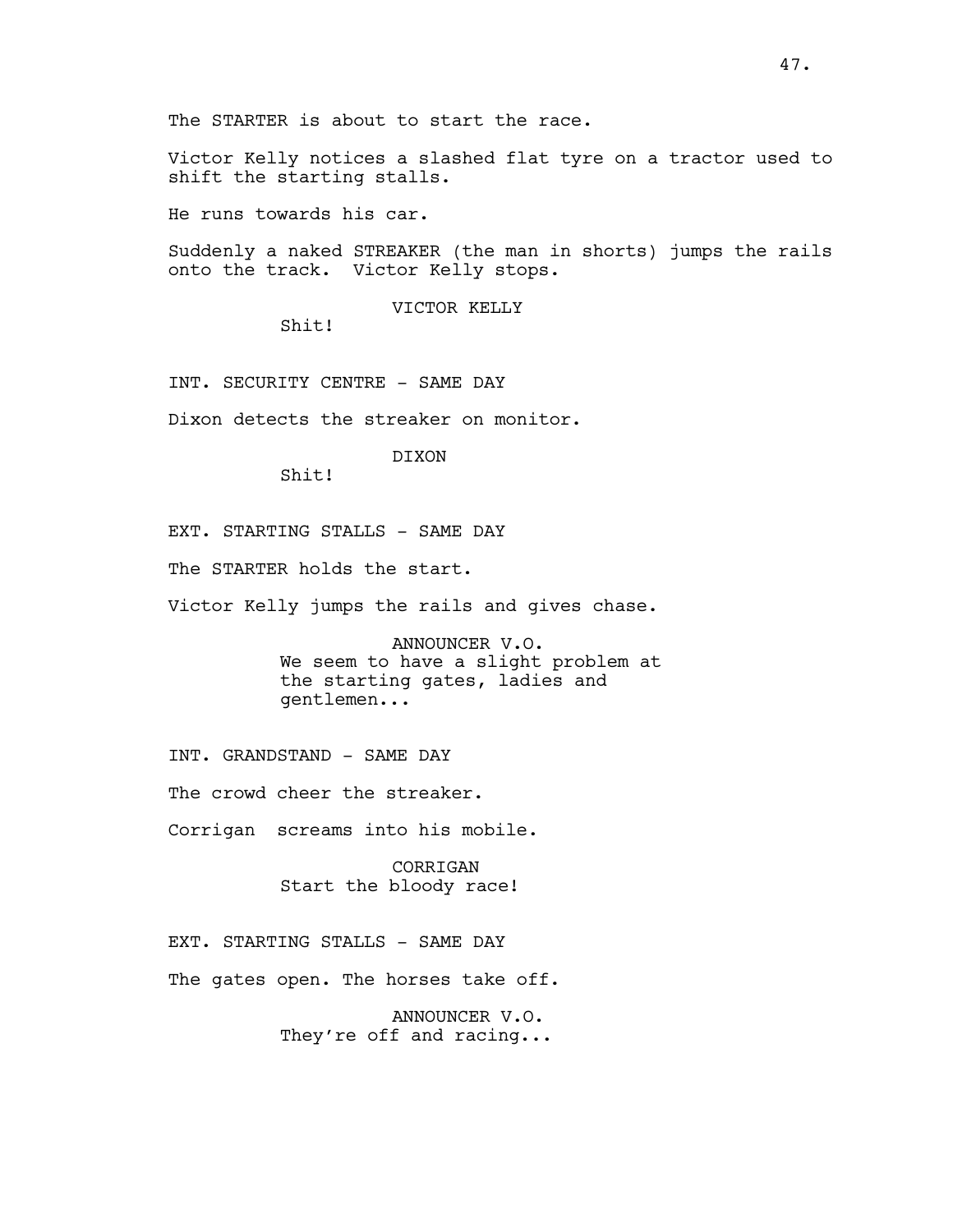The STARTER is about to start the race.

Victor Kelly notices a slashed flat tyre on a tractor used to shift the starting stalls.

He runs towards his car.

Suddenly a naked STREAKER (the man in shorts) jumps the rails onto the track. Victor Kelly stops.

VICTOR KELLY
Shit!

INT. SECURITY CENTRE - SAME DAY

Dixon detects the streaker on monitor.

DIXON
Shit!

EXT. STARTING STALLS - SAME DAY

The STARTER holds the start.

Victor Kelly jumps the rails and gives chase.

ANNOUNCER V.O.
We seem to have a slight problem at the starting gates, ladies and gentlemen...

INT. GRANDSTAND - SAME DAY

The crowd cheer the streaker.

Corrigan screams into his mobile.

CORRIGAN
Start the bloody race!

EXT. STARTING STALLS - SAME DAY

The gates open. The horses take off.

ANNOUNCER V.O.
They're off and racing...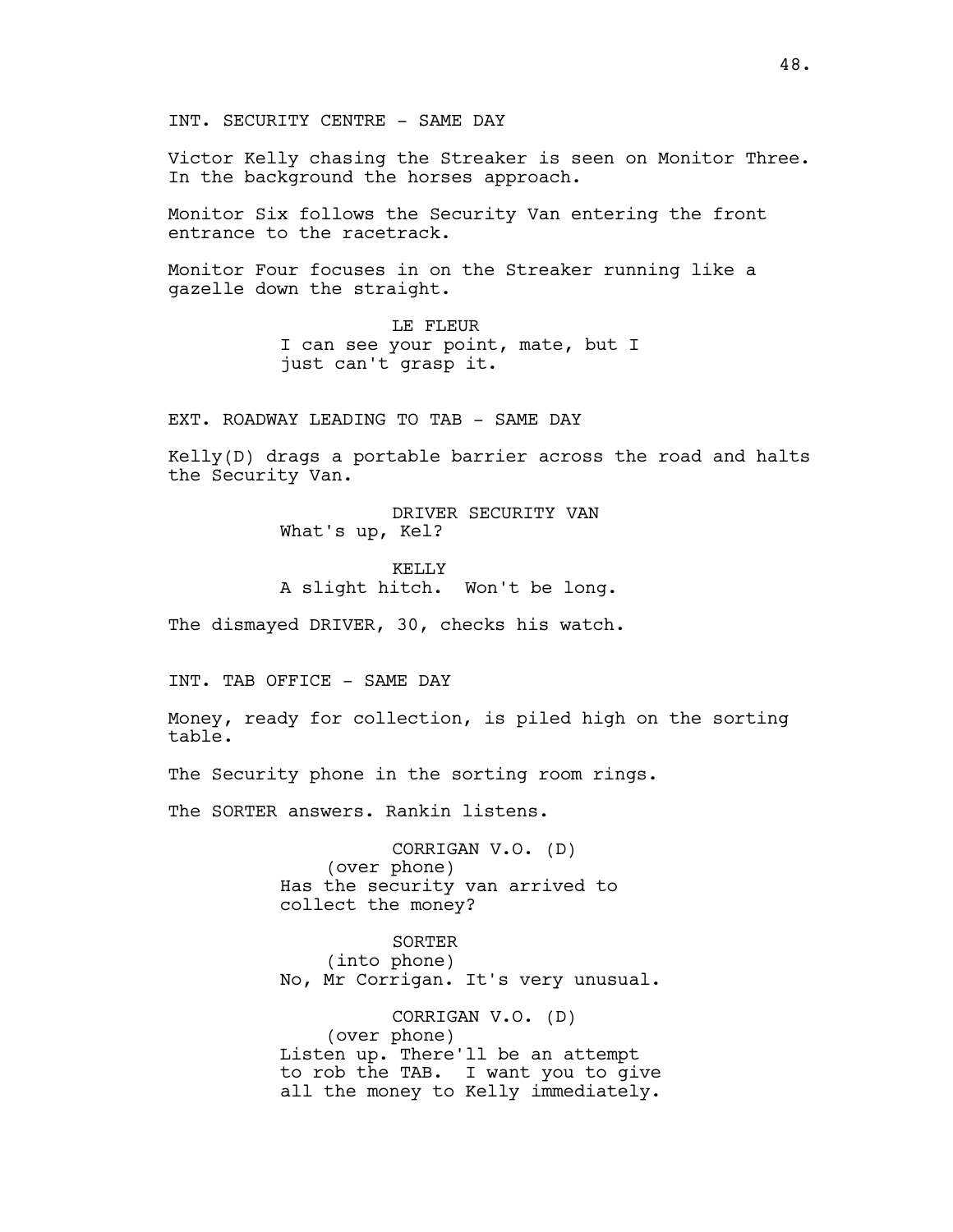INT. SECURITY CENTRE - SAME DAY

Victor Kelly chasing the Streaker is seen on Monitor Three. In the background the horses approach.

Monitor Six follows the Security Van entering the front entrance to the racetrack.

Monitor Four focuses in on the Streaker running like a gazelle down the straight.

LE FLEUR
I can see your point, mate, but I just can't grasp it.

EXT. ROADWAY LEADING TO TAB - SAME DAY

Kelly(D) drags a portable barrier across the road and halts the Security Van.

DRIVER SECURITY VAN
What's up, Kel?

KELLY
A slight hitch. Won't be long.

The dismayed DRIVER, 30, checks his watch.

INT. TAB OFFICE - SAME DAY

Money, ready for collection, is piled high on the sorting table.

The Security phone in the sorting room rings.

The SORTER answers. Rankin listens.

CORRIGAN V.O. (D)
(over phone)
Has the security van arrived to collect the money?

SORTER
(into phone)
No, Mr Corrigan. It's very unusual.

CORRIGAN V.O. (D)
(over phone)
Listen up. There'll be an attempt to rob the TAB. I want you to give all the money to Kelly immediately.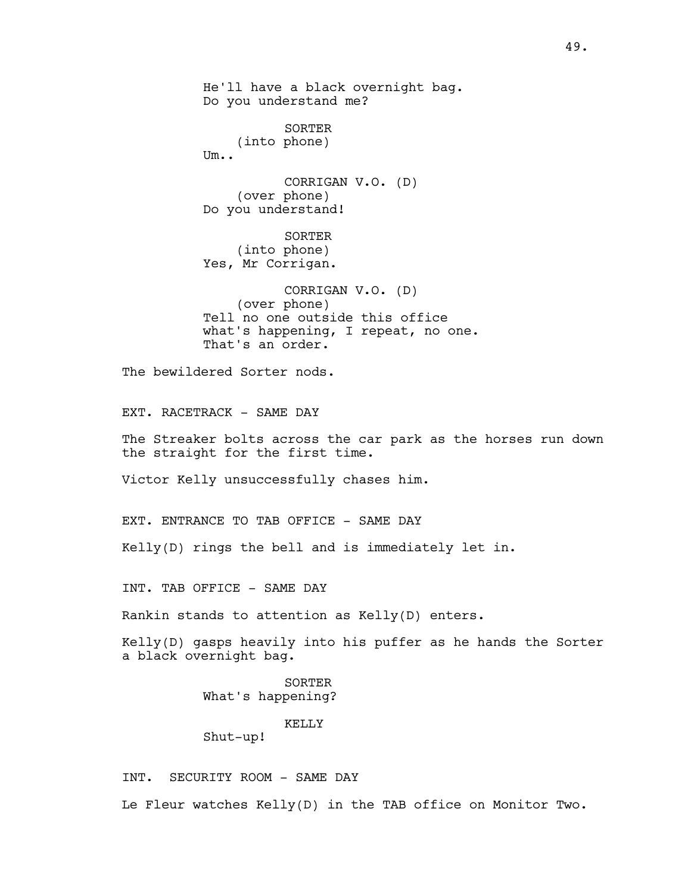He'll have a black overnight bag.
Do you understand me?

SORTER
(into phone)
Um..

CORRIGAN V.O. (D)
(over phone)
Do you understand!

SORTER
(into phone)
Yes, Mr Corrigan.

CORRIGAN V.O. (D)
(over phone)
Tell no one outside this office
what's happening, I repeat, no one.
That's an order.

The bewildered Sorter nods.

EXT. RACETRACK - SAME DAY

The Streaker bolts across the car park as the horses run down the straight for the first time.

Victor Kelly unsuccessfully chases him.

EXT. ENTRANCE TO TAB OFFICE - SAME DAY

Kelly(D) rings the bell and is immediately let in.

INT. TAB OFFICE - SAME DAY

Rankin stands to attention as Kelly(D) enters.

Kelly(D) gasps heavily into his puffer as he hands the Sorter a black overnight bag.

SORTER
What's happening?

KELLY
Shut-up!

INT. SECURITY ROOM - SAME DAY

Le Fleur watches Kelly(D) in the TAB office on Monitor Two.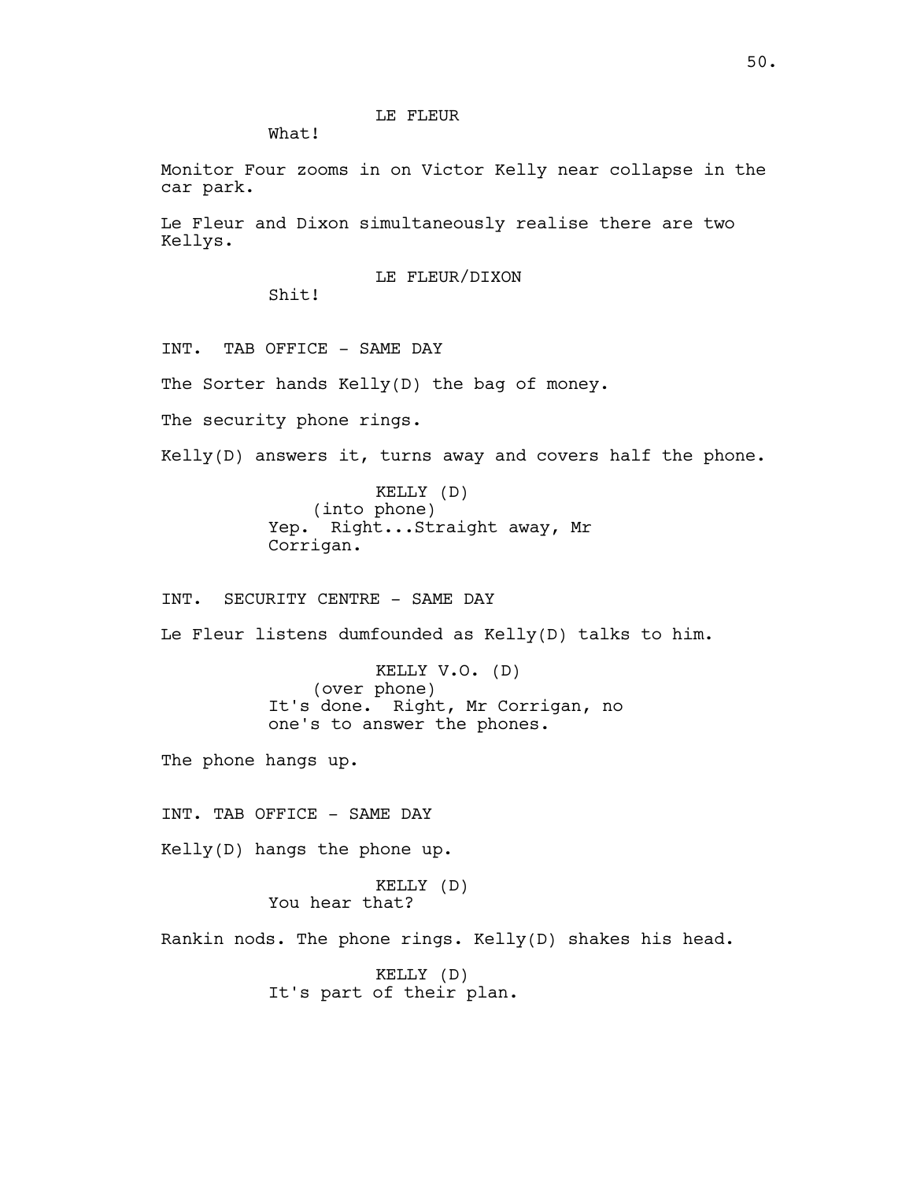LE FLEUR

What!

Monitor Four zooms in on Victor Kelly near collapse in the car park.

Le Fleur and Dixon simultaneously realise there are two Kellys.

LE FLEUR/DIXON

Shit!

INT. TAB OFFICE - SAME DAY

The Sorter hands Kelly(D) the bag of money.

The security phone rings.

Kelly(D) answers it, turns away and covers half the phone.

KELLY (D)
(into phone)
Yep. Right...Straight away, Mr Corrigan.

INT. SECURITY CENTRE - SAME DAY

Le Fleur listens dumfounded as Kelly(D) talks to him.

KELLY V.O. (D)
(over phone)
It's done. Right, Mr Corrigan, no one's to answer the phones.

The phone hangs up.

INT. TAB OFFICE - SAME DAY

Kelly(D) hangs the phone up.

KELLY (D)
You hear that?

Rankin nods. The phone rings. Kelly(D) shakes his head.

KELLY (D)
It's part of their plan.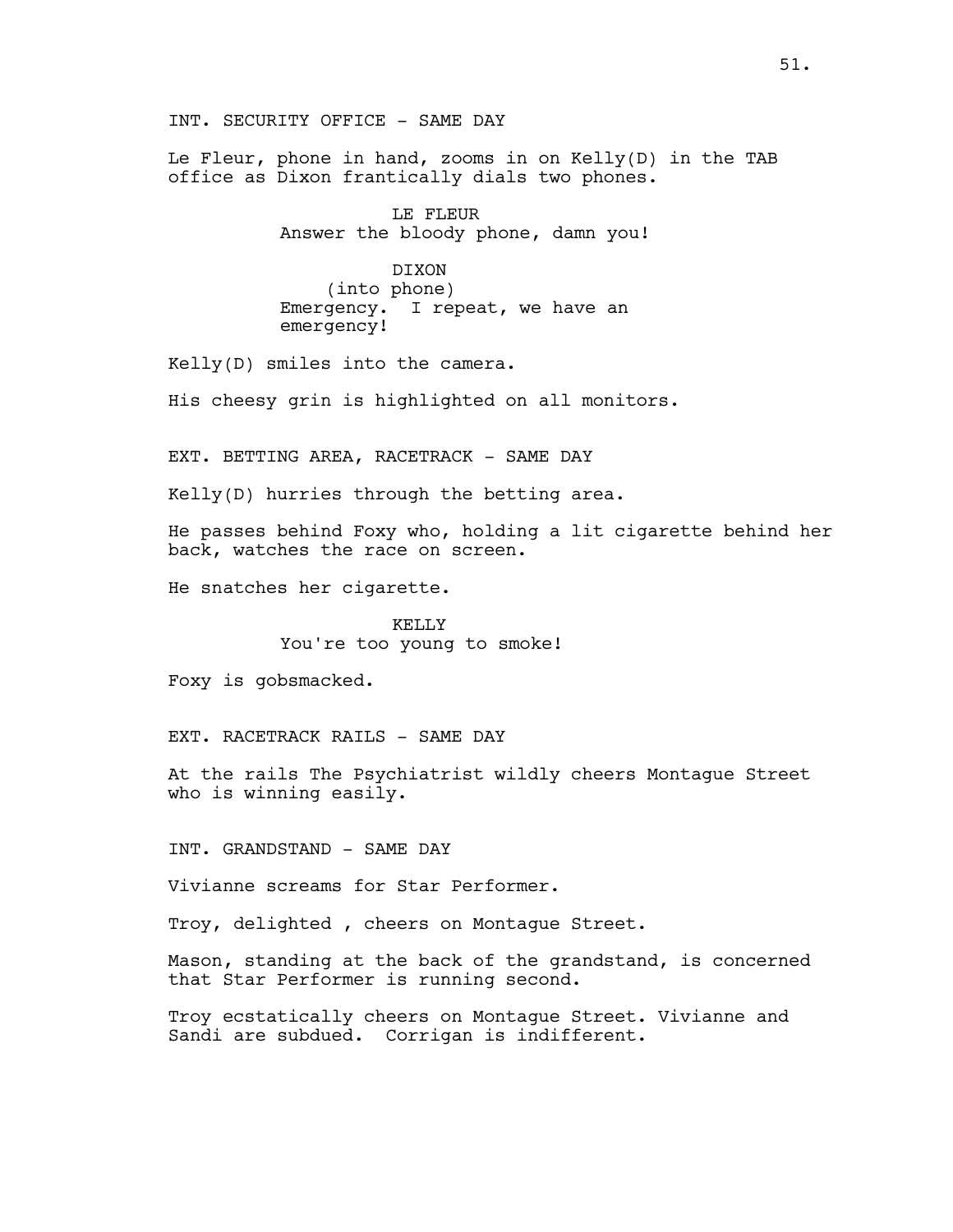INT. SECURITY OFFICE - SAME DAY

Le Fleur, phone in hand, zooms in on Kelly(D) in the TAB office as Dixon frantically dials two phones.

LE FLEUR
Answer the bloody phone, damn you!

DIXON
(into phone)
Emergency. I repeat, we have an emergency!

Kelly(D) smiles into the camera.

His cheesy grin is highlighted on all monitors.

EXT. BETTING AREA, RACETRACK - SAME DAY

Kelly(D) hurries through the betting area.

He passes behind Foxy who, holding a lit cigarette behind her back, watches the race on screen.

He snatches her cigarette.

KELLY
You're too young to smoke!

Foxy is gobsmacked.

EXT. RACETRACK RAILS - SAME DAY

At the rails The Psychiatrist wildly cheers Montague Street who is winning easily.

INT. GRANDSTAND - SAME DAY

Vivianne screams for Star Performer.

Troy, delighted , cheers on Montague Street.

Mason, standing at the back of the grandstand, is concerned that Star Performer is running second.

Troy ecstatically cheers on Montague Street. Vivianne and Sandi are subdued. Corrigan is indifferent.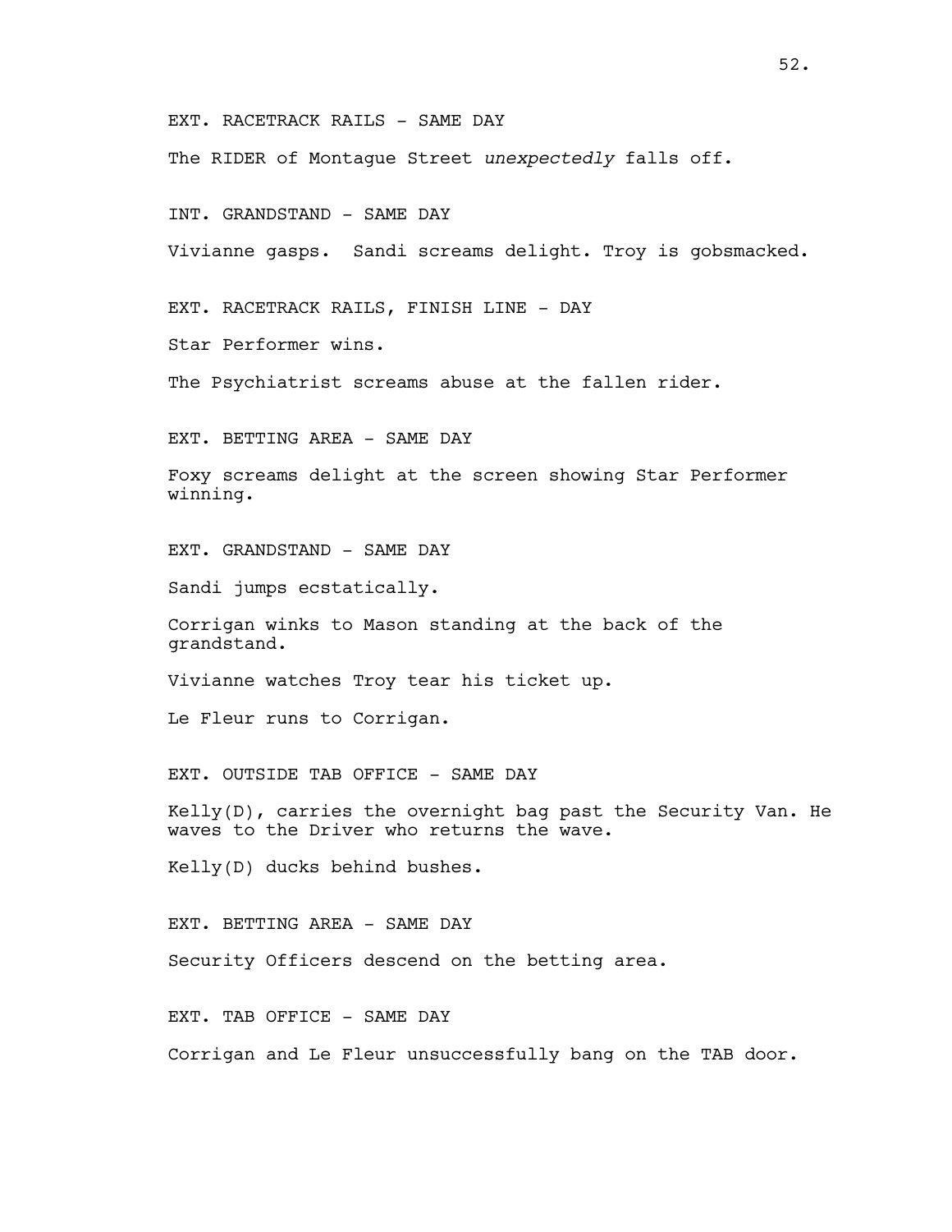EXT. RACETRACK RAILS - SAME DAY

The RIDER of Montague Street *unexpectedly* falls off.

INT. GRANDSTAND - SAME DAY

Vivianne gasps. Sandi screams delight. Troy is gobsmacked.

EXT. RACETRACK RAILS, FINISH LINE - DAY

Star Performer wins.

The Psychiatrist screams abuse at the fallen rider.

EXT. BETTING AREA - SAME DAY

Foxy screams delight at the screen showing Star Performer winning.

EXT. GRANDSTAND - SAME DAY

Sandi jumps ecstatically.

Corrigan winks to Mason standing at the back of the grandstand.

Vivianne watches Troy tear his ticket up.

Le Fleur runs to Corrigan.

EXT. OUTSIDE TAB OFFICE - SAME DAY

Kelly(D), carries the overnight bag past the Security Van. He waves to the Driver who returns the wave.

Kelly(D) ducks behind bushes.

EXT. BETTING AREA - SAME DAY

Security Officers descend on the betting area.

EXT. TAB OFFICE - SAME DAY

Corrigan and Le Fleur unsuccessfully bang on the TAB door.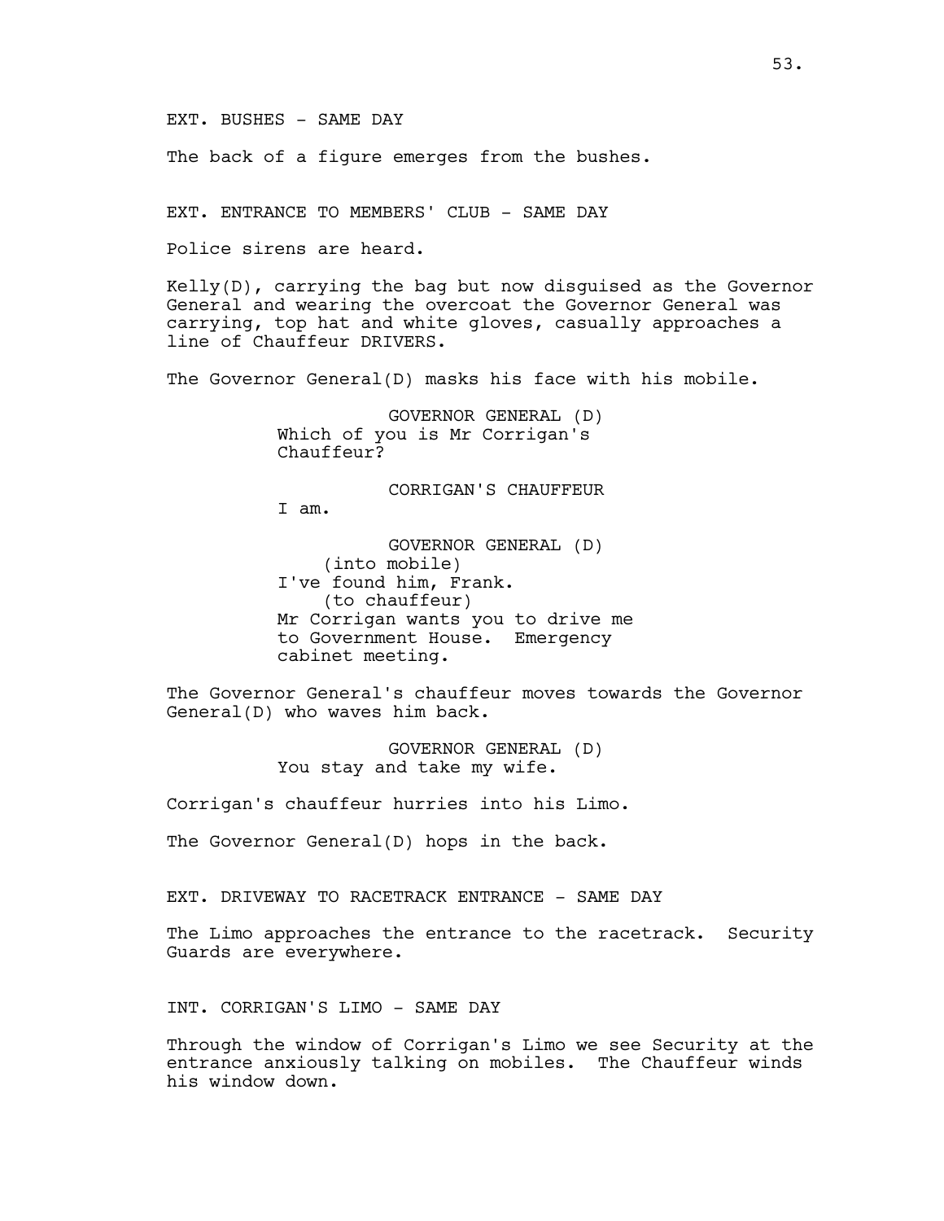EXT. BUSHES - SAME DAY

The back of a figure emerges from the bushes.

EXT. ENTRANCE TO MEMBERS' CLUB - SAME DAY

Police sirens are heard.

Kelly(D), carrying the bag but now disguised as the Governor General and wearing the overcoat the Governor General was carrying, top hat and white gloves, casually approaches a line of Chauffeur DRIVERS.

The Governor General(D) masks his face with his mobile.

GOVERNOR GENERAL (D)
Which of you is Mr Corrigan's Chauffeur?

CORRIGAN'S CHAUFFEUR
I am.

GOVERNOR GENERAL (D)
(into mobile)
I've found him, Frank.
(to chauffeur)
Mr Corrigan wants you to drive me to Government House. Emergency cabinet meeting.

The Governor General's chauffeur moves towards the Governor General(D) who waves him back.

GOVERNOR GENERAL (D)
You stay and take my wife.

Corrigan's chauffeur hurries into his Limo.

The Governor General(D) hops in the back.

EXT. DRIVEWAY TO RACETRACK ENTRANCE - SAME DAY

The Limo approaches the entrance to the racetrack. Security Guards are everywhere.

INT. CORRIGAN'S LIMO - SAME DAY

Through the window of Corrigan's Limo we see Security at the entrance anxiously talking on mobiles. The Chauffeur winds his window down.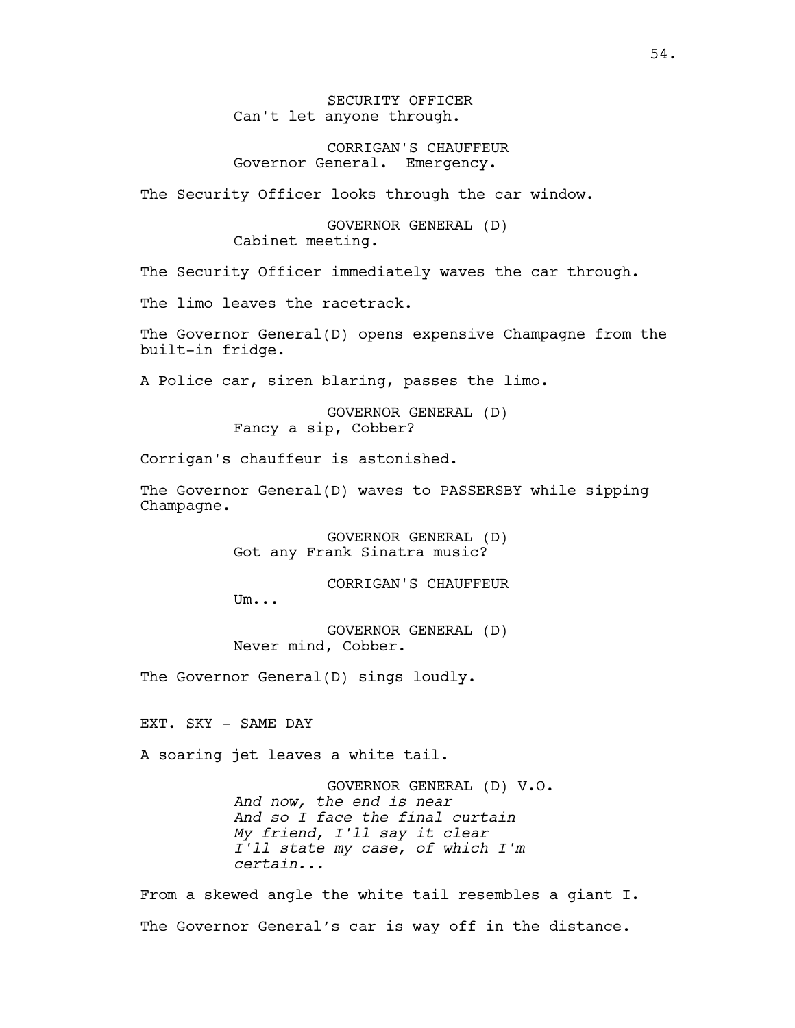SECURITY OFFICER
Can't let anyone through.

CORRIGAN'S CHAUFFEUR
Governor General. Emergency.

The Security Officer looks through the car window.

GOVERNOR GENERAL (D)
Cabinet meeting.

The Security Officer immediately waves the car through.

The limo leaves the racetrack.

The Governor General(D) opens expensive Champagne from the built-in fridge.

A Police car, siren blaring, passes the limo.

GOVERNOR GENERAL (D)
Fancy a sip, Cobber?

Corrigan's chauffeur is astonished.

The Governor General(D) waves to PASSERSBY while sipping Champagne.

GOVERNOR GENERAL (D)
Got any Frank Sinatra music?

CORRIGAN'S CHAUFFEUR
Um...

GOVERNOR GENERAL (D)
Never mind, Cobber.

The Governor General(D) sings loudly.

EXT. SKY - SAME DAY

A soaring jet leaves a white tail.

GOVERNOR GENERAL (D) V.O.
*And now, the end is near*
*And so I face the final curtain*
*My friend, I'll say it clear*
*I'll state my case, of which I'm certain...*

From a skewed angle the white tail resembles a giant I.

The Governor General's car is way off in the distance.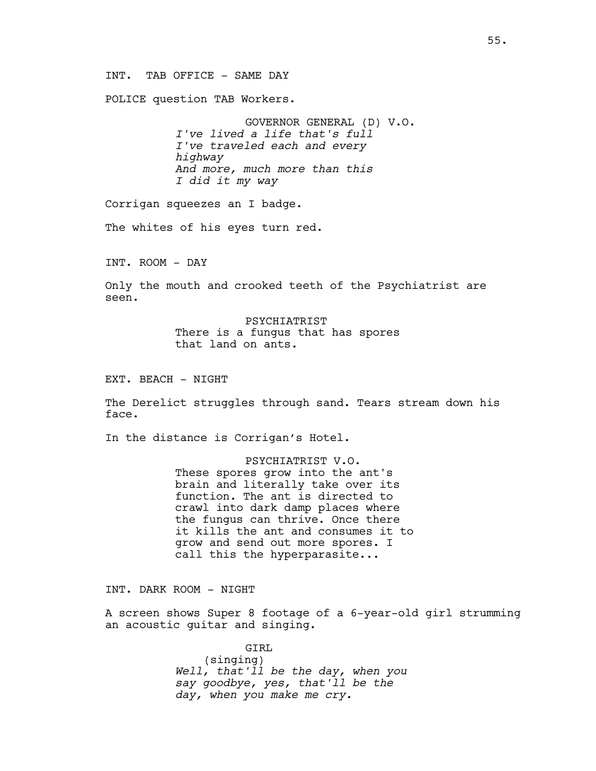INT. TAB OFFICE - SAME DAY

POLICE question TAB Workers.

GOVERNOR GENERAL (D) V.O.
*I've lived a life that's full*
*I've traveled each and every highway*
*And more, much more than this*
*I did it my way*

Corrigan squeezes an I badge.

The whites of his eyes turn red.

INT. ROOM - DAY

Only the mouth and crooked teeth of the Psychiatrist are seen.

PSYCHIATRIST
There is a fungus that has spores that land on ants.

EXT. BEACH - NIGHT

The Derelict struggles through sand. Tears stream down his face.

In the distance is Corrigan's Hotel.

PSYCHIATRIST V.O.
These spores grow into the ant's brain and literally take over its function. The ant is directed to crawl into dark damp places where the fungus can thrive. Once there it kills the ant and consumes it to grow and send out more spores. I call this the hyperparasite...

INT. DARK ROOM - NIGHT

A screen shows Super 8 footage of a 6-year-old girl strumming an acoustic guitar and singing.

GIRL
(singing)
*Well, that'll be the day, when you say goodbye, yes, that'll be the day, when you make me cry.*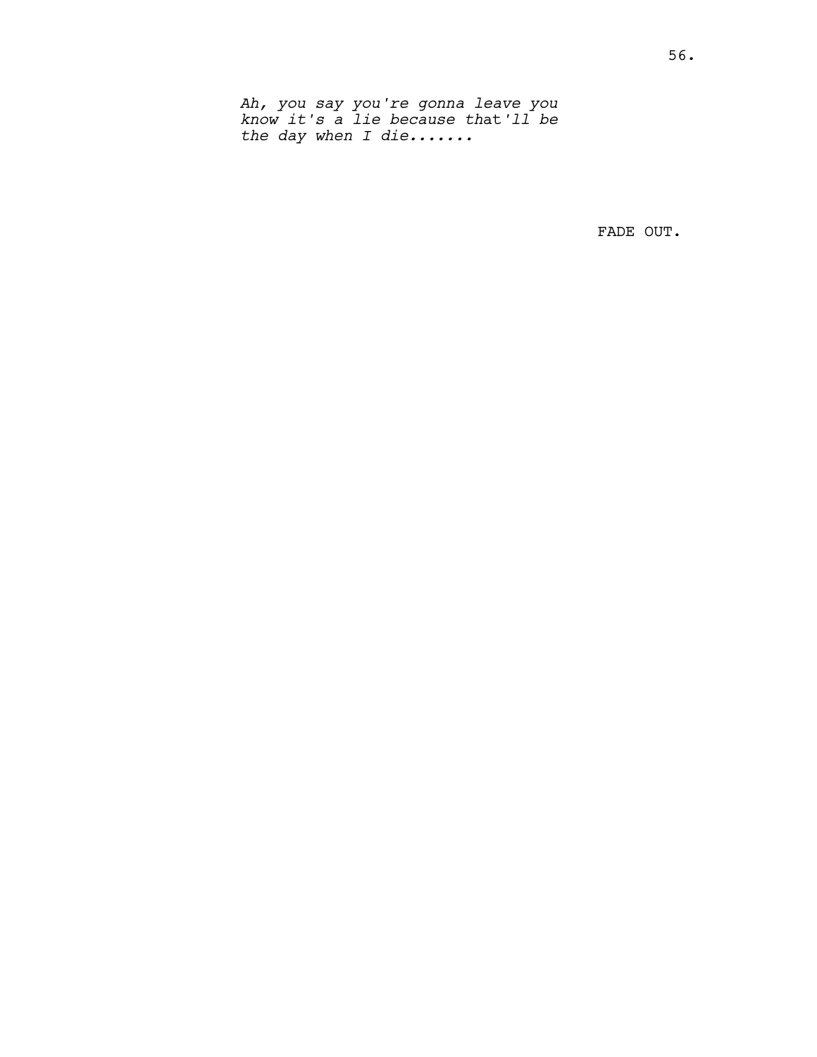*Ah, you say you're gonna leave you know it's a lie because that'll be the day when I die.......*

FADE OUT.